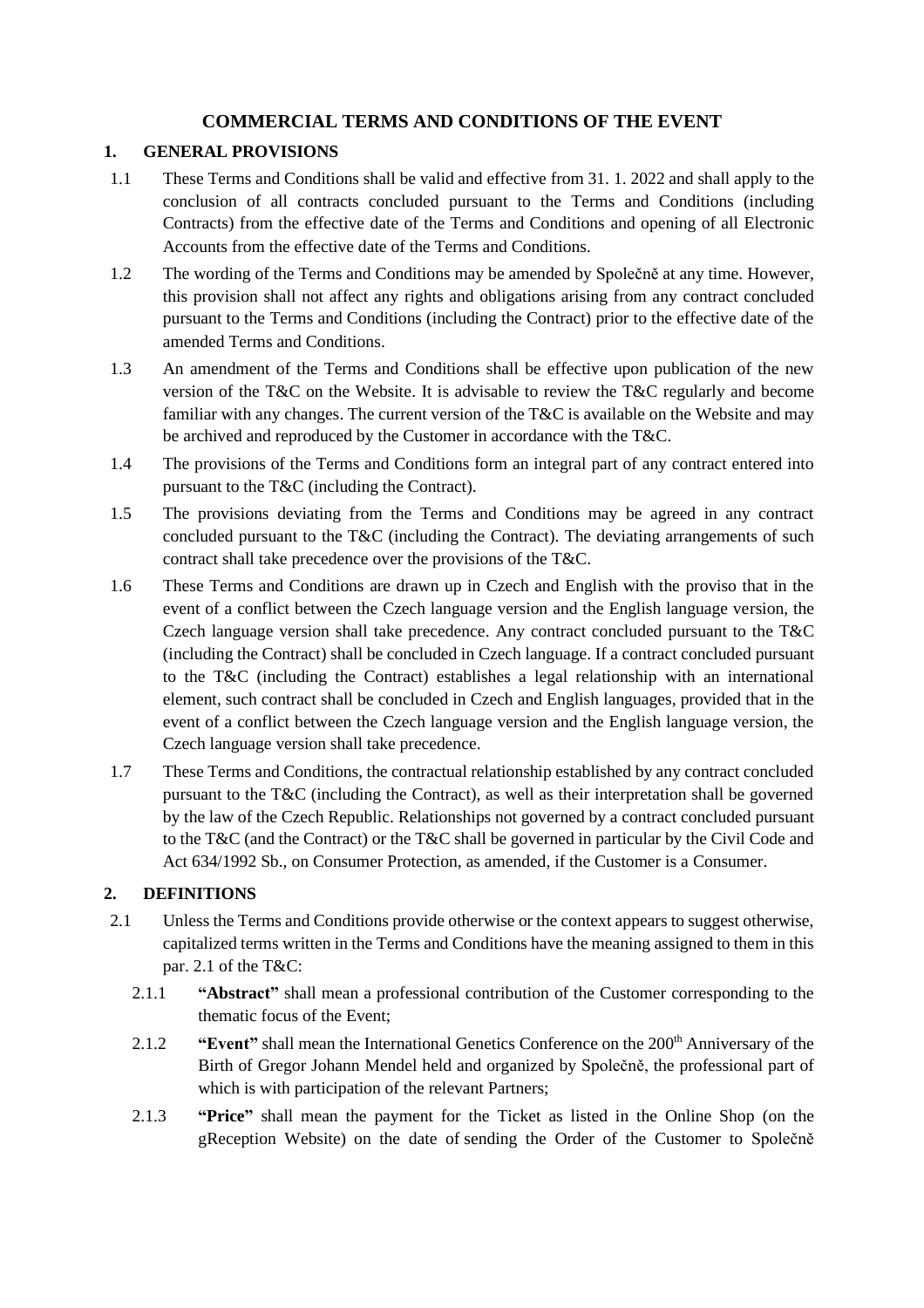# COMMERCIAL TERMS AND CONDITIONS OF THE EVENT

## 1. GENERAL PROVISIONS

1.1 These Terms and Conditions shall be valid and effective from 31. 1. 2022 and shall apply to the conclusion of all contracts concluded pursuant to the Terms and Conditions (including Contracts) from the effective date of the Terms and Conditions and opening of all Electronic Accounts from the effective date of the Terms and Conditions.

1.2 The wording of the Terms and Conditions may be amended by Společně at any time. However, this provision shall not affect any rights and obligations arising from any contract concluded pursuant to the Terms and Conditions (including the Contract) prior to the effective date of the amended Terms and Conditions.

1.3 An amendment of the Terms and Conditions shall be effective upon publication of the new version of the T&C on the Website. It is advisable to review the T&C regularly and become familiar with any changes. The current version of the T&C is available on the Website and may be archived and reproduced by the Customer in accordance with the T&C.

1.4 The provisions of the Terms and Conditions form an integral part of any contract entered into pursuant to the T&C (including the Contract).

1.5 The provisions deviating from the Terms and Conditions may be agreed in any contract concluded pursuant to the T&C (including the Contract). The deviating arrangements of such contract shall take precedence over the provisions of the T&C.

1.6 These Terms and Conditions are drawn up in Czech and English with the proviso that in the event of a conflict between the Czech language version and the English language version, the Czech language version shall take precedence. Any contract concluded pursuant to the T&C (including the Contract) shall be concluded in Czech language. If a contract concluded pursuant to the T&C (including the Contract) establishes a legal relationship with an international element, such contract shall be concluded in Czech and English languages, provided that in the event of a conflict between the Czech language version and the English language version, the Czech language version shall take precedence.

1.7 These Terms and Conditions, the contractual relationship established by any contract concluded pursuant to the T&C (including the Contract), as well as their interpretation shall be governed by the law of the Czech Republic. Relationships not governed by a contract concluded pursuant to the T&C (and the Contract) or the T&C shall be governed in particular by the Civil Code and Act 634/1992 Sb., on Consumer Protection, as amended, if the Customer is a Consumer.

## 2. DEFINITIONS

2.1 Unless the Terms and Conditions provide otherwise or the context appears to suggest otherwise, capitalized terms written in the Terms and Conditions have the meaning assigned to them in this par. 2.1 of the T&C:

2.1.1 **"Abstract"** shall mean a professional contribution of the Customer corresponding to the thematic focus of the Event;

2.1.2 **"Event"** shall mean the International Genetics Conference on the 200th Anniversary of the Birth of Gregor Johann Mendel held and organized by Společně, the professional part of which is with participation of the relevant Partners;

2.1.3 **"Price"** shall mean the payment for the Ticket as listed in the Online Shop (on the gReception Website) on the date of sending the Order of the Customer to Společně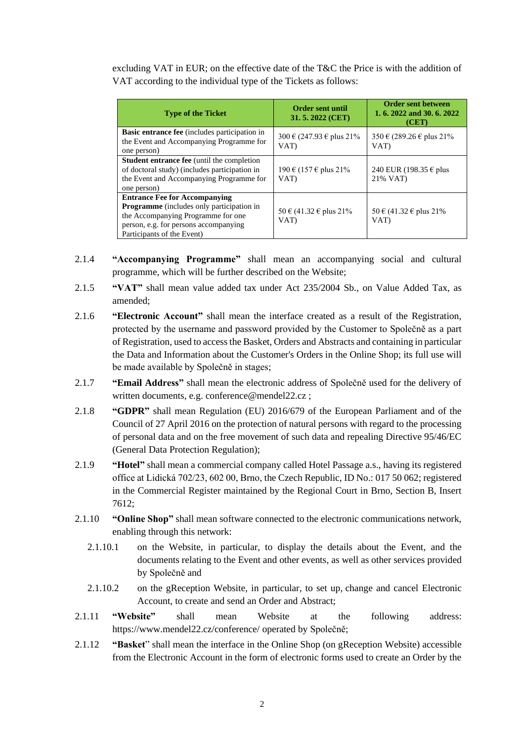excluding VAT in EUR; on the effective date of the T&C the Price is with the addition of VAT according to the individual type of the Tickets as follows:

| Type of the Ticket | Order sent until 31. 5. 2022 (CET) | Order sent between 1. 6. 2022 and 30. 6. 2022 (CET) |
|---|---|---|
| **Basic entrance fee** (includes participation in the Event and Accompanying Programme for one person) | 300 € (247.93 € plus 21% VAT) | 350 € (289.26 € plus 21% VAT) |
| **Student entrance fee** (until the completion of doctoral study) (includes participation in the Event and Accompanying Programme for one person) | 190 € (157 € plus 21% VAT) | 240 EUR (198.35 € plus 21% VAT) |
| **Entrance Fee for Accompanying Programme** (includes only participation in the Accompanying Programme for one person, e.g. for persons accompanying Participants of the Event) | 50 € (41.32 € plus 21% VAT) | 50 € (41.32 € plus 21% VAT) |

2.1.4 **"Accompanying Programme"** shall mean an accompanying social and cultural programme, which will be further described on the Website;

2.1.5 **"VAT"** shall mean value added tax under Act 235/2004 Sb., on Value Added Tax, as amended;

2.1.6 **"Electronic Account"** shall mean the interface created as a result of the Registration, protected by the username and password provided by the Customer to Společně as a part of Registration, used to access the Basket, Orders and Abstracts and containing in particular the Data and Information about the Customer's Orders in the Online Shop; its full use will be made available by Společně in stages;

2.1.7 **"Email Address"** shall mean the electronic address of Společně used for the delivery of written documents, e.g. conference@mendel22.cz ;

2.1.8 **"GDPR"** shall mean Regulation (EU) 2016/679 of the European Parliament and of the Council of 27 April 2016 on the protection of natural persons with regard to the processing of personal data and on the free movement of such data and repealing Directive 95/46/EC (General Data Protection Regulation);

2.1.9 **"Hotel"** shall mean a commercial company called Hotel Passage a.s., having its registered office at Lidická 702/23, 602 00, Brno, the Czech Republic, ID No.: 017 50 062; registered in the Commercial Register maintained by the Regional Court in Brno, Section B, Insert 7612;

2.1.10 **"Online Shop"** shall mean software connected to the electronic communications network, enabling through this network:

2.1.10.1 on the Website, in particular, to display the details about the Event, and the documents relating to the Event and other events, as well as other services provided by Společně and

2.1.10.2 on the gReception Website, in particular, to set up, change and cancel Electronic Account, to create and send an Order and Abstract;

2.1.11 **"Website"** shall mean Website at the following address: https://www.mendel22.cz/conference/ operated by Společně;

2.1.12 **"Basket"** shall mean the interface in the Online Shop (on gReception Website) accessible from the Electronic Account in the form of electronic forms used to create an Order by the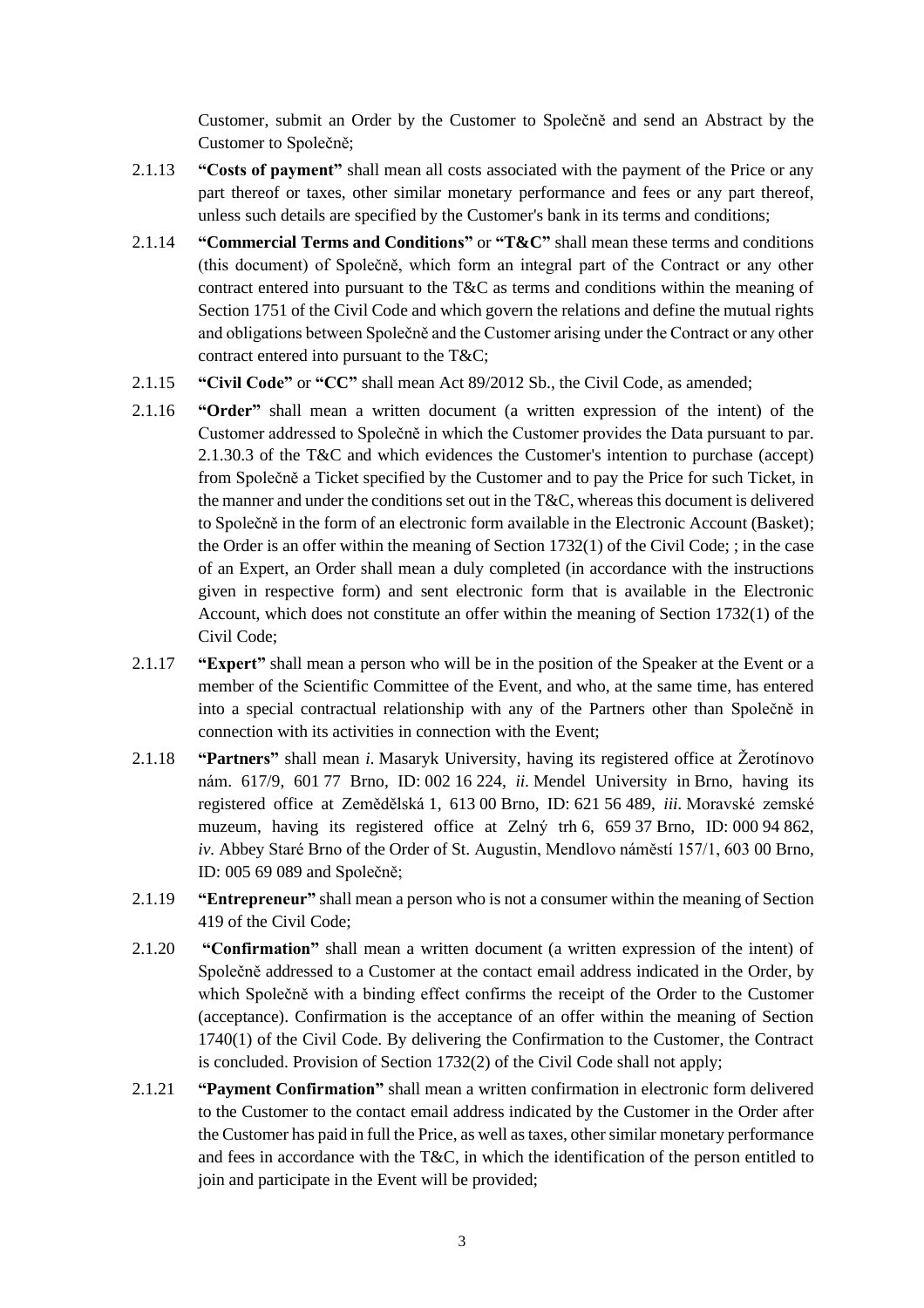Customer, submit an Order by the Customer to Společně and send an Abstract by the Customer to Společně;

2.1.13 **"Costs of payment"** shall mean all costs associated with the payment of the Price or any part thereof or taxes, other similar monetary performance and fees or any part thereof, unless such details are specified by the Customer's bank in its terms and conditions;

2.1.14 **"Commercial Terms and Conditions"** or **"T&C"** shall mean these terms and conditions (this document) of Společně, which form an integral part of the Contract or any other contract entered into pursuant to the T&C as terms and conditions within the meaning of Section 1751 of the Civil Code and which govern the relations and define the mutual rights and obligations between Společně and the Customer arising under the Contract or any other contract entered into pursuant to the T&C;

2.1.15 **"Civil Code"** or **"CC"** shall mean Act 89/2012 Sb., the Civil Code, as amended;

2.1.16 **"Order"** shall mean a written document (a written expression of the intent) of the Customer addressed to Společně in which the Customer provides the Data pursuant to par. 2.1.30.3 of the T&C and which evidences the Customer's intention to purchase (accept) from Společně a Ticket specified by the Customer and to pay the Price for such Ticket, in the manner and under the conditions set out in the T&C, whereas this document is delivered to Společně in the form of an electronic form available in the Electronic Account (Basket); the Order is an offer within the meaning of Section 1732(1) of the Civil Code; ; in the case of an Expert, an Order shall mean a duly completed (in accordance with the instructions given in respective form) and sent electronic form that is available in the Electronic Account, which does not constitute an offer within the meaning of Section 1732(1) of the Civil Code;

2.1.17 **"Expert"** shall mean a person who will be in the position of the Speaker at the Event or a member of the Scientific Committee of the Event, and who, at the same time, has entered into a special contractual relationship with any of the Partners other than Společně in connection with its activities in connection with the Event;

2.1.18 **"Partners"** shall mean *i.* Masaryk University, having its registered office at Žerotínovo nám. 617/9, 601 77 Brno, ID: 002 16 224, *ii.* Mendel University in Brno, having its registered office at Zemědělská 1, 613 00 Brno, ID: 621 56 489, *iii.* Moravské zemské muzeum, having its registered office at Zelný trh 6, 659 37 Brno, ID: 000 94 862, *iv.* Abbey Staré Brno of the Order of St. Augustin, Mendlovo náměstí 157/1, 603 00 Brno, ID: 005 69 089 and Společně;

2.1.19 **"Entrepreneur"** shall mean a person who is not a consumer within the meaning of Section 419 of the Civil Code;

2.1.20 **"Confirmation"** shall mean a written document (a written expression of the intent) of Společně addressed to a Customer at the contact email address indicated in the Order, by which Společně with a binding effect confirms the receipt of the Order to the Customer (acceptance). Confirmation is the acceptance of an offer within the meaning of Section 1740(1) of the Civil Code. By delivering the Confirmation to the Customer, the Contract is concluded. Provision of Section 1732(2) of the Civil Code shall not apply;

2.1.21 **"Payment Confirmation"** shall mean a written confirmation in electronic form delivered to the Customer to the contact email address indicated by the Customer in the Order after the Customer has paid in full the Price, as well as taxes, other similar monetary performance and fees in accordance with the T&C, in which the identification of the person entitled to join and participate in the Event will be provided;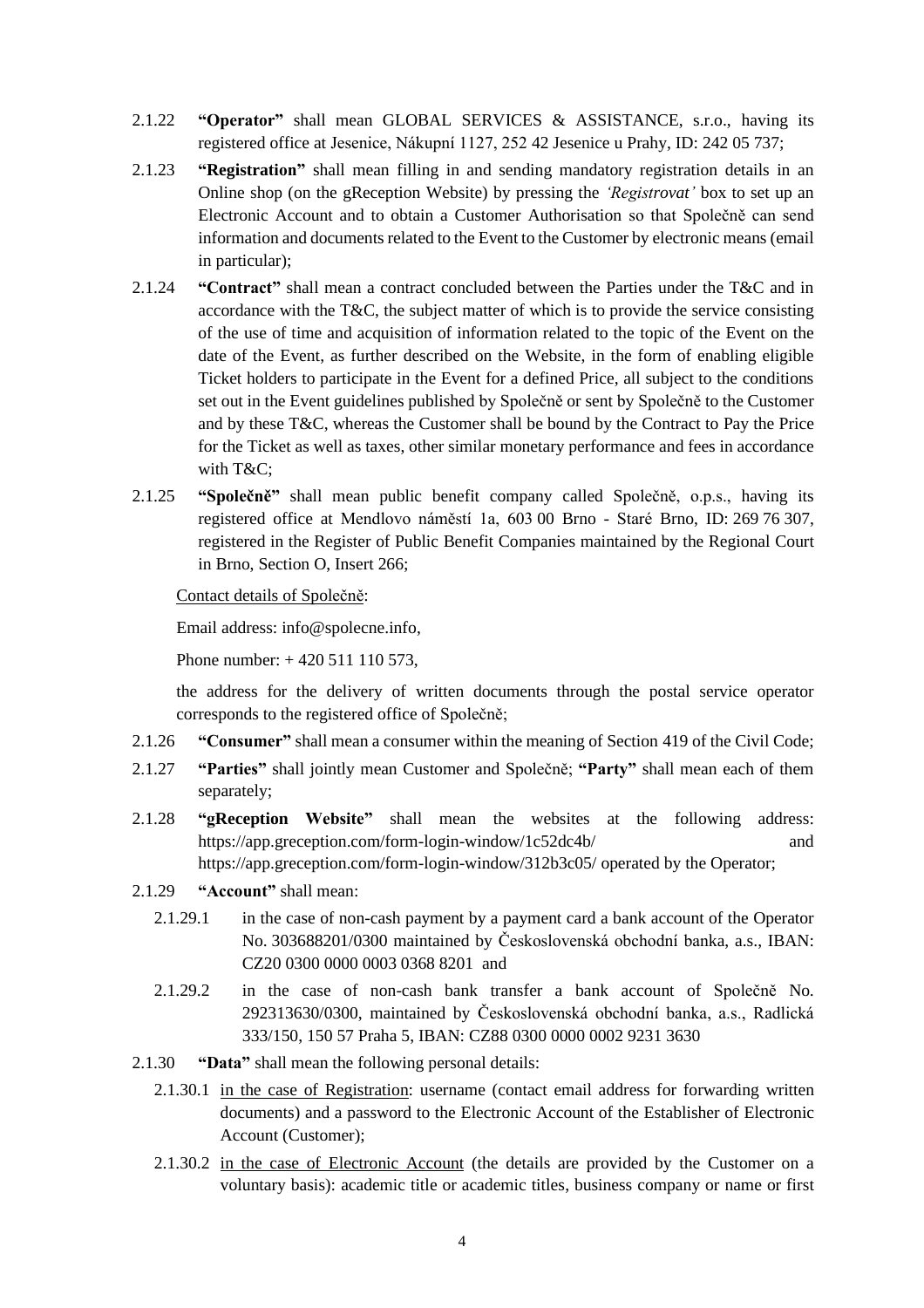2.1.22 **"Operator"** shall mean GLOBAL SERVICES & ASSISTANCE, s.r.o., having its registered office at Jesenice, Nákupní 1127, 252 42 Jesenice u Prahy, ID: 242 05 737;

2.1.23 **"Registration"** shall mean filling in and sending mandatory registration details in an Online shop (on the gReception Website) by pressing the *'Registrovat'* box to set up an Electronic Account and to obtain a Customer Authorisation so that Společně can send information and documents related to the Event to the Customer by electronic means (email in particular);

2.1.24 **"Contract"** shall mean a contract concluded between the Parties under the T&C and in accordance with the T&C, the subject matter of which is to provide the service consisting of the use of time and acquisition of information related to the topic of the Event on the date of the Event, as further described on the Website, in the form of enabling eligible Ticket holders to participate in the Event for a defined Price, all subject to the conditions set out in the Event guidelines published by Společně or sent by Společně to the Customer and by these T&C, whereas the Customer shall be bound by the Contract to Pay the Price for the Ticket as well as taxes, other similar monetary performance and fees in accordance with T&C;

2.1.25 **"Společně"** shall mean public benefit company called Společně, o.p.s., having its registered office at Mendlovo náměstí 1a, 603 00 Brno - Staré Brno, ID: 269 76 307, registered in the Register of Public Benefit Companies maintained by the Regional Court in Brno, Section O, Insert 266;

Contact details of Společně:

Email address: info@spolecne.info,

Phone number: + 420 511 110 573,

the address for the delivery of written documents through the postal service operator corresponds to the registered office of Společně;

2.1.26 **"Consumer"** shall mean a consumer within the meaning of Section 419 of the Civil Code;

2.1.27 **"Parties"** shall jointly mean Customer and Společně; **"Party"** shall mean each of them separately;

2.1.28 **"gReception Website"** shall mean the websites at the following address: https://app.greception.com/form-login-window/1c52dc4b/ and https://app.greception.com/form-login-window/312b3c05/ operated by the Operator;

2.1.29 **"Account"** shall mean:

2.1.29.1 in the case of non-cash payment by a payment card a bank account of the Operator No. 303688201/0300 maintained by Československá obchodní banka, a.s., IBAN: CZ20 0300 0000 0003 0368 8201 and

2.1.29.2 in the case of non-cash bank transfer a bank account of Společně No. 292313630/0300, maintained by Československá obchodní banka, a.s., Radlická 333/150, 150 57 Praha 5, IBAN: CZ88 0300 0000 0002 9231 3630

2.1.30 **"Data"** shall mean the following personal details:

2.1.30.1 in the case of Registration: username (contact email address for forwarding written documents) and a password to the Electronic Account of the Establisher of Electronic Account (Customer);

2.1.30.2 in the case of Electronic Account (the details are provided by the Customer on a voluntary basis): academic title or academic titles, business company or name or first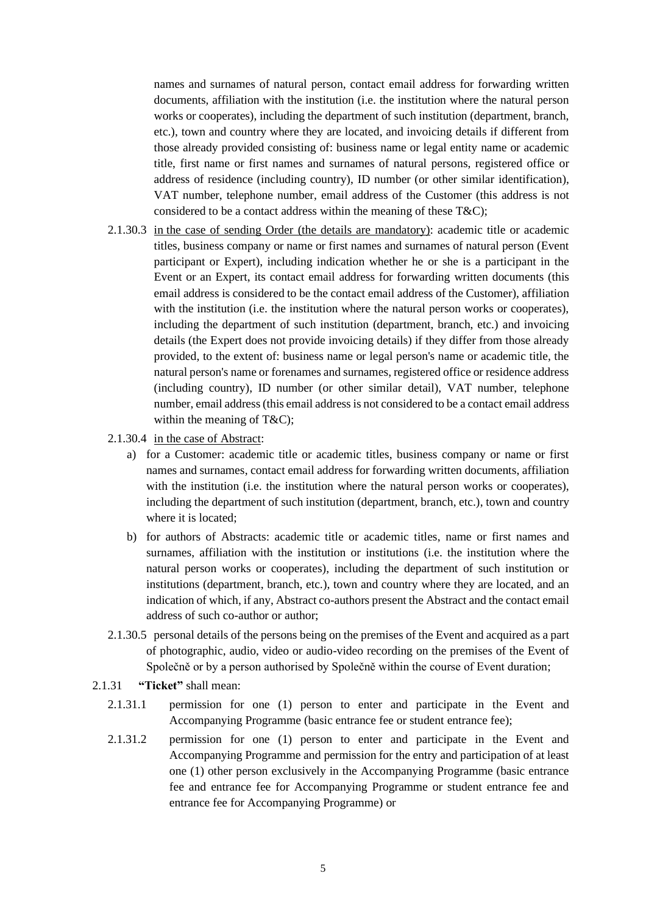names and surnames of natural person, contact email address for forwarding written documents, affiliation with the institution (i.e. the institution where the natural person works or cooperates), including the department of such institution (department, branch, etc.), town and country where they are located, and invoicing details if different from those already provided consisting of: business name or legal entity name or academic title, first name or first names and surnames of natural persons, registered office or address of residence (including country), ID number (or other similar identification), VAT number, telephone number, email address of the Customer (this address is not considered to be a contact address within the meaning of these T&C);

2.1.30.3 in the case of sending Order (the details are mandatory): academic title or academic titles, business company or name or first names and surnames of natural person (Event participant or Expert), including indication whether he or she is a participant in the Event or an Expert, its contact email address for forwarding written documents (this email address is considered to be the contact email address of the Customer), affiliation with the institution (i.e. the institution where the natural person works or cooperates), including the department of such institution (department, branch, etc.) and invoicing details (the Expert does not provide invoicing details) if they differ from those already provided, to the extent of: business name or legal person's name or academic title, the natural person's name or forenames and surnames, registered office or residence address (including country), ID number (or other similar detail), VAT number, telephone number, email address (this email address is not considered to be a contact email address within the meaning of T&C);

2.1.30.4 in the case of Abstract:

a) for a Customer: academic title or academic titles, business company or name or first names and surnames, contact email address for forwarding written documents, affiliation with the institution (i.e. the institution where the natural person works or cooperates), including the department of such institution (department, branch, etc.), town and country where it is located;

b) for authors of Abstracts: academic title or academic titles, name or first names and surnames, affiliation with the institution or institutions (i.e. the institution where the natural person works or cooperates), including the department of such institution or institutions (department, branch, etc.), town and country where they are located, and an indication of which, if any, Abstract co-authors present the Abstract and the contact email address of such co-author or author;

2.1.30.5 personal details of the persons being on the premises of the Event and acquired as a part of photographic, audio, video or audio-video recording on the premises of the Event of Společně or by a person authorised by Společně within the course of Event duration;

2.1.31 **"Ticket"** shall mean:

2.1.31.1 permission for one (1) person to enter and participate in the Event and Accompanying Programme (basic entrance fee or student entrance fee);

2.1.31.2 permission for one (1) person to enter and participate in the Event and Accompanying Programme and permission for the entry and participation of at least one (1) other person exclusively in the Accompanying Programme (basic entrance fee and entrance fee for Accompanying Programme or student entrance fee and entrance fee for Accompanying Programme) or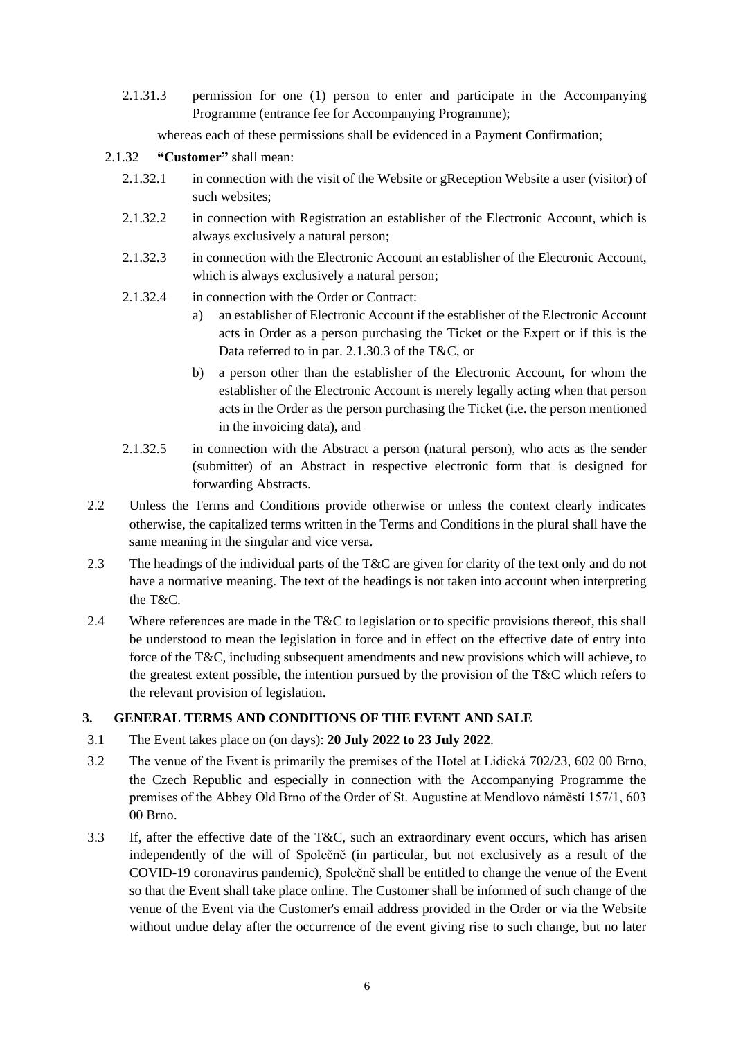2.1.31.3 permission for one (1) person to enter and participate in the Accompanying Programme (entrance fee for Accompanying Programme);

whereas each of these permissions shall be evidenced in a Payment Confirmation;

2.1.32 **"Customer"** shall mean:

2.1.32.1 in connection with the visit of the Website or gReception Website a user (visitor) of such websites;

2.1.32.2 in connection with Registration an establisher of the Electronic Account, which is always exclusively a natural person;

2.1.32.3 in connection with the Electronic Account an establisher of the Electronic Account, which is always exclusively a natural person;

2.1.32.4 in connection with the Order or Contract:

a) an establisher of Electronic Account if the establisher of the Electronic Account acts in Order as a person purchasing the Ticket or the Expert or if this is the Data referred to in par. 2.1.30.3 of the T&C, or

b) a person other than the establisher of the Electronic Account, for whom the establisher of the Electronic Account is merely legally acting when that person acts in the Order as the person purchasing the Ticket (i.e. the person mentioned in the invoicing data), and

2.1.32.5 in connection with the Abstract a person (natural person), who acts as the sender (submitter) of an Abstract in respective electronic form that is designed for forwarding Abstracts.

2.2 Unless the Terms and Conditions provide otherwise or unless the context clearly indicates otherwise, the capitalized terms written in the Terms and Conditions in the plural shall have the same meaning in the singular and vice versa.

2.3 The headings of the individual parts of the T&C are given for clarity of the text only and do not have a normative meaning. The text of the headings is not taken into account when interpreting the T&C.

2.4 Where references are made in the T&C to legislation or to specific provisions thereof, this shall be understood to mean the legislation in force and in effect on the effective date of entry into force of the T&C, including subsequent amendments and new provisions which will achieve, to the greatest extent possible, the intention pursued by the provision of the T&C which refers to the relevant provision of legislation.

## 3. GENERAL TERMS AND CONDITIONS OF THE EVENT AND SALE

3.1 The Event takes place on (on days): **20 July 2022 to 23 July 2022**.

3.2 The venue of the Event is primarily the premises of the Hotel at Lidická 702/23, 602 00 Brno, the Czech Republic and especially in connection with the Accompanying Programme the premises of the Abbey Old Brno of the Order of St. Augustine at Mendlovo náměstí 157/1, 603 00 Brno.

3.3 If, after the effective date of the T&C, such an extraordinary event occurs, which has arisen independently of the will of Společně (in particular, but not exclusively as a result of the COVID-19 coronavirus pandemic), Společně shall be entitled to change the venue of the Event so that the Event shall take place online. The Customer shall be informed of such change of the venue of the Event via the Customer's email address provided in the Order or via the Website without undue delay after the occurrence of the event giving rise to such change, but no later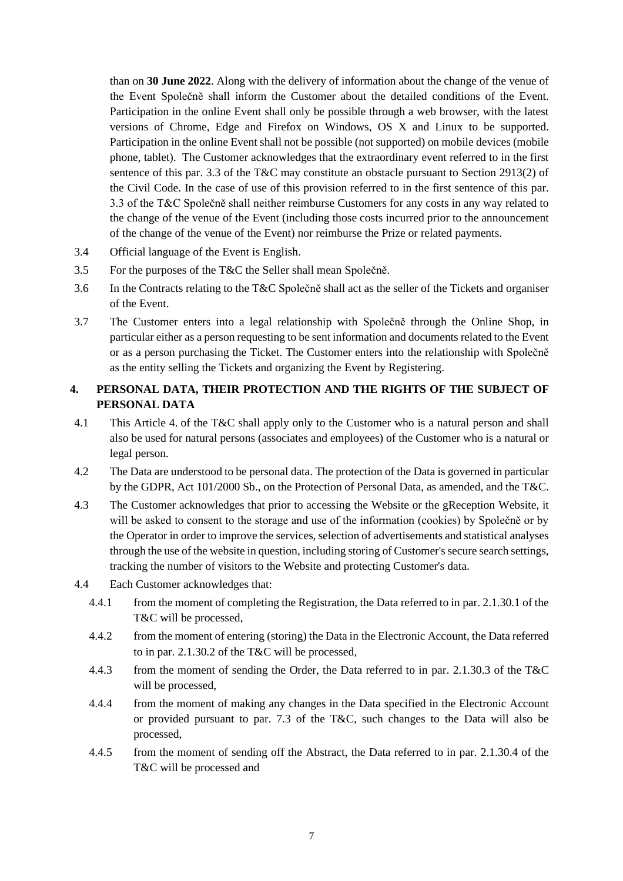than on **30 June 2022**. Along with the delivery of information about the change of the venue of the Event Společně shall inform the Customer about the detailed conditions of the Event. Participation in the online Event shall only be possible through a web browser, with the latest versions of Chrome, Edge and Firefox on Windows, OS X and Linux to be supported. Participation in the online Event shall not be possible (not supported) on mobile devices (mobile phone, tablet). The Customer acknowledges that the extraordinary event referred to in the first sentence of this par. 3.3 of the T&C may constitute an obstacle pursuant to Section 2913(2) of the Civil Code. In the case of use of this provision referred to in the first sentence of this par. 3.3 of the T&C Společně shall neither reimburse Customers for any costs in any way related to the change of the venue of the Event (including those costs incurred prior to the announcement of the change of the venue of the Event) nor reimburse the Prize or related payments.

3.4 Official language of the Event is English.

3.5 For the purposes of the T&C the Seller shall mean Společně.

3.6 In the Contracts relating to the T&C Společně shall act as the seller of the Tickets and organiser of the Event.

3.7 The Customer enters into a legal relationship with Společně through the Online Shop, in particular either as a person requesting to be sent information and documents related to the Event or as a person purchasing the Ticket. The Customer enters into the relationship with Společně as the entity selling the Tickets and organizing the Event by Registering.

## 4. PERSONAL DATA, THEIR PROTECTION AND THE RIGHTS OF THE SUBJECT OF PERSONAL DATA

4.1 This Article 4. of the T&C shall apply only to the Customer who is a natural person and shall also be used for natural persons (associates and employees) of the Customer who is a natural or legal person.

4.2 The Data are understood to be personal data. The protection of the Data is governed in particular by the GDPR, Act 101/2000 Sb., on the Protection of Personal Data, as amended, and the T&C.

4.3 The Customer acknowledges that prior to accessing the Website or the gReception Website, it will be asked to consent to the storage and use of the information (cookies) by Společně or by the Operator in order to improve the services, selection of advertisements and statistical analyses through the use of the website in question, including storing of Customer's secure search settings, tracking the number of visitors to the Website and protecting Customer's data.

4.4 Each Customer acknowledges that:

4.4.1 from the moment of completing the Registration, the Data referred to in par. 2.1.30.1 of the T&C will be processed,

4.4.2 from the moment of entering (storing) the Data in the Electronic Account, the Data referred to in par. 2.1.30.2 of the T&C will be processed,

4.4.3 from the moment of sending the Order, the Data referred to in par. 2.1.30.3 of the T&C will be processed,

4.4.4 from the moment of making any changes in the Data specified in the Electronic Account or provided pursuant to par. 7.3 of the T&C, such changes to the Data will also be processed,

4.4.5 from the moment of sending off the Abstract, the Data referred to in par. 2.1.30.4 of the T&C will be processed and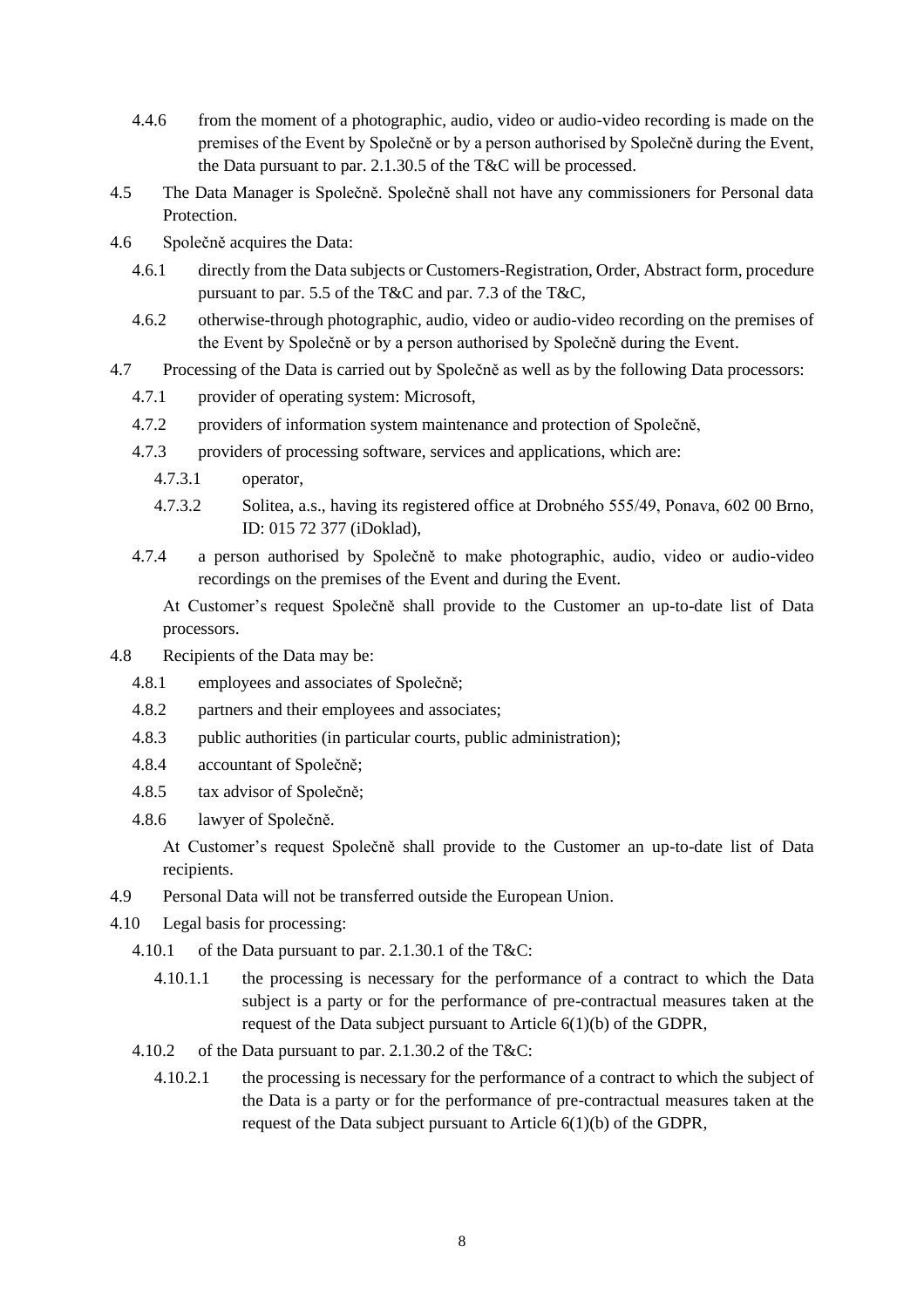4.4.6 from the moment of a photographic, audio, video or audio-video recording is made on the premises of the Event by Společně or by a person authorised by Společně during the Event, the Data pursuant to par. 2.1.30.5 of the T&C will be processed.

4.5 The Data Manager is Společně. Společně shall not have any commissioners for Personal data Protection.

4.6 Společně acquires the Data:

4.6.1 directly from the Data subjects or Customers-Registration, Order, Abstract form, procedure pursuant to par. 5.5 of the T&C and par. 7.3 of the T&C,

4.6.2 otherwise-through photographic, audio, video or audio-video recording on the premises of the Event by Společně or by a person authorised by Společně during the Event.

4.7 Processing of the Data is carried out by Společně as well as by the following Data processors:

4.7.1 provider of operating system: Microsoft,

4.7.2 providers of information system maintenance and protection of Společně,

4.7.3 providers of processing software, services and applications, which are:

4.7.3.1 operator,

4.7.3.2 Solitea, a.s., having its registered office at Drobného 555/49, Ponava, 602 00 Brno, ID: 015 72 377 (iDoklad),

4.7.4 a person authorised by Společně to make photographic, audio, video or audio-video recordings on the premises of the Event and during the Event.

At Customer's request Společně shall provide to the Customer an up-to-date list of Data processors.

4.8 Recipients of the Data may be:

4.8.1 employees and associates of Společně;

4.8.2 partners and their employees and associates;

4.8.3 public authorities (in particular courts, public administration);

4.8.4 accountant of Společně;

4.8.5 tax advisor of Společně;

4.8.6 lawyer of Společně.

At Customer's request Společně shall provide to the Customer an up-to-date list of Data recipients.

4.9 Personal Data will not be transferred outside the European Union.

4.10 Legal basis for processing:

4.10.1 of the Data pursuant to par. 2.1.30.1 of the T&C:

4.10.1.1 the processing is necessary for the performance of a contract to which the Data subject is a party or for the performance of pre-contractual measures taken at the request of the Data subject pursuant to Article 6(1)(b) of the GDPR,

4.10.2 of the Data pursuant to par. 2.1.30.2 of the T&C:

4.10.2.1 the processing is necessary for the performance of a contract to which the subject of the Data is a party or for the performance of pre-contractual measures taken at the request of the Data subject pursuant to Article 6(1)(b) of the GDPR,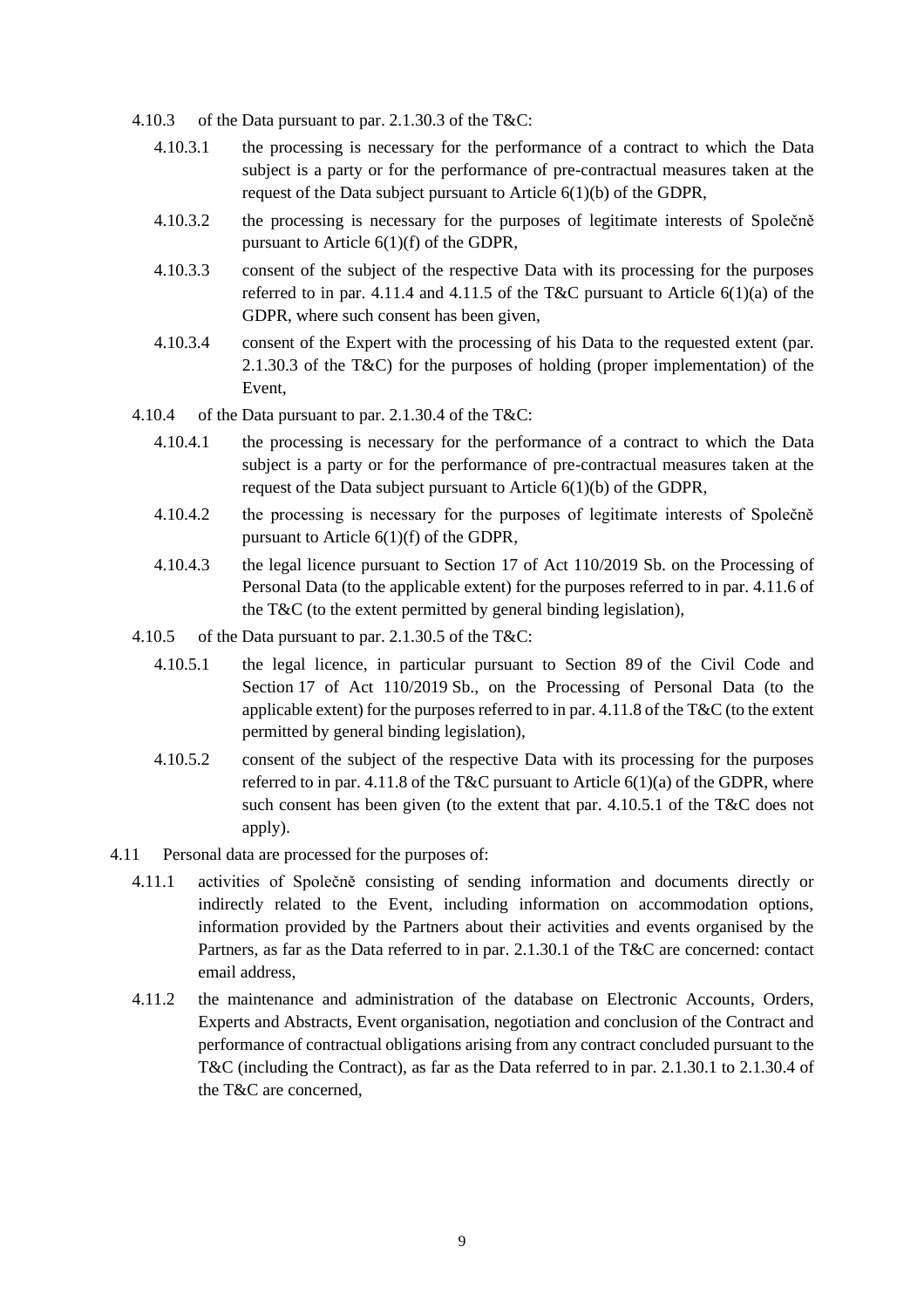- 4.10.3 of the Data pursuant to par. 2.1.30.3 of the T&C:
  - 4.10.3.1 the processing is necessary for the performance of a contract to which the Data subject is a party or for the performance of pre-contractual measures taken at the request of the Data subject pursuant to Article 6(1)(b) of the GDPR,
  - 4.10.3.2 the processing is necessary for the purposes of legitimate interests of Společně pursuant to Article 6(1)(f) of the GDPR,
  - 4.10.3.3 consent of the subject of the respective Data with its processing for the purposes referred to in par. 4.11.4 and 4.11.5 of the T&C pursuant to Article 6(1)(a) of the GDPR, where such consent has been given,
  - 4.10.3.4 consent of the Expert with the processing of his Data to the requested extent (par. 2.1.30.3 of the T&C) for the purposes of holding (proper implementation) of the Event,
- 4.10.4 of the Data pursuant to par. 2.1.30.4 of the T&C:
  - 4.10.4.1 the processing is necessary for the performance of a contract to which the Data subject is a party or for the performance of pre-contractual measures taken at the request of the Data subject pursuant to Article 6(1)(b) of the GDPR,
  - 4.10.4.2 the processing is necessary for the purposes of legitimate interests of Společně pursuant to Article 6(1)(f) of the GDPR,
  - 4.10.4.3 the legal licence pursuant to Section 17 of Act 110/2019 Sb. on the Processing of Personal Data (to the applicable extent) for the purposes referred to in par. 4.11.6 of the T&C (to the extent permitted by general binding legislation),
- 4.10.5 of the Data pursuant to par. 2.1.30.5 of the T&C:
  - 4.10.5.1 the legal licence, in particular pursuant to Section 89 of the Civil Code and Section 17 of Act 110/2019 Sb., on the Processing of Personal Data (to the applicable extent) for the purposes referred to in par. 4.11.8 of the T&C (to the extent permitted by general binding legislation),
  - 4.10.5.2 consent of the subject of the respective Data with its processing for the purposes referred to in par. 4.11.8 of the T&C pursuant to Article 6(1)(a) of the GDPR, where such consent has been given (to the extent that par. 4.10.5.1 of the T&C does not apply).

4.11 Personal data are processed for the purposes of:

- 4.11.1 activities of Společně consisting of sending information and documents directly or indirectly related to the Event, including information on accommodation options, information provided by the Partners about their activities and events organised by the Partners, as far as the Data referred to in par. 2.1.30.1 of the T&C are concerned: contact email address,
- 4.11.2 the maintenance and administration of the database on Electronic Accounts, Orders, Experts and Abstracts, Event organisation, negotiation and conclusion of the Contract and performance of contractual obligations arising from any contract concluded pursuant to the T&C (including the Contract), as far as the Data referred to in par. 2.1.30.1 to 2.1.30.4 of the T&C are concerned,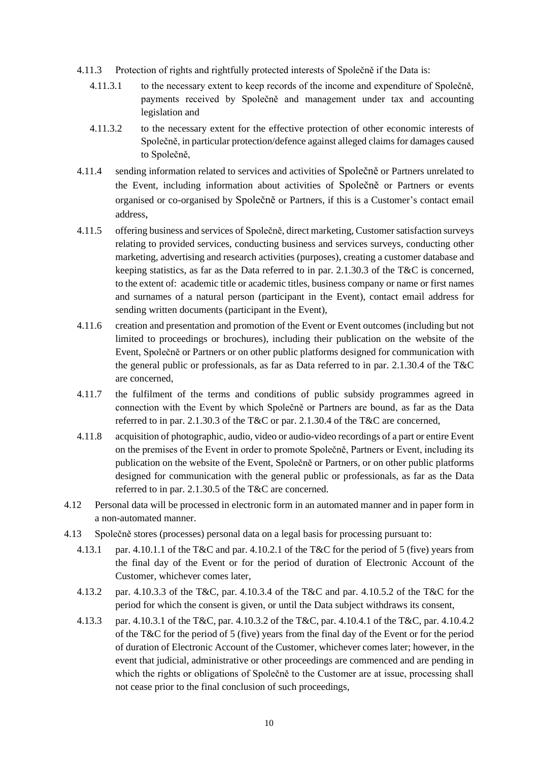4.11.3 Protection of rights and rightfully protected interests of Společně if the Data is:

4.11.3.1 to the necessary extent to keep records of the income and expenditure of Společně, payments received by Společně and management under tax and accounting legislation and

4.11.3.2 to the necessary extent for the effective protection of other economic interests of Společně, in particular protection/defence against alleged claims for damages caused to Společně,

4.11.4 sending information related to services and activities of Společně or Partners unrelated to the Event, including information about activities of Společně or Partners or events organised or co-organised by Společně or Partners, if this is a Customer's contact email address,

4.11.5 offering business and services of Společně, direct marketing, Customer satisfaction surveys relating to provided services, conducting business and services surveys, conducting other marketing, advertising and research activities (purposes), creating a customer database and keeping statistics, as far as the Data referred to in par. 2.1.30.3 of the T&C is concerned, to the extent of: academic title or academic titles, business company or name or first names and surnames of a natural person (participant in the Event), contact email address for sending written documents (participant in the Event),

4.11.6 creation and presentation and promotion of the Event or Event outcomes (including but not limited to proceedings or brochures), including their publication on the website of the Event, Společně or Partners or on other public platforms designed for communication with the general public or professionals, as far as Data referred to in par. 2.1.30.4 of the T&C are concerned,

4.11.7 the fulfilment of the terms and conditions of public subsidy programmes agreed in connection with the Event by which Společně or Partners are bound, as far as the Data referred to in par. 2.1.30.3 of the T&C or par. 2.1.30.4 of the T&C are concerned,

4.11.8 acquisition of photographic, audio, video or audio-video recordings of a part or entire Event on the premises of the Event in order to promote Společně, Partners or Event, including its publication on the website of the Event, Společně or Partners, or on other public platforms designed for communication with the general public or professionals, as far as the Data referred to in par. 2.1.30.5 of the T&C are concerned.

4.12 Personal data will be processed in electronic form in an automated manner and in paper form in a non-automated manner.

4.13 Společně stores (processes) personal data on a legal basis for processing pursuant to:

4.13.1 par. 4.10.1.1 of the T&C and par. 4.10.2.1 of the T&C for the period of 5 (five) years from the final day of the Event or for the period of duration of Electronic Account of the Customer, whichever comes later,

4.13.2 par. 4.10.3.3 of the T&C, par. 4.10.3.4 of the T&C and par. 4.10.5.2 of the T&C for the period for which the consent is given, or until the Data subject withdraws its consent,

4.13.3 par. 4.10.3.1 of the T&C, par. 4.10.3.2 of the T&C, par. 4.10.4.1 of the T&C, par. 4.10.4.2 of the T&C for the period of 5 (five) years from the final day of the Event or for the period of duration of Electronic Account of the Customer, whichever comes later; however, in the event that judicial, administrative or other proceedings are commenced and are pending in which the rights or obligations of Společně to the Customer are at issue, processing shall not cease prior to the final conclusion of such proceedings,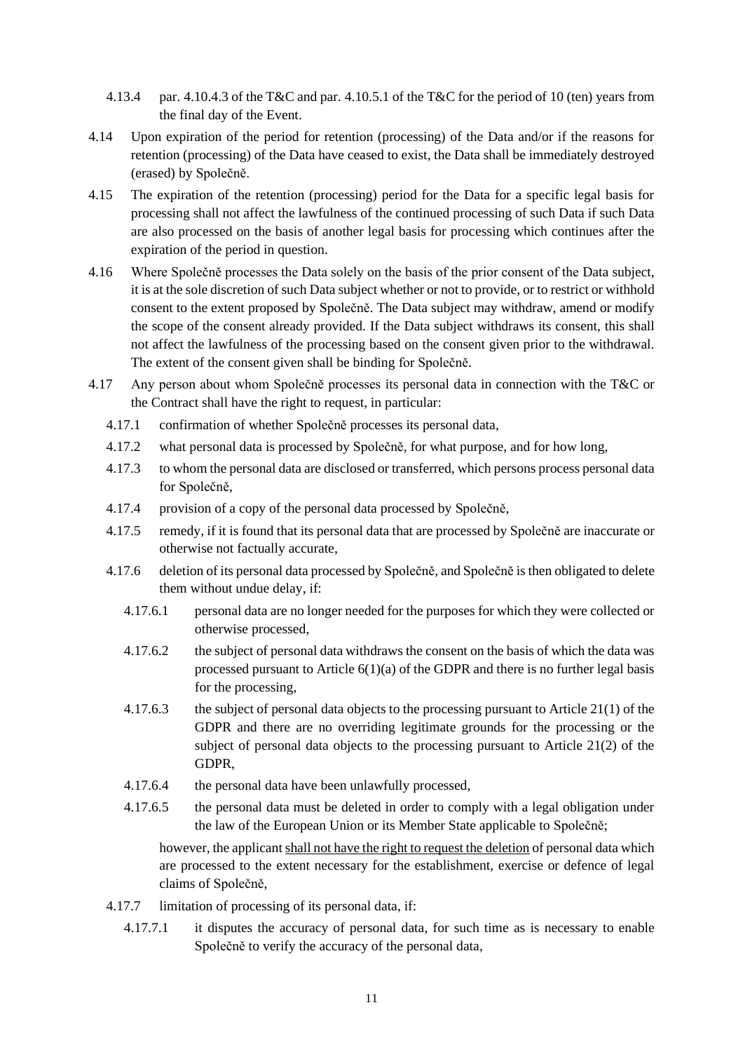4.13.4 par. 4.10.4.3 of the T&C and par. 4.10.5.1 of the T&C for the period of 10 (ten) years from the final day of the Event.

4.14 Upon expiration of the period for retention (processing) of the Data and/or if the reasons for retention (processing) of the Data have ceased to exist, the Data shall be immediately destroyed (erased) by Společně.

4.15 The expiration of the retention (processing) period for the Data for a specific legal basis for processing shall not affect the lawfulness of the continued processing of such Data if such Data are also processed on the basis of another legal basis for processing which continues after the expiration of the period in question.

4.16 Where Společně processes the Data solely on the basis of the prior consent of the Data subject, it is at the sole discretion of such Data subject whether or not to provide, or to restrict or withhold consent to the extent proposed by Společně. The Data subject may withdraw, amend or modify the scope of the consent already provided. If the Data subject withdraws its consent, this shall not affect the lawfulness of the processing based on the consent given prior to the withdrawal. The extent of the consent given shall be binding for Společně.

4.17 Any person about whom Společně processes its personal data in connection with the T&C or the Contract shall have the right to request, in particular:

4.17.1 confirmation of whether Společně processes its personal data,

4.17.2 what personal data is processed by Společně, for what purpose, and for how long,

4.17.3 to whom the personal data are disclosed or transferred, which persons process personal data for Společně,

4.17.4 provision of a copy of the personal data processed by Společně,

4.17.5 remedy, if it is found that its personal data that are processed by Společně are inaccurate or otherwise not factually accurate,

4.17.6 deletion of its personal data processed by Společně, and Společně is then obligated to delete them without undue delay, if:

4.17.6.1 personal data are no longer needed for the purposes for which they were collected or otherwise processed,

4.17.6.2 the subject of personal data withdraws the consent on the basis of which the data was processed pursuant to Article 6(1)(a) of the GDPR and there is no further legal basis for the processing,

4.17.6.3 the subject of personal data objects to the processing pursuant to Article 21(1) of the GDPR and there are no overriding legitimate grounds for the processing or the subject of personal data objects to the processing pursuant to Article 21(2) of the GDPR,

4.17.6.4 the personal data have been unlawfully processed,

4.17.6.5 the personal data must be deleted in order to comply with a legal obligation under the law of the European Union or its Member State applicable to Společně;

however, the applicant <u>shall not have the right to request the deletion</u> of personal data which are processed to the extent necessary for the establishment, exercise or defence of legal claims of Společně,

4.17.7 limitation of processing of its personal data, if:

4.17.7.1 it disputes the accuracy of personal data, for such time as is necessary to enable Společně to verify the accuracy of the personal data,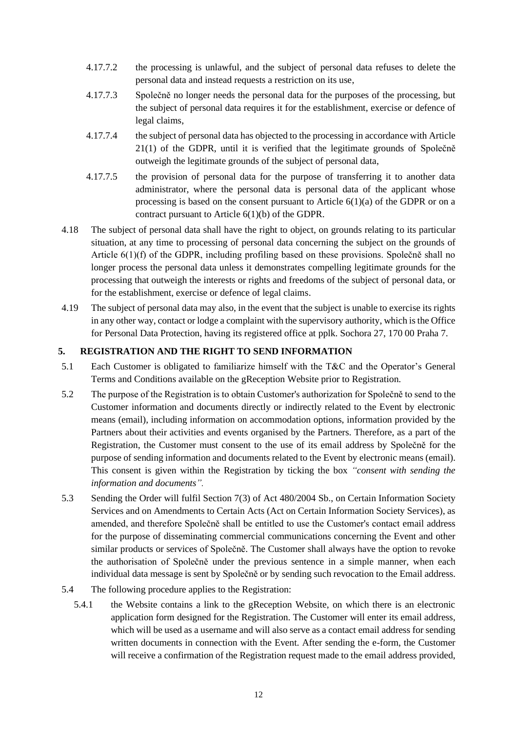4.17.7.2 the processing is unlawful, and the subject of personal data refuses to delete the personal data and instead requests a restriction on its use,

4.17.7.3 Společně no longer needs the personal data for the purposes of the processing, but the subject of personal data requires it for the establishment, exercise or defence of legal claims,

4.17.7.4 the subject of personal data has objected to the processing in accordance with Article 21(1) of the GDPR, until it is verified that the legitimate grounds of Společně outweigh the legitimate grounds of the subject of personal data,

4.17.7.5 the provision of personal data for the purpose of transferring it to another data administrator, where the personal data is personal data of the applicant whose processing is based on the consent pursuant to Article 6(1)(a) of the GDPR or on a contract pursuant to Article 6(1)(b) of the GDPR.

4.18 The subject of personal data shall have the right to object, on grounds relating to its particular situation, at any time to processing of personal data concerning the subject on the grounds of Article 6(1)(f) of the GDPR, including profiling based on these provisions. Společně shall no longer process the personal data unless it demonstrates compelling legitimate grounds for the processing that outweigh the interests or rights and freedoms of the subject of personal data, or for the establishment, exercise or defence of legal claims.

4.19 The subject of personal data may also, in the event that the subject is unable to exercise its rights in any other way, contact or lodge a complaint with the supervisory authority, which is the Office for Personal Data Protection, having its registered office at pplk. Sochora 27, 170 00 Praha 7.

## 5. REGISTRATION AND THE RIGHT TO SEND INFORMATION

5.1 Each Customer is obligated to familiarize himself with the T&C and the Operator's General Terms and Conditions available on the gReception Website prior to Registration.

5.2 The purpose of the Registration is to obtain Customer's authorization for Společně to send to the Customer information and documents directly or indirectly related to the Event by electronic means (email), including information on accommodation options, information provided by the Partners about their activities and events organised by the Partners. Therefore, as a part of the Registration, the Customer must consent to the use of its email address by Společně for the purpose of sending information and documents related to the Event by electronic means (email). This consent is given within the Registration by ticking the box *"consent with sending the information and documents"*.

5.3 Sending the Order will fulfil Section 7(3) of Act 480/2004 Sb., on Certain Information Society Services and on Amendments to Certain Acts (Act on Certain Information Society Services), as amended, and therefore Společně shall be entitled to use the Customer's contact email address for the purpose of disseminating commercial communications concerning the Event and other similar products or services of Společně. The Customer shall always have the option to revoke the authorisation of Společně under the previous sentence in a simple manner, when each individual data message is sent by Společně or by sending such revocation to the Email address.

5.4 The following procedure applies to the Registration:

5.4.1 the Website contains a link to the gReception Website, on which there is an electronic application form designed for the Registration. The Customer will enter its email address, which will be used as a username and will also serve as a contact email address for sending written documents in connection with the Event. After sending the e-form, the Customer will receive a confirmation of the Registration request made to the email address provided,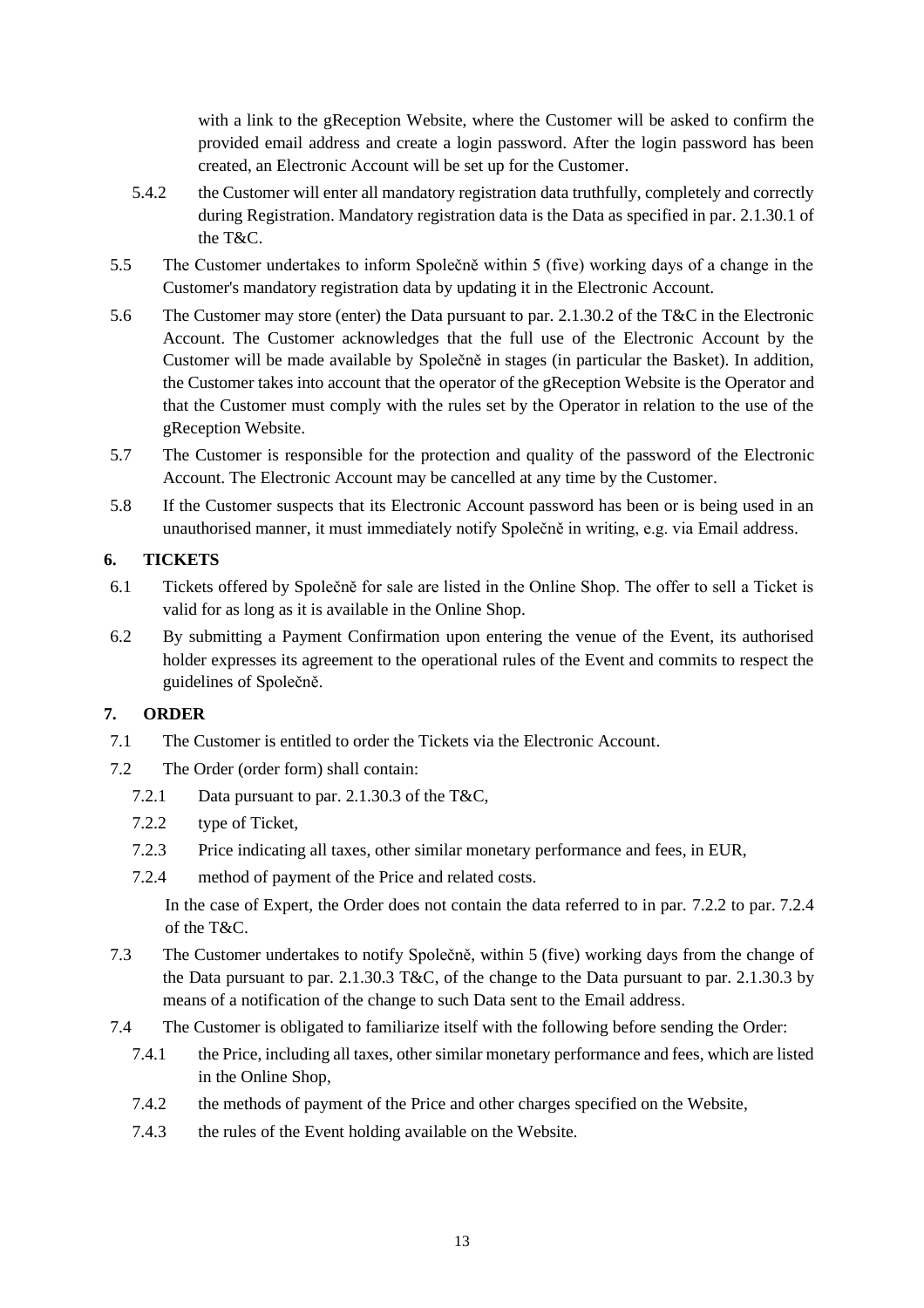with a link to the gReception Website, where the Customer will be asked to confirm the provided email address and create a login password. After the login password has been created, an Electronic Account will be set up for the Customer.

5.4.2 the Customer will enter all mandatory registration data truthfully, completely and correctly during Registration. Mandatory registration data is the Data as specified in par. 2.1.30.1 of the T&C.

5.5 The Customer undertakes to inform Společně within 5 (five) working days of a change in the Customer's mandatory registration data by updating it in the Electronic Account.

5.6 The Customer may store (enter) the Data pursuant to par. 2.1.30.2 of the T&C in the Electronic Account. The Customer acknowledges that the full use of the Electronic Account by the Customer will be made available by Společně in stages (in particular the Basket). In addition, the Customer takes into account that the operator of the gReception Website is the Operator and that the Customer must comply with the rules set by the Operator in relation to the use of the gReception Website.

5.7 The Customer is responsible for the protection and quality of the password of the Electronic Account. The Electronic Account may be cancelled at any time by the Customer.

5.8 If the Customer suspects that its Electronic Account password has been or is being used in an unauthorised manner, it must immediately notify Společně in writing, e.g. via Email address.

## 6. TICKETS

6.1 Tickets offered by Společně for sale are listed in the Online Shop. The offer to sell a Ticket is valid for as long as it is available in the Online Shop.

6.2 By submitting a Payment Confirmation upon entering the venue of the Event, its authorised holder expresses its agreement to the operational rules of the Event and commits to respect the guidelines of Společně.

## 7. ORDER

7.1 The Customer is entitled to order the Tickets via the Electronic Account.

7.2 The Order (order form) shall contain:

7.2.1 Data pursuant to par. 2.1.30.3 of the T&C,

7.2.2 type of Ticket,

7.2.3 Price indicating all taxes, other similar monetary performance and fees, in EUR,

7.2.4 method of payment of the Price and related costs.

In the case of Expert, the Order does not contain the data referred to in par. 7.2.2 to par. 7.2.4 of the T&C.

7.3 The Customer undertakes to notify Společně, within 5 (five) working days from the change of the Data pursuant to par. 2.1.30.3 T&C, of the change to the Data pursuant to par. 2.1.30.3 by means of a notification of the change to such Data sent to the Email address.

7.4 The Customer is obligated to familiarize itself with the following before sending the Order:

7.4.1 the Price, including all taxes, other similar monetary performance and fees, which are listed in the Online Shop,

7.4.2 the methods of payment of the Price and other charges specified on the Website,

7.4.3 the rules of the Event holding available on the Website.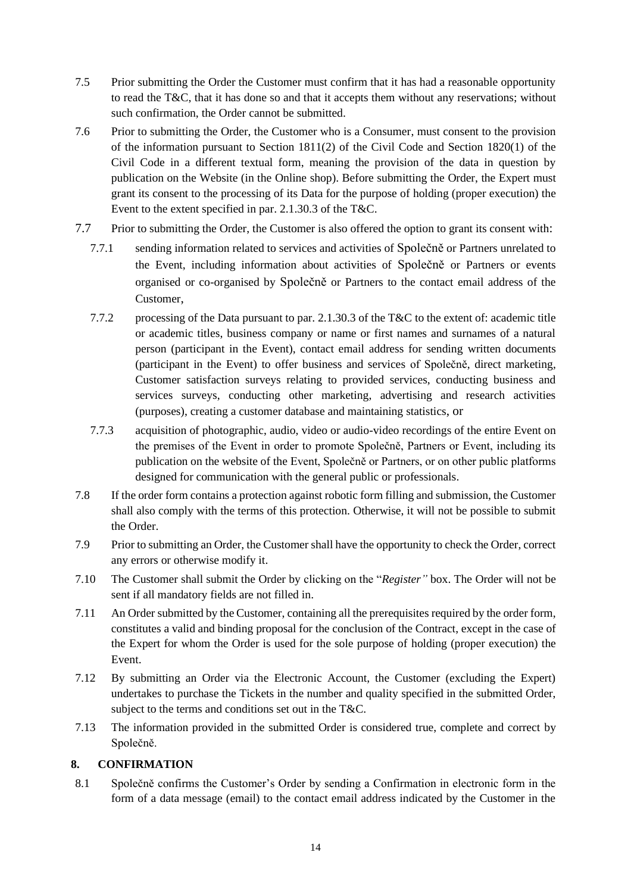7.5 Prior submitting the Order the Customer must confirm that it has had a reasonable opportunity to read the T&C, that it has done so and that it accepts them without any reservations; without such confirmation, the Order cannot be submitted.

7.6 Prior to submitting the Order, the Customer who is a Consumer, must consent to the provision of the information pursuant to Section 1811(2) of the Civil Code and Section 1820(1) of the Civil Code in a different textual form, meaning the provision of the data in question by publication on the Website (in the Online shop). Before submitting the Order, the Expert must grant its consent to the processing of its Data for the purpose of holding (proper execution) the Event to the extent specified in par. 2.1.30.3 of the T&C.

7.7 Prior to submitting the Order, the Customer is also offered the option to grant its consent with:

7.7.1 sending information related to services and activities of Společně or Partners unrelated to the Event, including information about activities of Společně or Partners or events organised or co-organised by Společně or Partners to the contact email address of the Customer,

7.7.2 processing of the Data pursuant to par. 2.1.30.3 of the T&C to the extent of: academic title or academic titles, business company or name or first names and surnames of a natural person (participant in the Event), contact email address for sending written documents (participant in the Event) to offer business and services of Společně, direct marketing, Customer satisfaction surveys relating to provided services, conducting business and services surveys, conducting other marketing, advertising and research activities (purposes), creating a customer database and maintaining statistics, or

7.7.3 acquisition of photographic, audio, video or audio-video recordings of the entire Event on the premises of the Event in order to promote Společně, Partners or Event, including its publication on the website of the Event, Společně or Partners, or on other public platforms designed for communication with the general public or professionals.

7.8 If the order form contains a protection against robotic form filling and submission, the Customer shall also comply with the terms of this protection. Otherwise, it will not be possible to submit the Order.

7.9 Prior to submitting an Order, the Customer shall have the opportunity to check the Order, correct any errors or otherwise modify it.

7.10 The Customer shall submit the Order by clicking on the "*Register"* box. The Order will not be sent if all mandatory fields are not filled in.

7.11 An Order submitted by the Customer, containing all the prerequisites required by the order form, constitutes a valid and binding proposal for the conclusion of the Contract, except in the case of the Expert for whom the Order is used for the sole purpose of holding (proper execution) the Event.

7.12 By submitting an Order via the Electronic Account, the Customer (excluding the Expert) undertakes to purchase the Tickets in the number and quality specified in the submitted Order, subject to the terms and conditions set out in the T&C.

7.13 The information provided in the submitted Order is considered true, complete and correct by Společně.

## 8. CONFIRMATION

8.1 Společně confirms the Customer's Order by sending a Confirmation in electronic form in the form of a data message (email) to the contact email address indicated by the Customer in the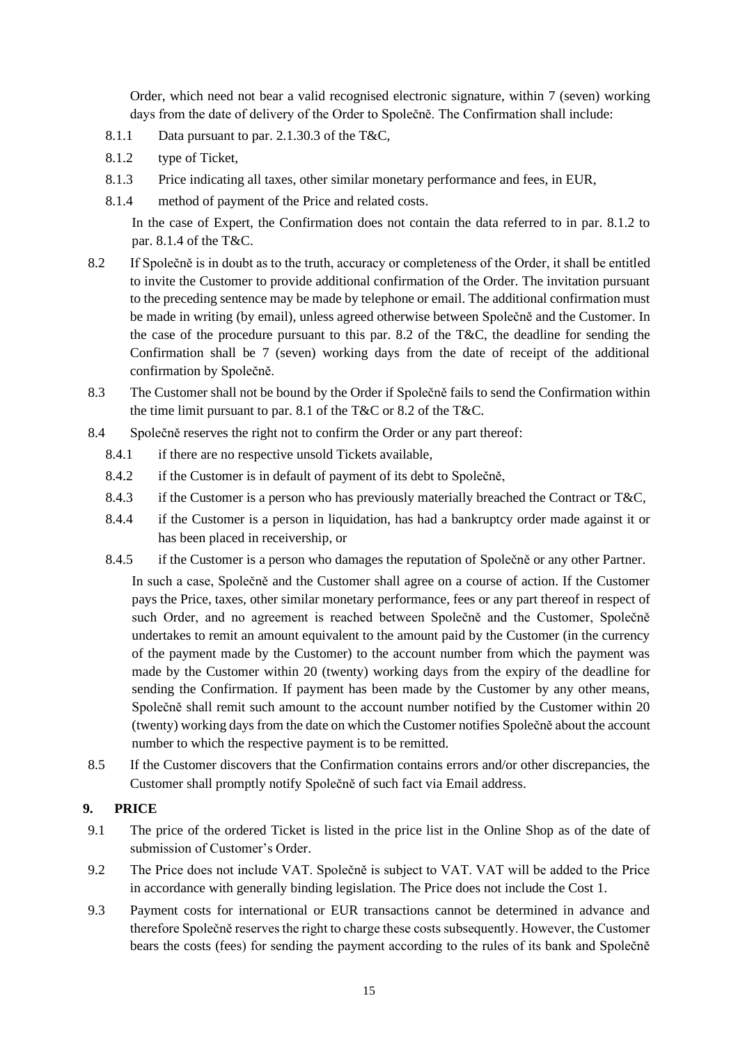Order, which need not bear a valid recognised electronic signature, within 7 (seven) working days from the date of delivery of the Order to Společně. The Confirmation shall include:

8.1.1 Data pursuant to par. 2.1.30.3 of the T&C,

8.1.2 type of Ticket,

8.1.3 Price indicating all taxes, other similar monetary performance and fees, in EUR,

8.1.4 method of payment of the Price and related costs.

In the case of Expert, the Confirmation does not contain the data referred to in par. 8.1.2 to par. 8.1.4 of the T&C.

8.2 If Společně is in doubt as to the truth, accuracy or completeness of the Order, it shall be entitled to invite the Customer to provide additional confirmation of the Order. The invitation pursuant to the preceding sentence may be made by telephone or email. The additional confirmation must be made in writing (by email), unless agreed otherwise between Společně and the Customer. In the case of the procedure pursuant to this par. 8.2 of the T&C, the deadline for sending the Confirmation shall be 7 (seven) working days from the date of receipt of the additional confirmation by Společně.

8.3 The Customer shall not be bound by the Order if Společně fails to send the Confirmation within the time limit pursuant to par. 8.1 of the T&C or 8.2 of the T&C.

8.4 Společně reserves the right not to confirm the Order or any part thereof:

8.4.1 if there are no respective unsold Tickets available,

8.4.2 if the Customer is in default of payment of its debt to Společně,

8.4.3 if the Customer is a person who has previously materially breached the Contract or T&C,

8.4.4 if the Customer is a person in liquidation, has had a bankruptcy order made against it or has been placed in receivership, or

8.4.5 if the Customer is a person who damages the reputation of Společně or any other Partner.

In such a case, Společně and the Customer shall agree on a course of action. If the Customer pays the Price, taxes, other similar monetary performance, fees or any part thereof in respect of such Order, and no agreement is reached between Společně and the Customer, Společně undertakes to remit an amount equivalent to the amount paid by the Customer (in the currency of the payment made by the Customer) to the account number from which the payment was made by the Customer within 20 (twenty) working days from the expiry of the deadline for sending the Confirmation. If payment has been made by the Customer by any other means, Společně shall remit such amount to the account number notified by the Customer within 20 (twenty) working days from the date on which the Customer notifies Společně about the account number to which the respective payment is to be remitted.

8.5 If the Customer discovers that the Confirmation contains errors and/or other discrepancies, the Customer shall promptly notify Společně of such fact via Email address.

## 9. PRICE

9.1 The price of the ordered Ticket is listed in the price list in the Online Shop as of the date of submission of Customer's Order.

9.2 The Price does not include VAT. Společně is subject to VAT. VAT will be added to the Price in accordance with generally binding legislation. The Price does not include the Cost 1.

9.3 Payment costs for international or EUR transactions cannot be determined in advance and therefore Společně reserves the right to charge these costs subsequently. However, the Customer bears the costs (fees) for sending the payment according to the rules of its bank and Společně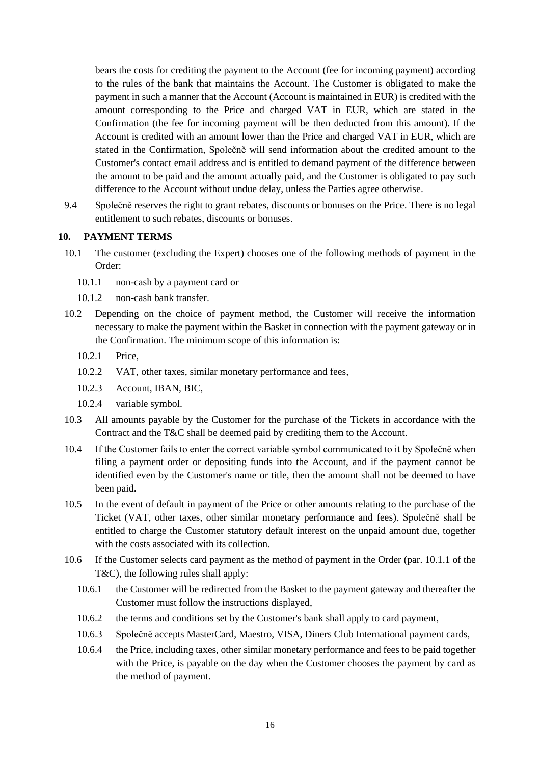bears the costs for crediting the payment to the Account (fee for incoming payment) according to the rules of the bank that maintains the Account. The Customer is obligated to make the payment in such a manner that the Account (Account is maintained in EUR) is credited with the amount corresponding to the Price and charged VAT in EUR, which are stated in the Confirmation (the fee for incoming payment will be then deducted from this amount). If the Account is credited with an amount lower than the Price and charged VAT in EUR, which are stated in the Confirmation, Společně will send information about the credited amount to the Customer's contact email address and is entitled to demand payment of the difference between the amount to be paid and the amount actually paid, and the Customer is obligated to pay such difference to the Account without undue delay, unless the Parties agree otherwise.

9.4 Společně reserves the right to grant rebates, discounts or bonuses on the Price. There is no legal entitlement to such rebates, discounts or bonuses.

## 10. PAYMENT TERMS

10.1 The customer (excluding the Expert) chooses one of the following methods of payment in the Order:

10.1.1 non-cash by a payment card or

10.1.2 non-cash bank transfer.

10.2 Depending on the choice of payment method, the Customer will receive the information necessary to make the payment within the Basket in connection with the payment gateway or in the Confirmation. The minimum scope of this information is:

10.2.1 Price,

10.2.2 VAT, other taxes, similar monetary performance and fees,

10.2.3 Account, IBAN, BIC,

10.2.4 variable symbol.

10.3 All amounts payable by the Customer for the purchase of the Tickets in accordance with the Contract and the T&C shall be deemed paid by crediting them to the Account.

10.4 If the Customer fails to enter the correct variable symbol communicated to it by Společně when filing a payment order or depositing funds into the Account, and if the payment cannot be identified even by the Customer's name or title, then the amount shall not be deemed to have been paid.

10.5 In the event of default in payment of the Price or other amounts relating to the purchase of the Ticket (VAT, other taxes, other similar monetary performance and fees), Společně shall be entitled to charge the Customer statutory default interest on the unpaid amount due, together with the costs associated with its collection.

10.6 If the Customer selects card payment as the method of payment in the Order (par. 10.1.1 of the T&C), the following rules shall apply:

10.6.1 the Customer will be redirected from the Basket to the payment gateway and thereafter the Customer must follow the instructions displayed,

10.6.2 the terms and conditions set by the Customer's bank shall apply to card payment,

10.6.3 Společně accepts MasterCard, Maestro, VISA, Diners Club International payment cards,

10.6.4 the Price, including taxes, other similar monetary performance and fees to be paid together with the Price, is payable on the day when the Customer chooses the payment by card as the method of payment.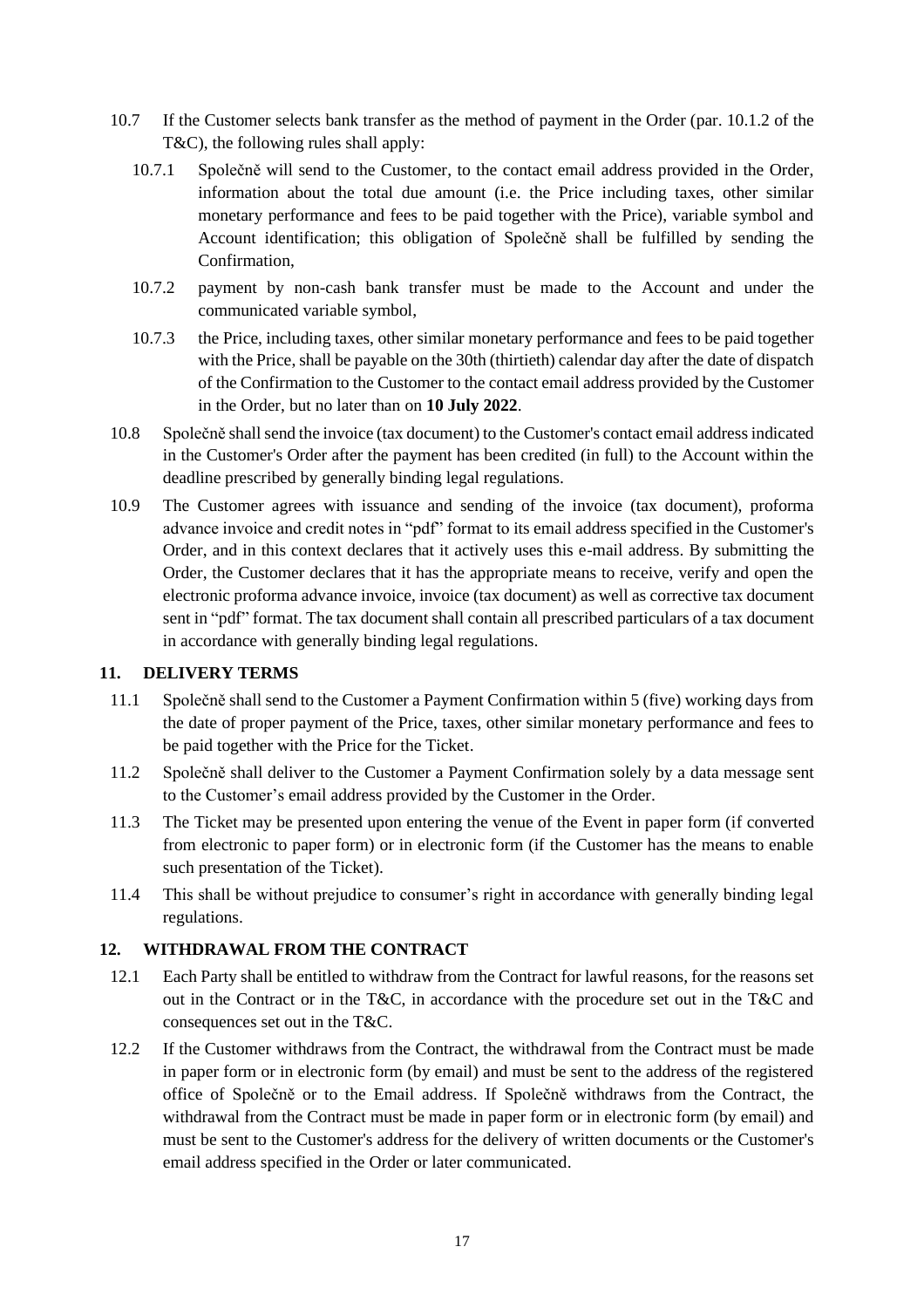10.7 If the Customer selects bank transfer as the method of payment in the Order (par. 10.1.2 of the T&C), the following rules shall apply:

10.7.1 Společně will send to the Customer, to the contact email address provided in the Order, information about the total due amount (i.e. the Price including taxes, other similar monetary performance and fees to be paid together with the Price), variable symbol and Account identification; this obligation of Společně shall be fulfilled by sending the Confirmation,

10.7.2 payment by non-cash bank transfer must be made to the Account and under the communicated variable symbol,

10.7.3 the Price, including taxes, other similar monetary performance and fees to be paid together with the Price, shall be payable on the 30th (thirtieth) calendar day after the date of dispatch of the Confirmation to the Customer to the contact email address provided by the Customer in the Order, but no later than on **10 July 2022**.

10.8 Společně shall send the invoice (tax document) to the Customer's contact email address indicated in the Customer's Order after the payment has been credited (in full) to the Account within the deadline prescribed by generally binding legal regulations.

10.9 The Customer agrees with issuance and sending of the invoice (tax document), proforma advance invoice and credit notes in "pdf" format to its email address specified in the Customer's Order, and in this context declares that it actively uses this e-mail address. By submitting the Order, the Customer declares that it has the appropriate means to receive, verify and open the electronic proforma advance invoice, invoice (tax document) as well as corrective tax document sent in "pdf" format. The tax document shall contain all prescribed particulars of a tax document in accordance with generally binding legal regulations.

## 11. DELIVERY TERMS

11.1 Společně shall send to the Customer a Payment Confirmation within 5 (five) working days from the date of proper payment of the Price, taxes, other similar monetary performance and fees to be paid together with the Price for the Ticket.

11.2 Společně shall deliver to the Customer a Payment Confirmation solely by a data message sent to the Customer's email address provided by the Customer in the Order.

11.3 The Ticket may be presented upon entering the venue of the Event in paper form (if converted from electronic to paper form) or in electronic form (if the Customer has the means to enable such presentation of the Ticket).

11.4 This shall be without prejudice to consumer's right in accordance with generally binding legal regulations.

## 12. WITHDRAWAL FROM THE CONTRACT

12.1 Each Party shall be entitled to withdraw from the Contract for lawful reasons, for the reasons set out in the Contract or in the T&C, in accordance with the procedure set out in the T&C and consequences set out in the T&C.

12.2 If the Customer withdraws from the Contract, the withdrawal from the Contract must be made in paper form or in electronic form (by email) and must be sent to the address of the registered office of Společně or to the Email address. If Společně withdraws from the Contract, the withdrawal from the Contract must be made in paper form or in electronic form (by email) and must be sent to the Customer's address for the delivery of written documents or the Customer's email address specified in the Order or later communicated.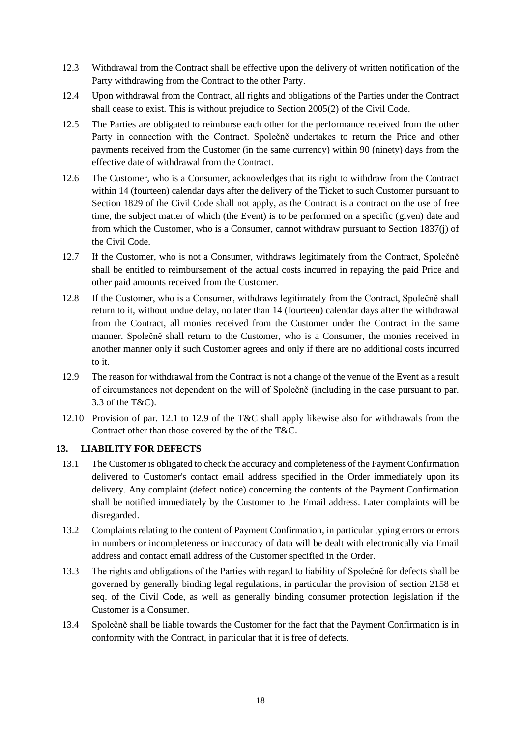12.3 Withdrawal from the Contract shall be effective upon the delivery of written notification of the Party withdrawing from the Contract to the other Party.

12.4 Upon withdrawal from the Contract, all rights and obligations of the Parties under the Contract shall cease to exist. This is without prejudice to Section 2005(2) of the Civil Code.

12.5 The Parties are obligated to reimburse each other for the performance received from the other Party in connection with the Contract. Společně undertakes to return the Price and other payments received from the Customer (in the same currency) within 90 (ninety) days from the effective date of withdrawal from the Contract.

12.6 The Customer, who is a Consumer, acknowledges that its right to withdraw from the Contract within 14 (fourteen) calendar days after the delivery of the Ticket to such Customer pursuant to Section 1829 of the Civil Code shall not apply, as the Contract is a contract on the use of free time, the subject matter of which (the Event) is to be performed on a specific (given) date and from which the Customer, who is a Consumer, cannot withdraw pursuant to Section 1837(j) of the Civil Code.

12.7 If the Customer, who is not a Consumer, withdraws legitimately from the Contract, Společně shall be entitled to reimbursement of the actual costs incurred in repaying the paid Price and other paid amounts received from the Customer.

12.8 If the Customer, who is a Consumer, withdraws legitimately from the Contract, Společně shall return to it, without undue delay, no later than 14 (fourteen) calendar days after the withdrawal from the Contract, all monies received from the Customer under the Contract in the same manner. Společně shall return to the Customer, who is a Consumer, the monies received in another manner only if such Customer agrees and only if there are no additional costs incurred to it.

12.9 The reason for withdrawal from the Contract is not a change of the venue of the Event as a result of circumstances not dependent on the will of Společně (including in the case pursuant to par. 3.3 of the T&C).

12.10 Provision of par. 12.1 to 12.9 of the T&C shall apply likewise also for withdrawals from the Contract other than those covered by the of the T&C.

## 13. LIABILITY FOR DEFECTS

13.1 The Customer is obligated to check the accuracy and completeness of the Payment Confirmation delivered to Customer's contact email address specified in the Order immediately upon its delivery. Any complaint (defect notice) concerning the contents of the Payment Confirmation shall be notified immediately by the Customer to the Email address. Later complaints will be disregarded.

13.2 Complaints relating to the content of Payment Confirmation, in particular typing errors or errors in numbers or incompleteness or inaccuracy of data will be dealt with electronically via Email address and contact email address of the Customer specified in the Order.

13.3 The rights and obligations of the Parties with regard to liability of Společně for defects shall be governed by generally binding legal regulations, in particular the provision of section 2158 et seq. of the Civil Code, as well as generally binding consumer protection legislation if the Customer is a Consumer.

13.4 Společně shall be liable towards the Customer for the fact that the Payment Confirmation is in conformity with the Contract, in particular that it is free of defects.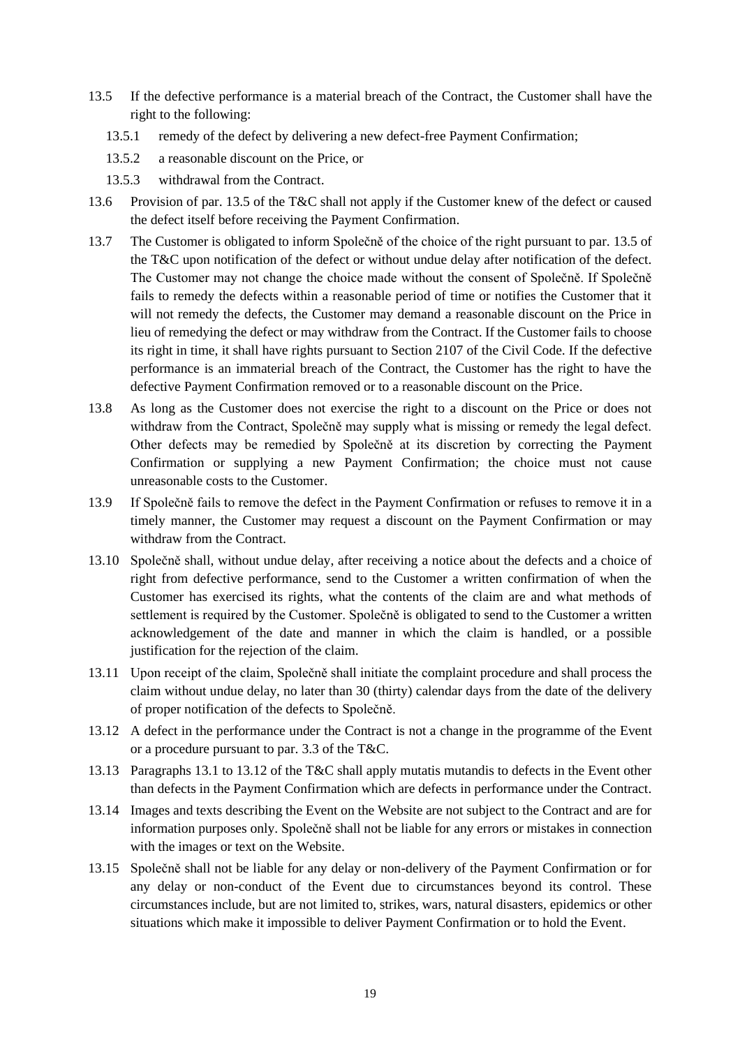13.5 If the defective performance is a material breach of the Contract, the Customer shall have the right to the following:

   13.5.1 remedy of the defect by delivering a new defect-free Payment Confirmation;

   13.5.2 a reasonable discount on the Price, or

   13.5.3 withdrawal from the Contract.

13.6 Provision of par. 13.5 of the T&C shall not apply if the Customer knew of the defect or caused the defect itself before receiving the Payment Confirmation.

13.7 The Customer is obligated to inform Společně of the choice of the right pursuant to par. 13.5 of the T&C upon notification of the defect or without undue delay after notification of the defect. The Customer may not change the choice made without the consent of Společně. If Společně fails to remedy the defects within a reasonable period of time or notifies the Customer that it will not remedy the defects, the Customer may demand a reasonable discount on the Price in lieu of remedying the defect or may withdraw from the Contract. If the Customer fails to choose its right in time, it shall have rights pursuant to Section 2107 of the Civil Code. If the defective performance is an immaterial breach of the Contract, the Customer has the right to have the defective Payment Confirmation removed or to a reasonable discount on the Price.

13.8 As long as the Customer does not exercise the right to a discount on the Price or does not withdraw from the Contract, Společně may supply what is missing or remedy the legal defect. Other defects may be remedied by Společně at its discretion by correcting the Payment Confirmation or supplying a new Payment Confirmation; the choice must not cause unreasonable costs to the Customer.

13.9 If Společně fails to remove the defect in the Payment Confirmation or refuses to remove it in a timely manner, the Customer may request a discount on the Payment Confirmation or may withdraw from the Contract.

13.10 Společně shall, without undue delay, after receiving a notice about the defects and a choice of right from defective performance, send to the Customer a written confirmation of when the Customer has exercised its rights, what the contents of the claim are and what methods of settlement is required by the Customer. Společně is obligated to send to the Customer a written acknowledgement of the date and manner in which the claim is handled, or a possible justification for the rejection of the claim.

13.11 Upon receipt of the claim, Společně shall initiate the complaint procedure and shall process the claim without undue delay, no later than 30 (thirty) calendar days from the date of the delivery of proper notification of the defects to Společně.

13.12 A defect in the performance under the Contract is not a change in the programme of the Event or a procedure pursuant to par. 3.3 of the T&C.

13.13 Paragraphs 13.1 to 13.12 of the T&C shall apply mutatis mutandis to defects in the Event other than defects in the Payment Confirmation which are defects in performance under the Contract.

13.14 Images and texts describing the Event on the Website are not subject to the Contract and are for information purposes only. Společně shall not be liable for any errors or mistakes in connection with the images or text on the Website.

13.15 Společně shall not be liable for any delay or non-delivery of the Payment Confirmation or for any delay or non-conduct of the Event due to circumstances beyond its control. These circumstances include, but are not limited to, strikes, wars, natural disasters, epidemics or other situations which make it impossible to deliver Payment Confirmation or to hold the Event.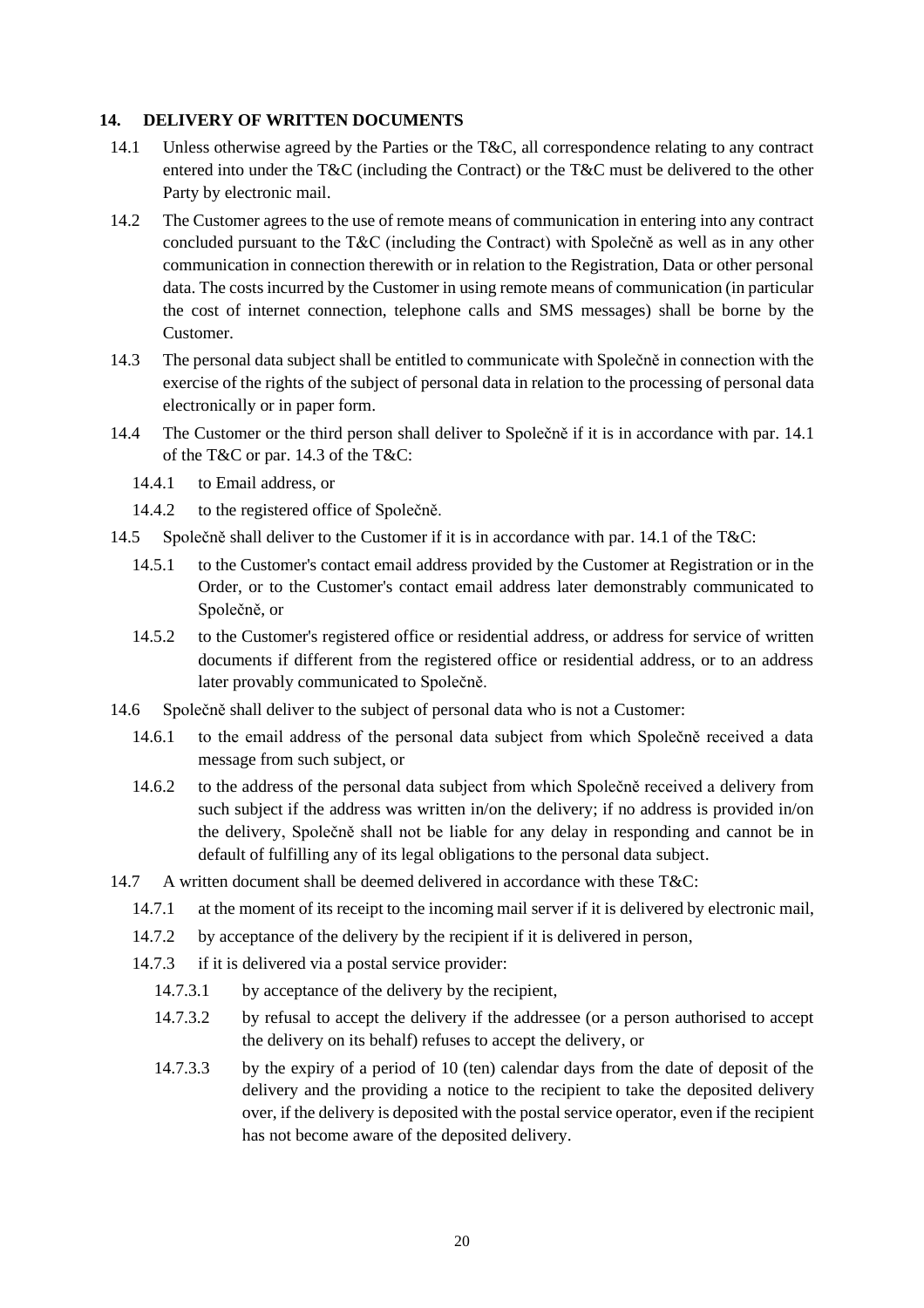## 14. DELIVERY OF WRITTEN DOCUMENTS

14.1 Unless otherwise agreed by the Parties or the T&C, all correspondence relating to any contract entered into under the T&C (including the Contract) or the T&C must be delivered to the other Party by electronic mail.

14.2 The Customer agrees to the use of remote means of communication in entering into any contract concluded pursuant to the T&C (including the Contract) with Společně as well as in any other communication in connection therewith or in relation to the Registration, Data or other personal data. The costs incurred by the Customer in using remote means of communication (in particular the cost of internet connection, telephone calls and SMS messages) shall be borne by the Customer.

14.3 The personal data subject shall be entitled to communicate with Společně in connection with the exercise of the rights of the subject of personal data in relation to the processing of personal data electronically or in paper form.

14.4 The Customer or the third person shall deliver to Společně if it is in accordance with par. 14.1 of the T&C or par. 14.3 of the T&C:

14.4.1 to Email address, or

14.4.2 to the registered office of Společně.

14.5 Společně shall deliver to the Customer if it is in accordance with par. 14.1 of the T&C:

14.5.1 to the Customer's contact email address provided by the Customer at Registration or in the Order, or to the Customer's contact email address later demonstrably communicated to Společně, or

14.5.2 to the Customer's registered office or residential address, or address for service of written documents if different from the registered office or residential address, or to an address later provably communicated to Společně.

14.6 Společně shall deliver to the subject of personal data who is not a Customer:

14.6.1 to the email address of the personal data subject from which Společně received a data message from such subject, or

14.6.2 to the address of the personal data subject from which Společně received a delivery from such subject if the address was written in/on the delivery; if no address is provided in/on the delivery, Společně shall not be liable for any delay in responding and cannot be in default of fulfilling any of its legal obligations to the personal data subject.

14.7 A written document shall be deemed delivered in accordance with these T&C:

14.7.1 at the moment of its receipt to the incoming mail server if it is delivered by electronic mail,

14.7.2 by acceptance of the delivery by the recipient if it is delivered in person,

14.7.3 if it is delivered via a postal service provider:

14.7.3.1 by acceptance of the delivery by the recipient,

14.7.3.2 by refusal to accept the delivery if the addressee (or a person authorised to accept the delivery on its behalf) refuses to accept the delivery, or

14.7.3.3 by the expiry of a period of 10 (ten) calendar days from the date of deposit of the delivery and the providing a notice to the recipient to take the deposited delivery over, if the delivery is deposited with the postal service operator, even if the recipient has not become aware of the deposited delivery.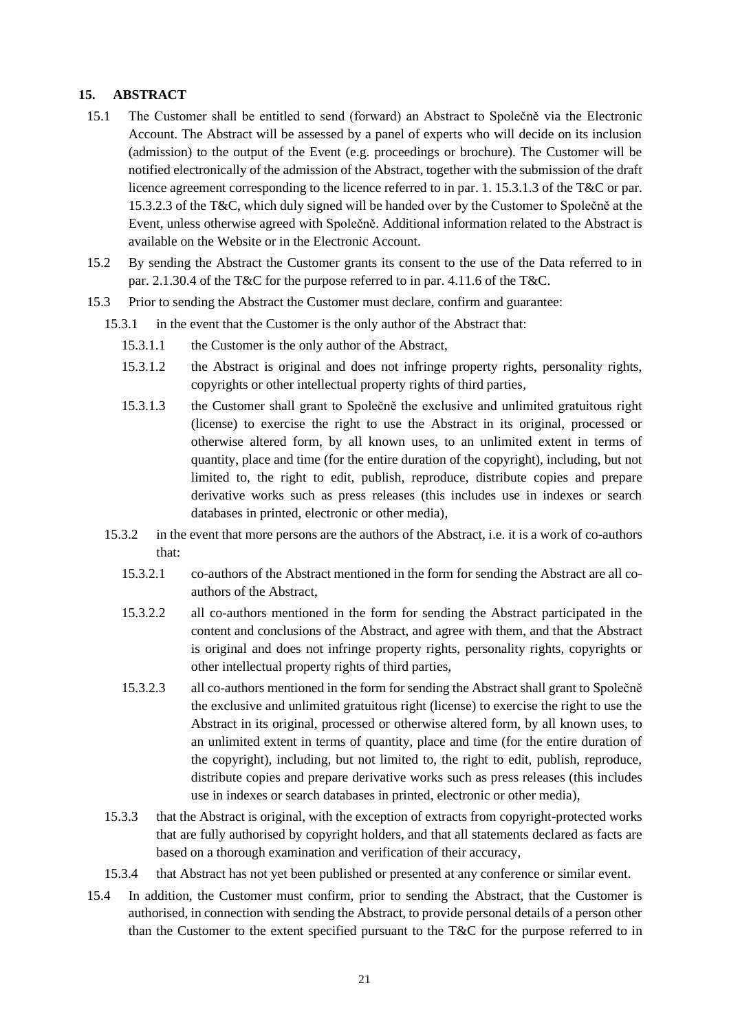## 15. ABSTRACT

15.1 The Customer shall be entitled to send (forward) an Abstract to Společně via the Electronic Account. The Abstract will be assessed by a panel of experts who will decide on its inclusion (admission) to the output of the Event (e.g. proceedings or brochure). The Customer will be notified electronically of the admission of the Abstract, together with the submission of the draft licence agreement corresponding to the licence referred to in par. 1. 15.3.1.3 of the T&C or par. 15.3.2.3 of the T&C, which duly signed will be handed over by the Customer to Společně at the Event, unless otherwise agreed with Společně. Additional information related to the Abstract is available on the Website or in the Electronic Account.

15.2 By sending the Abstract the Customer grants its consent to the use of the Data referred to in par. 2.1.30.4 of the T&C for the purpose referred to in par. 4.11.6 of the T&C.

15.3 Prior to sending the Abstract the Customer must declare, confirm and guarantee:

15.3.1 in the event that the Customer is the only author of the Abstract that:

15.3.1.1 the Customer is the only author of the Abstract,

15.3.1.2 the Abstract is original and does not infringe property rights, personality rights, copyrights or other intellectual property rights of third parties,

15.3.1.3 the Customer shall grant to Společně the exclusive and unlimited gratuitous right (license) to exercise the right to use the Abstract in its original, processed or otherwise altered form, by all known uses, to an unlimited extent in terms of quantity, place and time (for the entire duration of the copyright), including, but not limited to, the right to edit, publish, reproduce, distribute copies and prepare derivative works such as press releases (this includes use in indexes or search databases in printed, electronic or other media),

15.3.2 in the event that more persons are the authors of the Abstract, i.e. it is a work of co-authors that:

15.3.2.1 co-authors of the Abstract mentioned in the form for sending the Abstract are all co-authors of the Abstract,

15.3.2.2 all co-authors mentioned in the form for sending the Abstract participated in the content and conclusions of the Abstract, and agree with them, and that the Abstract is original and does not infringe property rights, personality rights, copyrights or other intellectual property rights of third parties,

15.3.2.3 all co-authors mentioned in the form for sending the Abstract shall grant to Společně the exclusive and unlimited gratuitous right (license) to exercise the right to use the Abstract in its original, processed or otherwise altered form, by all known uses, to an unlimited extent in terms of quantity, place and time (for the entire duration of the copyright), including, but not limited to, the right to edit, publish, reproduce, distribute copies and prepare derivative works such as press releases (this includes use in indexes or search databases in printed, electronic or other media),

15.3.3 that the Abstract is original, with the exception of extracts from copyright-protected works that are fully authorised by copyright holders, and that all statements declared as facts are based on a thorough examination and verification of their accuracy,

15.3.4 that Abstract has not yet been published or presented at any conference or similar event.

15.4 In addition, the Customer must confirm, prior to sending the Abstract, that the Customer is authorised, in connection with sending the Abstract, to provide personal details of a person other than the Customer to the extent specified pursuant to the T&C for the purpose referred to in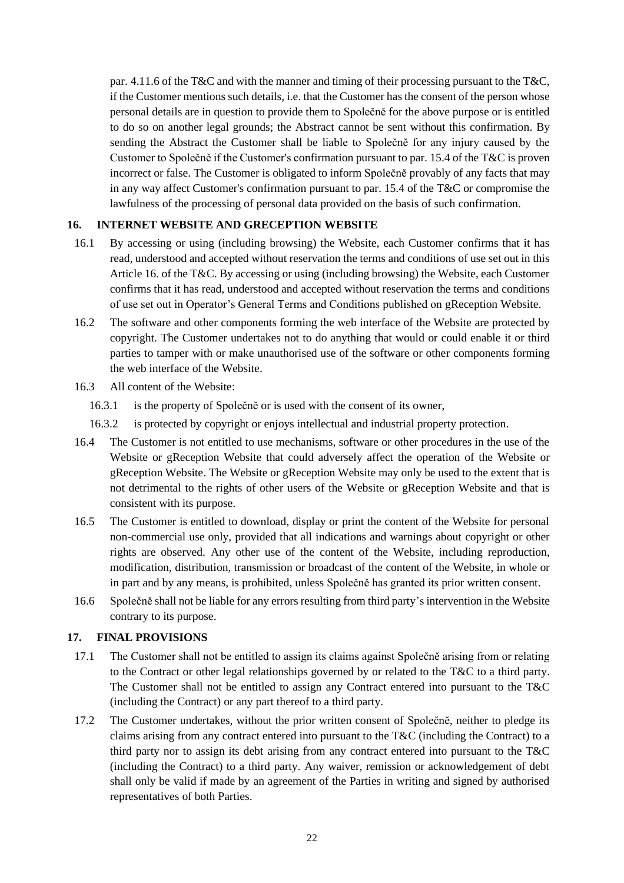par. 4.11.6 of the T&C and with the manner and timing of their processing pursuant to the T&C, if the Customer mentions such details, i.e. that the Customer has the consent of the person whose personal details are in question to provide them to Společně for the above purpose or is entitled to do so on another legal grounds; the Abstract cannot be sent without this confirmation. By sending the Abstract the Customer shall be liable to Společně for any injury caused by the Customer to Společně if the Customer's confirmation pursuant to par. 15.4 of the T&C is proven incorrect or false. The Customer is obligated to inform Společně provably of any facts that may in any way affect Customer's confirmation pursuant to par. 15.4 of the T&C or compromise the lawfulness of the processing of personal data provided on the basis of such confirmation.

## 16. INTERNET WEBSITE AND GRECEPTION WEBSITE

16.1 By accessing or using (including browsing) the Website, each Customer confirms that it has read, understood and accepted without reservation the terms and conditions of use set out in this Article 16. of the T&C. By accessing or using (including browsing) the Website, each Customer confirms that it has read, understood and accepted without reservation the terms and conditions of use set out in Operator's General Terms and Conditions published on gReception Website.

16.2 The software and other components forming the web interface of the Website are protected by copyright. The Customer undertakes not to do anything that would or could enable it or third parties to tamper with or make unauthorised use of the software or other components forming the web interface of the Website.

16.3 All content of the Website:

16.3.1 is the property of Společně or is used with the consent of its owner,

16.3.2 is protected by copyright or enjoys intellectual and industrial property protection.

16.4 The Customer is not entitled to use mechanisms, software or other procedures in the use of the Website or gReception Website that could adversely affect the operation of the Website or gReception Website. The Website or gReception Website may only be used to the extent that is not detrimental to the rights of other users of the Website or gReception Website and that is consistent with its purpose.

16.5 The Customer is entitled to download, display or print the content of the Website for personal non-commercial use only, provided that all indications and warnings about copyright or other rights are observed. Any other use of the content of the Website, including reproduction, modification, distribution, transmission or broadcast of the content of the Website, in whole or in part and by any means, is prohibited, unless Společně has granted its prior written consent.

16.6 Společně shall not be liable for any errors resulting from third party's intervention in the Website contrary to its purpose.

## 17. FINAL PROVISIONS

17.1 The Customer shall not be entitled to assign its claims against Společně arising from or relating to the Contract or other legal relationships governed by or related to the T&C to a third party. The Customer shall not be entitled to assign any Contract entered into pursuant to the T&C (including the Contract) or any part thereof to a third party.

17.2 The Customer undertakes, without the prior written consent of Společně, neither to pledge its claims arising from any contract entered into pursuant to the T&C (including the Contract) to a third party nor to assign its debt arising from any contract entered into pursuant to the T&C (including the Contract) to a third party. Any waiver, remission or acknowledgement of debt shall only be valid if made by an agreement of the Parties in writing and signed by authorised representatives of both Parties.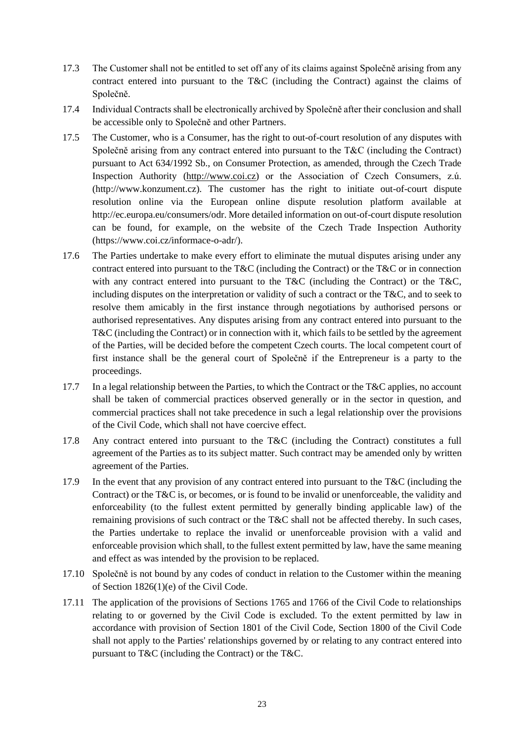17.3 The Customer shall not be entitled to set off any of its claims against Společně arising from any contract entered into pursuant to the T&C (including the Contract) against the claims of Společně.

17.4 Individual Contracts shall be electronically archived by Společně after their conclusion and shall be accessible only to Společně and other Partners.

17.5 The Customer, who is a Consumer, has the right to out-of-court resolution of any disputes with Společně arising from any contract entered into pursuant to the T&C (including the Contract) pursuant to Act 634/1992 Sb., on Consumer Protection, as amended, through the Czech Trade Inspection Authority (http://www.coi.cz) or the Association of Czech Consumers, z.ú. (http://www.konzument.cz). The customer has the right to initiate out-of-court dispute resolution online via the European online dispute resolution platform available at http://ec.europa.eu/consumers/odr. More detailed information on out-of-court dispute resolution can be found, for example, on the website of the Czech Trade Inspection Authority (https://www.coi.cz/informace-o-adr/).

17.6 The Parties undertake to make every effort to eliminate the mutual disputes arising under any contract entered into pursuant to the T&C (including the Contract) or the T&C or in connection with any contract entered into pursuant to the T&C (including the Contract) or the T&C, including disputes on the interpretation or validity of such a contract or the T&C, and to seek to resolve them amicably in the first instance through negotiations by authorised persons or authorised representatives. Any disputes arising from any contract entered into pursuant to the T&C (including the Contract) or in connection with it, which fails to be settled by the agreement of the Parties, will be decided before the competent Czech courts. The local competent court of first instance shall be the general court of Společně if the Entrepreneur is a party to the proceedings.

17.7 In a legal relationship between the Parties, to which the Contract or the T&C applies, no account shall be taken of commercial practices observed generally or in the sector in question, and commercial practices shall not take precedence in such a legal relationship over the provisions of the Civil Code, which shall not have coercive effect.

17.8 Any contract entered into pursuant to the T&C (including the Contract) constitutes a full agreement of the Parties as to its subject matter. Such contract may be amended only by written agreement of the Parties.

17.9 In the event that any provision of any contract entered into pursuant to the T&C (including the Contract) or the T&C is, or becomes, or is found to be invalid or unenforceable, the validity and enforceability (to the fullest extent permitted by generally binding applicable law) of the remaining provisions of such contract or the T&C shall not be affected thereby. In such cases, the Parties undertake to replace the invalid or unenforceable provision with a valid and enforceable provision which shall, to the fullest extent permitted by law, have the same meaning and effect as was intended by the provision to be replaced.

17.10 Společně is not bound by any codes of conduct in relation to the Customer within the meaning of Section 1826(1)(e) of the Civil Code.

17.11 The application of the provisions of Sections 1765 and 1766 of the Civil Code to relationships relating to or governed by the Civil Code is excluded. To the extent permitted by law in accordance with provision of Section 1801 of the Civil Code, Section 1800 of the Civil Code shall not apply to the Parties' relationships governed by or relating to any contract entered into pursuant to T&C (including the Contract) or the T&C.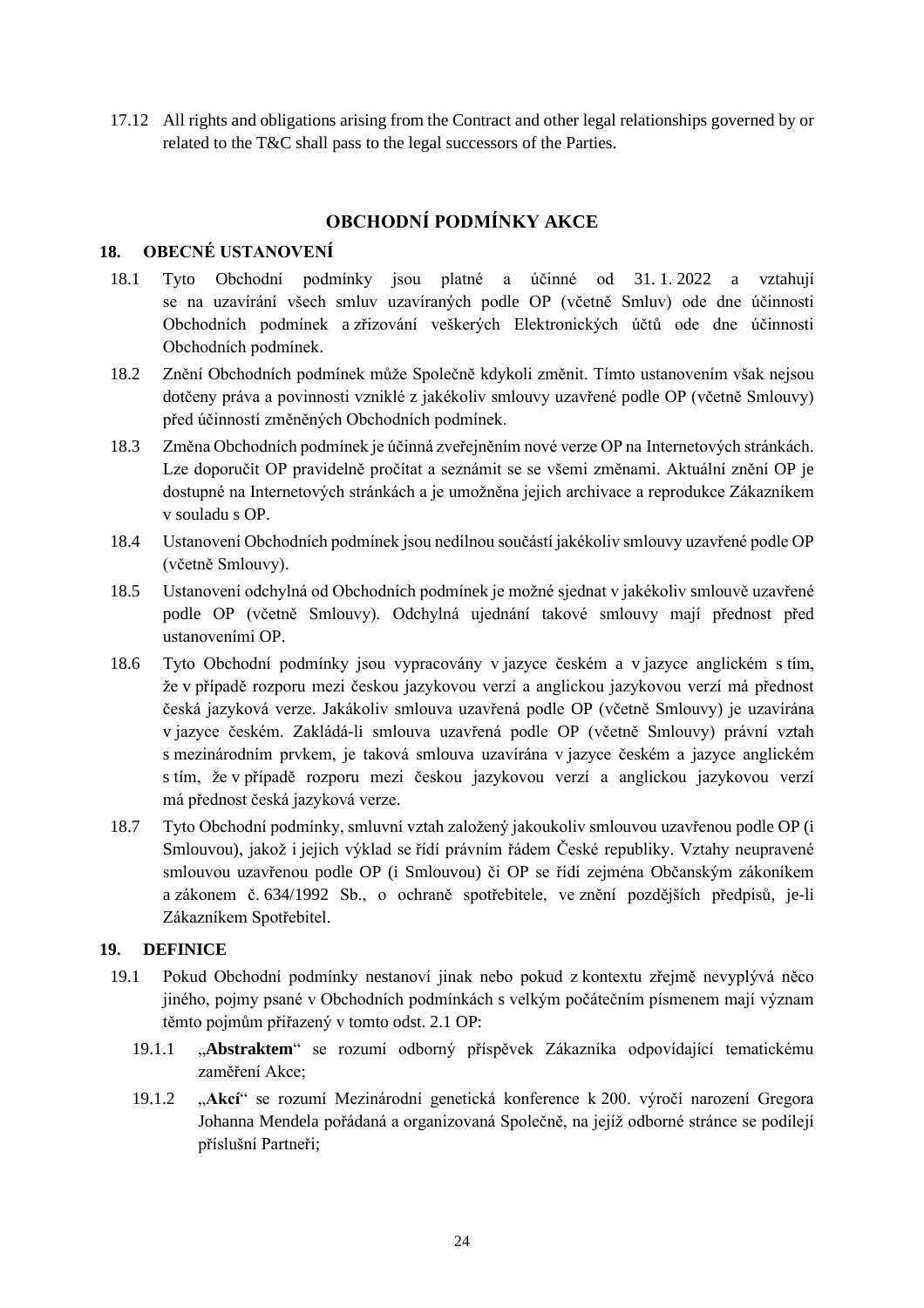17.12 All rights and obligations arising from the Contract and other legal relationships governed by or related to the T&C shall pass to the legal successors of the Parties.

## OBCHODNÍ PODMÍNKY AKCE

### 18. OBECNÉ USTANOVENÍ

18.1 Tyto Obchodní podmínky jsou platné a účinné od 31. 1. 2022 a vztahují se na uzavírání všech smluv uzavíraných podle OP (včetně Smluv) ode dne účinnosti Obchodních podmínek a zřizování veškerých Elektronických účtů ode dne účinnosti Obchodních podmínek.

18.2 Znění Obchodních podmínek může Společně kdykoli změnit. Tímto ustanovením však nejsou dotčeny práva a povinnosti vzniklé z jakékoliv smlouvy uzavřené podle OP (včetně Smlouvy) před účinností změněných Obchodních podmínek.

18.3 Změna Obchodních podmínek je účinná zveřejněním nové verze OP na Internetových stránkách. Lze doporučit OP pravidelně pročítat a seznámit se se všemi změnami. Aktuální znění OP je dostupné na Internetových stránkách a je umožněna jejich archivace a reprodukce Zákazníkem v souladu s OP.

18.4 Ustanovení Obchodních podmínek jsou nedílnou součástí jakékoliv smlouvy uzavřené podle OP (včetně Smlouvy).

18.5 Ustanovení odchylná od Obchodních podmínek je možné sjednat v jakékoliv smlouvě uzavřené podle OP (včetně Smlouvy). Odchylná ujednání takové smlouvy mají přednost před ustanoveními OP.

18.6 Tyto Obchodní podmínky jsou vypracovány v jazyce českém a v jazyce anglickém s tím, že v případě rozporu mezi českou jazykovou verzí a anglickou jazykovou verzí má přednost česká jazyková verze. Jakákoliv smlouva uzavřená podle OP (včetně Smlouvy) je uzavírána v jazyce českém. Zakládá-li smlouva uzavřená podle OP (včetně Smlouvy) právní vztah s mezinárodním prvkem, je taková smlouva uzavírána v jazyce českém a jazyce anglickém s tím, že v případě rozporu mezi českou jazykovou verzí a anglickou jazykovou verzí má přednost česká jazyková verze.

18.7 Tyto Obchodní podmínky, smluvní vztah založený jakoukoliv smlouvou uzavřenou podle OP (i Smlouvou), jakož i jejich výklad se řídí právním řádem České republiky. Vztahy neupravené smlouvou uzavřenou podle OP (i Smlouvou) či OP se řídí zejména Občanským zákoníkem a zákonem č. 634/1992 Sb., o ochraně spotřebitele, ve znění pozdějších předpisů, je-li Zákazníkem Spotřebitel.

### 19. DEFINICE

19.1 Pokud Obchodní podmínky nestanoví jinak nebo pokud z kontextu zřejmě nevyplývá něco jiného, pojmy psané v Obchodních podmínkách s velkým počátečním písmenem mají význam těmto pojmům přiřazený v tomto odst. 2.1 OP:

19.1.1 „**Abstraktem**“ se rozumí odborný příspěvek Zákazníka odpovídající tematickému zaměření Akce;

19.1.2 „**Akcí**“ se rozumí Mezinárodní genetická konference k 200. výročí narození Gregora Johanna Mendela pořádaná a organizovaná Společně, na jejíž odborné stránce se podílejí příslušní Partneři;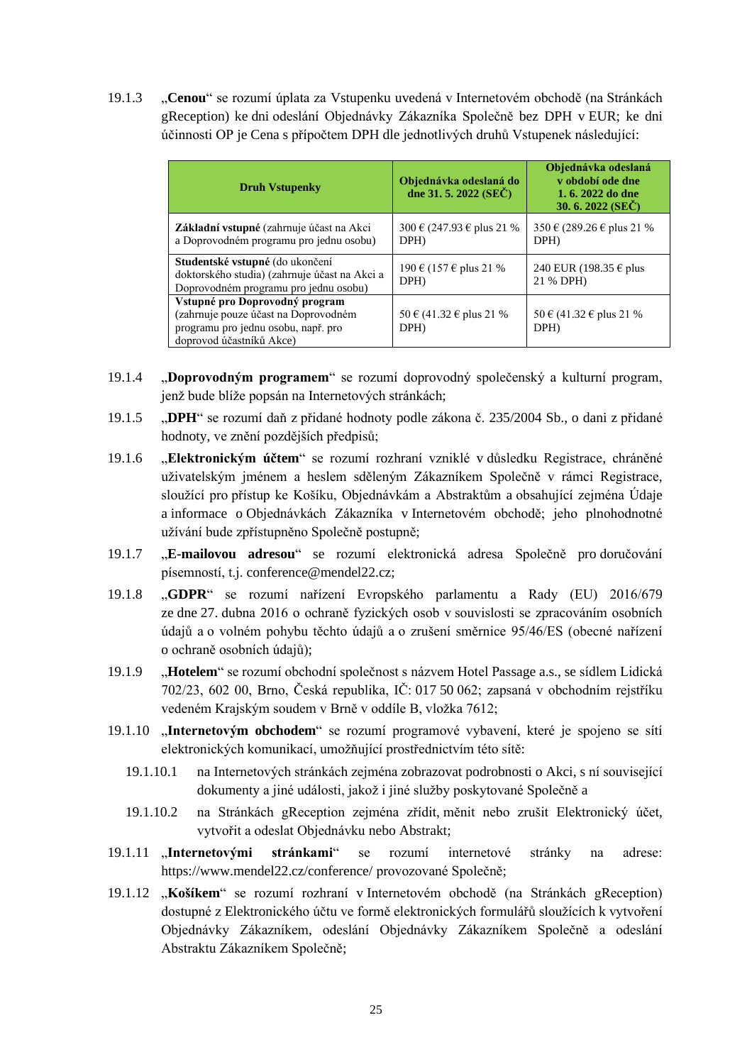19.1.3 „**Cenou**“ se rozumí úplata za Vstupenku uvedená v Internetovém obchodě (na Stránkách gReception) ke dni odeslání Objednávky Zákazníka Společně bez DPH v EUR; ke dni účinnosti OP je Cena s připočtem DPH dle jednotlivých druhů Vstupenek následující:

| Druh Vstupenky | Objednávka odeslaná do dne 31. 5. 2022 (SEČ) | Objednávka odeslaná v období ode dne 1. 6. 2022 do dne 30. 6. 2022 (SEČ) |
|---|---|---|
| **Základní vstupné** (zahrnuje účast na Akci a Doprovodném programu pro jednu osobu) | 300 € (247.93 € plus 21 % DPH) | 350 € (289.26 € plus 21 % DPH) |
| **Studentské vstupné** (do ukončení doktorského studia) (zahrnuje účast na Akci a Doprovodném programu pro jednu osobu) | 190 € (157 € plus 21 % DPH) | 240 EUR (198.35 € plus 21 % DPH) |
| **Vstupné pro Doprovodný program** (zahrnuje pouze účast na Doprovodném programu pro jednu osobu, např. pro doprovod účastníků Akce) | 50 € (41.32 € plus 21 % DPH) | 50 € (41.32 € plus 21 % DPH) |

19.1.4 „**Doprovodným programem**“ se rozumí doprovodný společenský a kulturní program, jenž bude blíže popsán na Internetových stránkách;

19.1.5 „**DPH**“ se rozumí daň z přidané hodnoty podle zákona č. 235/2004 Sb., o dani z přidané hodnoty, ve znění pozdějších předpisů;

19.1.6 „**Elektronickým účtem**“ se rozumí rozhraní vzniklé v důsledku Registrace, chráněné uživatelským jménem a heslem sděleným Zákazníkem Společně v rámci Registrace, sloužící pro přístup ke Košíku, Objednávkám a Abstraktům a obsahující zejména Údaje a informace o Objednávkách Zákazníka v Internetovém obchodě; jeho plnohodnotné užívání bude zpřístupněno Společně postupně;

19.1.7 „**E-mailovou adresou**“ se rozumí elektronická adresa Společně pro doručování písemností, t.j. conference@mendel22.cz;

19.1.8 „**GDPR**“ se rozumí nařízení Evropského parlamentu a Rady (EU) 2016/679 ze dne 27. dubna 2016 o ochraně fyzických osob v souvislosti se zpracováním osobních údajů a o volném pohybu těchto údajů a o zrušení směrnice 95/46/ES (obecné nařízení o ochraně osobních údajů);

19.1.9 „**Hotelem**“ se rozumí obchodní společnost s názvem Hotel Passage a.s., se sídlem Lidická 702/23, 602 00, Brno, Česká republika, IČ: 017 50 062; zapsaná v obchodním rejstříku vedeném Krajským soudem v Brně v oddíle B, vložka 7612;

19.1.10 „**Internetovým obchodem**“ se rozumí programové vybavení, které je spojeno se sítí elektronických komunikací, umožňující prostřednictvím této sítě:

19.1.10.1 na Internetových stránkách zejména zobrazovat podrobnosti o Akci, s ní související dokumenty a jiné události, jakož i jiné služby poskytované Společně a

19.1.10.2 na Stránkách gReception zejména zřídit, měnit nebo zrušit Elektronický účet, vytvořit a odeslat Objednávku nebo Abstrakt;

19.1.11 „**Internetovými stránkami**“ se rozumí internetové stránky na adrese: https://www.mendel22.cz/conference/ provozované Společně;

19.1.12 „**Košíkem**“ se rozumí rozhraní v Internetovém obchodě (na Stránkách gReception) dostupné z Elektronického účtu ve formě elektronických formulářů sloužících k vytvoření Objednávky Zákazníkem, odeslání Objednávky Zákazníkem Společně a odeslání Abstraktu Zákazníkem Společně;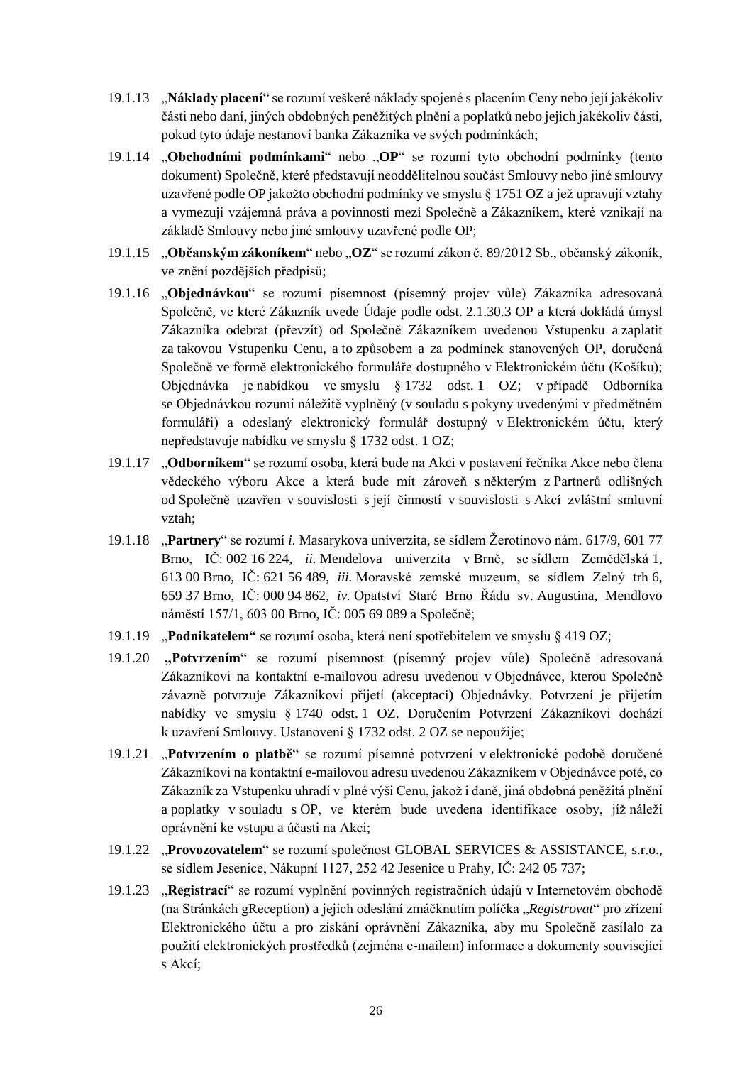19.1.13 „**Náklady placení**“ se rozumí veškeré náklady spojené s placením Ceny nebo její jakékoliv části nebo daní, jiných obdobných peněžitých plnění a poplatků nebo jejich jakékoliv části, pokud tyto údaje nestanoví banka Zákazníka ve svých podmínkách;

19.1.14 „**Obchodními podmínkami**“ nebo „**OP**“ se rozumí tyto obchodní podmínky (tento dokument) Společně, které představují neoddělitelnou součást Smlouvy nebo jiné smlouvy uzavřené podle OP jakožto obchodní podmínky ve smyslu § 1751 OZ a jež upravují vztahy a vymezují vzájemná práva a povinnosti mezi Společně a Zákazníkem, které vznikají na základě Smlouvy nebo jiné smlouvy uzavřené podle OP;

19.1.15 „**Občanským zákoníkem**“ nebo „**OZ**“ se rozumí zákon č. 89/2012 Sb., občanský zákoník, ve znění pozdějších předpisů;

19.1.16 „**Objednávkou**“ se rozumí písemnost (písemný projev vůle) Zákazníka adresovaná Společně, ve které Zákazník uvede Údaje podle odst. 2.1.30.3 OP a která dokládá úmysl Zákazníka odebrat (převzít) od Společně Zákazníkem uvedenou Vstupenku a zaplatit za takovou Vstupenku Cenu, a to způsobem a za podmínek stanovených OP, doručená Společně ve formě elektronického formuláře dostupného v Elektronickém účtu (Košíku); Objednávka je nabídkou ve smyslu § 1732 odst. 1 OZ; v případě Odborníka se Objednávkou rozumí náležitě vyplněný (v souladu s pokyny uvedenými v předmětném formuláři) a odeslaný elektronický formulář dostupný v Elektronickém účtu, který nepředstavuje nabídku ve smyslu § 1732 odst. 1 OZ;

19.1.17 „**Odborníkem**“ se rozumí osoba, která bude na Akci v postavení řečníka Akce nebo člena vědeckého výboru Akce a která bude mít zároveň s některým z Partnerů odlišných od Společně uzavřen v souvislosti s její činností v souvislosti s Akcí zvláštní smluvní vztah;

19.1.18 „**Partnery**“ se rozumí *i.* Masarykova univerzita, se sídlem Žerotínovo nám. 617/9, 601 77 Brno, IČ: 002 16 224, *ii.* Mendelova univerzita v Brně, se sídlem Zemědělská 1, 613 00 Brno, IČ: 621 56 489, *iii.* Moravské zemské muzeum, se sídlem Zelný trh 6, 659 37 Brno, IČ: 000 94 862, *iv.* Opatství Staré Brno Řádu sv. Augustina, Mendlovo náměstí 157/1, 603 00 Brno, IČ: 005 69 089 a Společně;

19.1.19 „**Podnikatelem“** se rozumí osoba, která není spotřebitelem ve smyslu § 419 OZ;

19.1.20 **„Potvrzením**“ se rozumí písemnost (písemný projev vůle) Společně adresovaná Zákazníkovi na kontaktní e-mailovou adresu uvedenou v Objednávce, kterou Společně závazně potvrzuje Zákazníkovi přijetí (akceptaci) Objednávky. Potvrzení je přijetím nabídky ve smyslu § 1740 odst. 1 OZ. Doručením Potvrzení Zákazníkovi dochází k uzavření Smlouvy. Ustanovení § 1732 odst. 2 OZ se nepoužije;

19.1.21 „**Potvrzením o platbě**“ se rozumí písemné potvrzení v elektronické podobě doručené Zákazníkovi na kontaktní e-mailovou adresu uvedenou Zákazníkem v Objednávce poté, co Zákazník za Vstupenku uhradí v plné výši Cenu, jakož i daně, jiná obdobná peněžitá plnění a poplatky v souladu s OP, ve kterém bude uvedena identifikace osoby, jíž náleží oprávnění ke vstupu a účasti na Akci;

19.1.22 „**Provozovatelem**“ se rozumí společnost GLOBAL SERVICES & ASSISTANCE, s.r.o., se sídlem Jesenice, Nákupní 1127, 252 42 Jesenice u Prahy, IČ: 242 05 737;

19.1.23 „**Registrací**“ se rozumí vyplnění povinných registračních údajů v Internetovém obchodě (na Stránkách gReception) a jejich odeslání zmáčknutím políčka „*Registrovat*“ pro zřízení Elektronického účtu a pro získání oprávnění Zákazníka, aby mu Společně zasílalo za použití elektronických prostředků (zejména e-mailem) informace a dokumenty související s Akcí;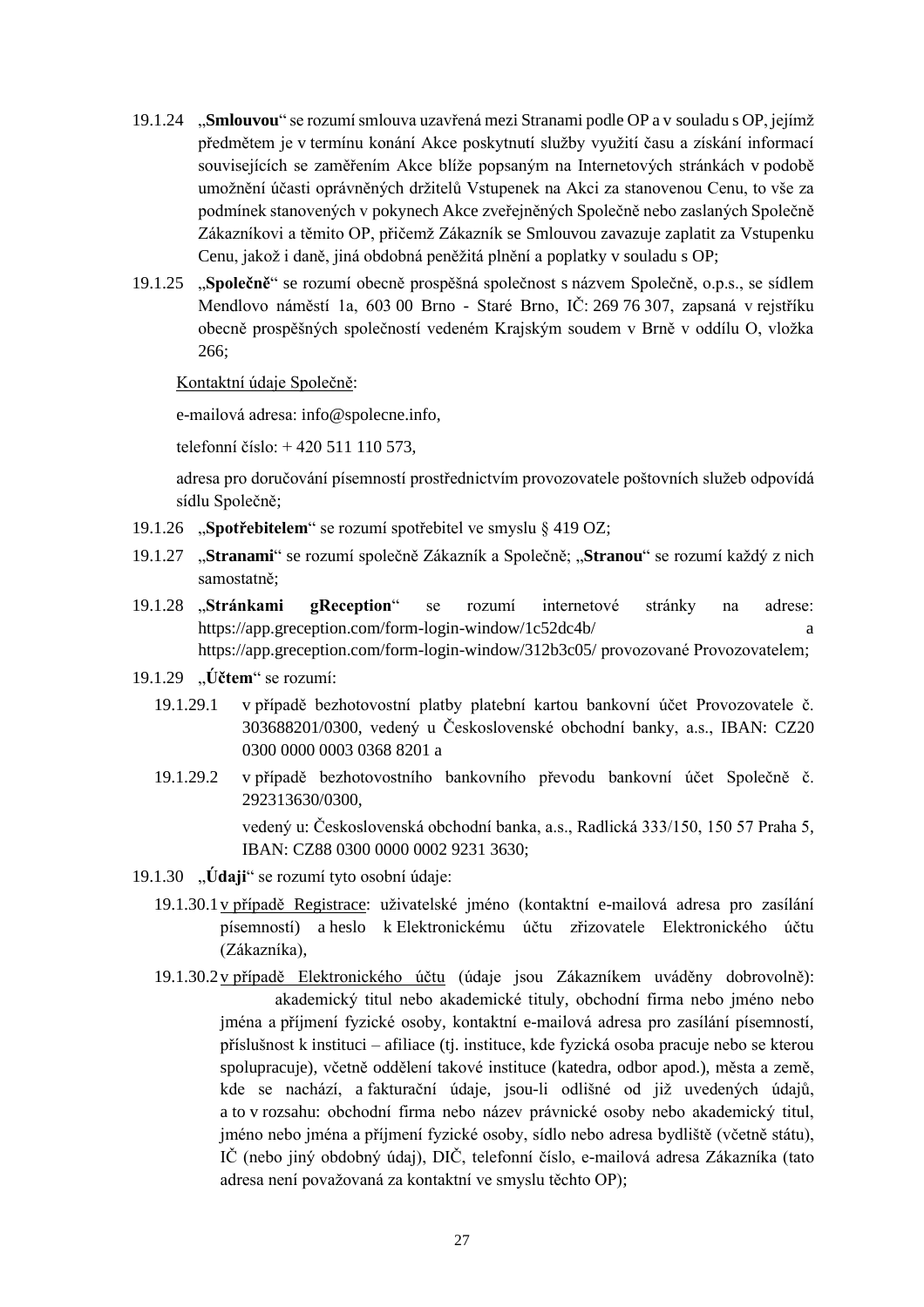19.1.24 „**Smlouvou**“ se rozumí smlouva uzavřená mezi Stranami podle OP a v souladu s OP, jejímž předmětem je v termínu konání Akce poskytnutí služby využití času a získání informací souvisejících se zaměřením Akce blíže popsaným na Internetových stránkách v podobě umožnění účasti oprávněných držitelů Vstupenek na Akci za stanovenou Cenu, to vše za podmínek stanovených v pokynech Akce zveřejněných Společně nebo zaslaných Společně Zákazníkovi a těmito OP, přičemž Zákazník se Smlouvou zavazuje zaplatit za Vstupenku Cenu, jakož i daně, jiná obdobná peněžitá plnění a poplatky v souladu s OP;

19.1.25 „**Společně**“ se rozumí obecně prospěšná společnost s názvem Společně, o.p.s., se sídlem Mendlovo náměstí 1a, 603 00 Brno - Staré Brno, IČ: 269 76 307, zapsaná v rejstříku obecně prospěšných společností vedeném Krajským soudem v Brně v oddílu O, vložka 266;

<u>Kontaktní údaje Společně</u>:

e-mailová adresa: info@spolecne.info,

telefonní číslo: + 420 511 110 573,

adresa pro doručování písemností prostřednictvím provozovatele poštovních služeb odpovídá sídlu Společně;

19.1.26 „**Spotřebitelem**“ se rozumí spotřebitel ve smyslu § 419 OZ;

19.1.27 „**Stranami**“ se rozumí společně Zákazník a Společně; „**Stranou**“ se rozumí každý z nich samostatně;

19.1.28 „**Stránkami gReception**“ se rozumí internetové stránky na adrese: https://app.greception.com/form-login-window/1c52dc4b/ a https://app.greception.com/form-login-window/312b3c05/ provozované Provozovatelem;

19.1.29 „**Účtem**“ se rozumí:

19.1.29.1 v případě bezhotovostní platby platební kartou bankovní účet Provozovatele č. 303688201/0300, vedený u Československé obchodní banky, a.s., IBAN: CZ20 0300 0000 0003 0368 8201 a

19.1.29.2 v případě bezhotovostního bankovního převodu bankovní účet Společně č. 292313630/0300,

vedený u: Československá obchodní banka, a.s., Radlická 333/150, 150 57 Praha 5, IBAN: CZ88 0300 0000 0002 9231 3630;

19.1.30 „**Údaji**“ se rozumí tyto osobní údaje:

19.1.30.1 <u>v případě Registrace</u>: uživatelské jméno (kontaktní e-mailová adresa pro zasílání písemností) a heslo k Elektronickému účtu zřizovatele Elektronického účtu (Zákazníka),

19.1.30.2 <u>v případě Elektronického účtu</u> (údaje jsou Zákazníkem uváděny dobrovolně): akademický titul nebo akademické tituly, obchodní firma nebo jméno nebo jména a příjmení fyzické osoby, kontaktní e-mailová adresa pro zasílání písemností, příslušnost k instituci – afiliace (tj. instituce, kde fyzická osoba pracuje nebo se kterou spolupracuje), včetně oddělení takové instituce (katedra, odbor apod.), města a země, kde se nachází, a fakturační údaje, jsou-li odlišné od již uvedených údajů, a to v rozsahu: obchodní firma nebo název právnické osoby nebo akademický titul, jméno nebo jména a příjmení fyzické osoby, sídlo nebo adresa bydliště (včetně státu), IČ (nebo jiný obdobný údaj), DIČ, telefonní číslo, e-mailová adresa Zákazníka (tato adresa není považovaná za kontaktní ve smyslu těchto OP);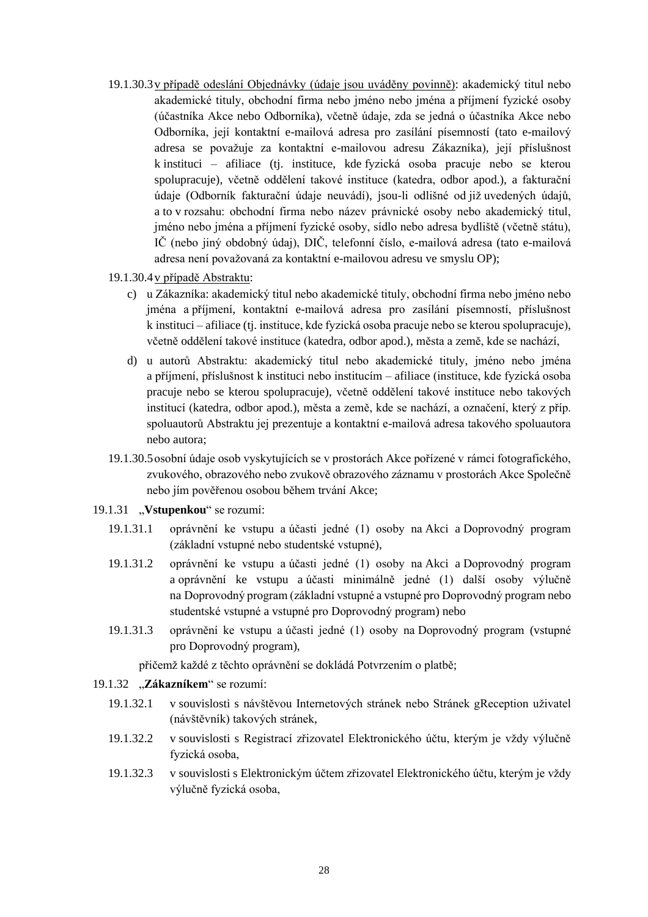19.1.30.3 <u>v případě odeslání Objednávky (údaje jsou uváděny povinně)</u>: akademický titul nebo akademické tituly, obchodní firma nebo jméno nebo jména a příjmení fyzické osoby (účastníka Akce nebo Odborníka), včetně údaje, zda se jedná o účastníka Akce nebo Odborníka, její kontaktní e-mailová adresa pro zasílání písemností (tato e-mailový adresa se považuje za kontaktní e-mailovou adresu Zákazníka), její příslušnost k instituci – afiliace (tj. instituce, kde fyzická osoba pracuje nebo se kterou spolupracuje), včetně oddělení takové instituce (katedra, odbor apod.), a fakturační údaje (Odborník fakturační údaje neuvádí), jsou-li odlišné od již uvedených údajů, a to v rozsahu: obchodní firma nebo název právnické osoby nebo akademický titul, jméno nebo jména a příjmení fyzické osoby, sídlo nebo adresa bydliště (včetně státu), IČ (nebo jiný obdobný údaj), DIČ, telefonní číslo, e-mailová adresa (tato e-mailová adresa není považována za kontaktní e-mailovou adresu ve smyslu OP);

19.1.30.4 <u>v případě Abstraktu</u>:

c) u Zákazníka: akademický titul nebo akademické tituly, obchodní firma nebo jméno nebo jména a příjmení, kontaktní e-mailová adresa pro zasílání písemností, příslušnost k instituci – afiliace (tj. instituce, kde fyzická osoba pracuje nebo se kterou spolupracuje), včetně oddělení takové instituce (katedra, odbor apod.), města a země, kde se nachází,

d) u autorů Abstraktu: akademický titul nebo akademické tituly, jméno nebo jména a příjmení, příslušnost k instituci nebo institucím – afiliace (instituce, kde fyzická osoba pracuje nebo se kterou spolupracuje), včetně oddělení takové instituce nebo takových institucí (katedra, odbor apod.), města a země, kde se nachází, a označení, který z příp. spoluautorů Abstraktu jej prezentuje a kontaktní e-mailová adresa takového spoluautora nebo autora;

19.1.30.5 osobní údaje osob vyskytujících se v prostorách Akce pořízené v rámci fotografického, zvukového, obrazového nebo zvukově obrazového záznamu v prostorách Akce Společně nebo jím pověřenou osobou během trvání Akce;

19.1.31 „**Vstupenkou**" se rozumí:

19.1.31.1 oprávnění ke vstupu a účasti jedné (1) osoby na Akci a Doprovodný program (základní vstupné nebo studentské vstupné),

19.1.31.2 oprávnění ke vstupu a účasti jedné (1) osoby na Akci a Doprovodný program a oprávnění ke vstupu a účasti minimálně jedné (1) další osoby výlučně na Doprovodný program (základní vstupné a vstupné pro Doprovodný program nebo studentské vstupné a vstupné pro Doprovodný program) nebo

19.1.31.3 oprávnění ke vstupu a účasti jedné (1) osoby na Doprovodný program (vstupné pro Doprovodný program),

přičemž každé z těchto oprávnění se dokládá Potvrzením o platbě;

19.1.32 „**Zákazníkem**" se rozumí:

19.1.32.1 v souvislosti s návštěvou Internetových stránek nebo Stránek gReception uživatel (návštěvník) takových stránek,

19.1.32.2 v souvislosti s Registrací zřizovatel Elektronického účtu, kterým je vždy výlučně fyzická osoba,

19.1.32.3 v souvislosti s Elektronickým účtem zřizovatel Elektronického účtu, kterým je vždy výlučně fyzická osoba,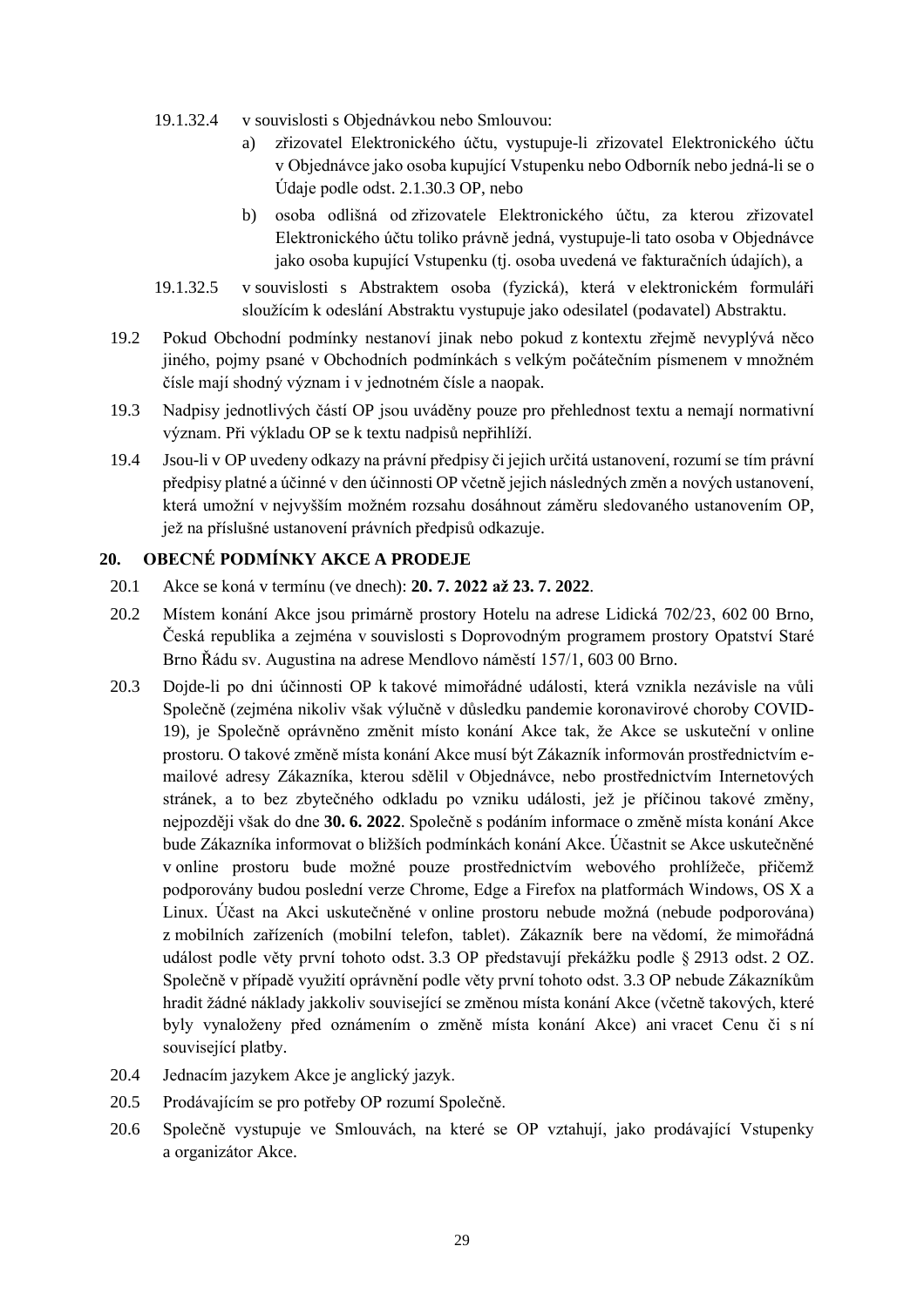19.1.32.4 v souvislosti s Objednávkou nebo Smlouvou:

a) zřizovatel Elektronického účtu, vystupuje-li zřizovatel Elektronického účtu v Objednávce jako osoba kupující Vstupenku nebo Odborník nebo jedná-li se o Údaje podle odst. 2.1.30.3 OP, nebo

b) osoba odlišná od zřizovatele Elektronického účtu, za kterou zřizovatel Elektronického účtu toliko právně jedná, vystupuje-li tato osoba v Objednávce jako osoba kupující Vstupenku (tj. osoba uvedená ve fakturačních údajích), a

19.1.32.5 v souvislosti s Abstraktem osoba (fyzická), která v elektronickém formuláři sloužícím k odeslání Abstraktu vystupuje jako odesilatel (podavatel) Abstraktu.

19.2 Pokud Obchodní podmínky nestanoví jinak nebo pokud z kontextu zřejmě nevyplývá něco jiného, pojmy psané v Obchodních podmínkách s velkým počátečním písmenem v množném čísle mají shodný význam i v jednotném čísle a naopak.

19.3 Nadpisy jednotlivých částí OP jsou uváděny pouze pro přehlednost textu a nemají normativní význam. Při výkladu OP se k textu nadpisů nepřihlíží.

19.4 Jsou-li v OP uvedeny odkazy na právní předpisy či jejich určitá ustanovení, rozumí se tím právní předpisy platné a účinné v den účinnosti OP včetně jejich následných změn a nových ustanovení, která umožní v nejvyšším možném rozsahu dosáhnout záměru sledovaného ustanovením OP, jež na příslušné ustanovení právních předpisů odkazuje.

## 20. OBECNÉ PODMÍNKY AKCE A PRODEJE

20.1 Akce se koná v termínu (ve dnech): **20. 7. 2022 až 23. 7. 2022**.

20.2 Místem konání Akce jsou primárně prostory Hotelu na adrese Lidická 702/23, 602 00 Brno, Česká republika a zejména v souvislosti s Doprovodným programem prostory Opatství Staré Brno Řádu sv. Augustina na adrese Mendlovo náměstí 157/1, 603 00 Brno.

20.3 Dojde-li po dni účinnosti OP k takové mimořádné události, která vznikla nezávisle na vůli Společně (zejména nikoliv však výlučně v důsledku pandemie koronavirové choroby COVID-19), je Společně oprávněno změnit místo konání Akce tak, že Akce se uskuteční v online prostoru. O takové změně místa konání Akce musí být Zákazník informován prostřednictvím e-mailové adresy Zákazníka, kterou sdělil v Objednávce, nebo prostřednictvím Internetových stránek, a to bez zbytečného odkladu po vzniku události, jež je příčinou takové změny, nejpozději však do dne **30. 6. 2022**. Společně s podáním informace o změně místa konání Akce bude Zákazníka informovat o bližších podmínkách konání Akce. Účastnit se Akce uskutečněné v online prostoru bude možné pouze prostřednictvím webového prohlížeče, přičemž podporovány budou poslední verze Chrome, Edge a Firefox na platformách Windows, OS X a Linux. Účast na Akci uskutečněné v online prostoru nebude možná (nebude podporována) z mobilních zařízení (mobilní telefon, tablet). Zákazník bere na vědomí, že mimořádná událost podle věty první tohoto odst. 3.3 OP představují překážku podle § 2913 odst. 2 OZ. Společně v případě využití oprávnění podle věty první tohoto odst. 3.3 OP nebude Zákazníkům hradit žádné náklady jakkoliv související se změnou místa konání Akce (včetně takových, které byly vynaloženy před oznámením o změně místa konání Akce) ani vracet Cenu či s ní související platby.

20.4 Jednacím jazykem Akce je anglický jazyk.

20.5 Prodávajícím se pro potřeby OP rozumí Společně.

20.6 Společně vystupuje ve Smlouvách, na které se OP vztahují, jako prodávající Vstupenky a organizátor Akce.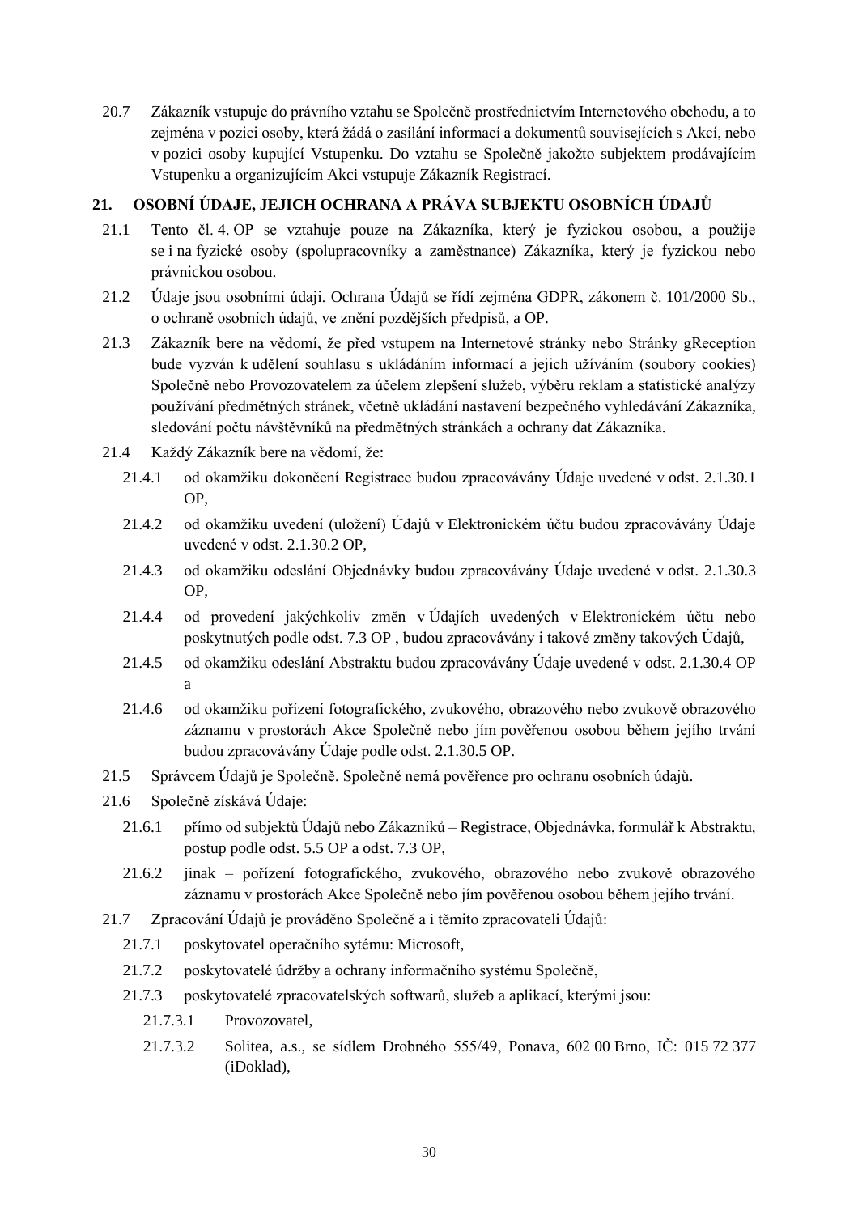20.7 Zákazník vstupuje do právního vztahu se Společně prostřednictvím Internetového obchodu, a to zejména v pozici osoby, která žádá o zasílání informací a dokumentů souvisejících s Akcí, nebo v pozici osoby kupující Vstupenku. Do vztahu se Společně jakožto subjektem prodávajícím Vstupenku a organizujícím Akci vstupuje Zákazník Registrací.

## 21. OSOBNÍ ÚDAJE, JEJICH OCHRANA A PRÁVA SUBJEKTU OSOBNÍCH ÚDAJŮ

21.1 Tento čl. 4. OP se vztahuje pouze na Zákazníka, který je fyzickou osobou, a použije se i na fyzické osoby (spolupracovníky a zaměstnance) Zákazníka, který je fyzickou nebo právnickou osobou.

21.2 Údaje jsou osobními údaji. Ochrana Údajů se řídí zejména GDPR, zákonem č. 101/2000 Sb., o ochraně osobních údajů, ve znění pozdějších předpisů, a OP.

21.3 Zákazník bere na vědomí, že před vstupem na Internetové stránky nebo Stránky gReception bude vyzván k udělení souhlasu s ukládáním informací a jejich užíváním (soubory cookies) Společně nebo Provozovatelem za účelem zlepšení služeb, výběru reklam a statistické analýzy používání předmětných stránek, včetně ukládání nastavení bezpečného vyhledávání Zákazníka, sledování počtu návštěvníků na předmětných stránkách a ochrany dat Zákazníka.

21.4 Každý Zákazník bere na vědomí, že:

21.4.1 od okamžiku dokončení Registrace budou zpracovávány Údaje uvedené v odst. 2.1.30.1 OP,

21.4.2 od okamžiku uvedení (uložení) Údajů v Elektronickém účtu budou zpracovávány Údaje uvedené v odst. 2.1.30.2 OP,

21.4.3 od okamžiku odeslání Objednávky budou zpracovávány Údaje uvedené v odst. 2.1.30.3 OP,

21.4.4 od provedení jakýchkoliv změn v Údajích uvedených v Elektronickém účtu nebo poskytnutých podle odst. 7.3 OP , budou zpracovávány i takové změny takových Údajů,

21.4.5 od okamžiku odeslání Abstraktu budou zpracovávány Údaje uvedené v odst. 2.1.30.4 OP a

21.4.6 od okamžiku pořízení fotografického, zvukového, obrazového nebo zvukově obrazového záznamu v prostorách Akce Společně nebo jím pověřenou osobou během jejího trvání budou zpracovávány Údaje podle odst. 2.1.30.5 OP.

21.5 Správcem Údajů je Společně. Společně nemá pověřence pro ochranu osobních údajů.

21.6 Společně získává Údaje:

21.6.1 přímo od subjektů Údajů nebo Zákazníků – Registrace, Objednávka, formulář k Abstraktu, postup podle odst. 5.5 OP a odst. 7.3 OP,

21.6.2 jinak – pořízení fotografického, zvukového, obrazového nebo zvukově obrazového záznamu v prostorách Akce Společně nebo jím pověřenou osobou během jejího trvání.

21.7 Zpracování Údajů je prováděno Společně a i těmito zpracovateli Údajů:

21.7.1 poskytovatel operačního sytému: Microsoft,

21.7.2 poskytovatelé údržby a ochrany informačního systému Společně,

21.7.3 poskytovatelé zpracovatelských softwarů, služeb a aplikací, kterými jsou:

21.7.3.1 Provozovatel,

21.7.3.2 Solitea, a.s., se sídlem Drobného 555/49, Ponava, 602 00 Brno, IČ: 015 72 377 (iDoklad),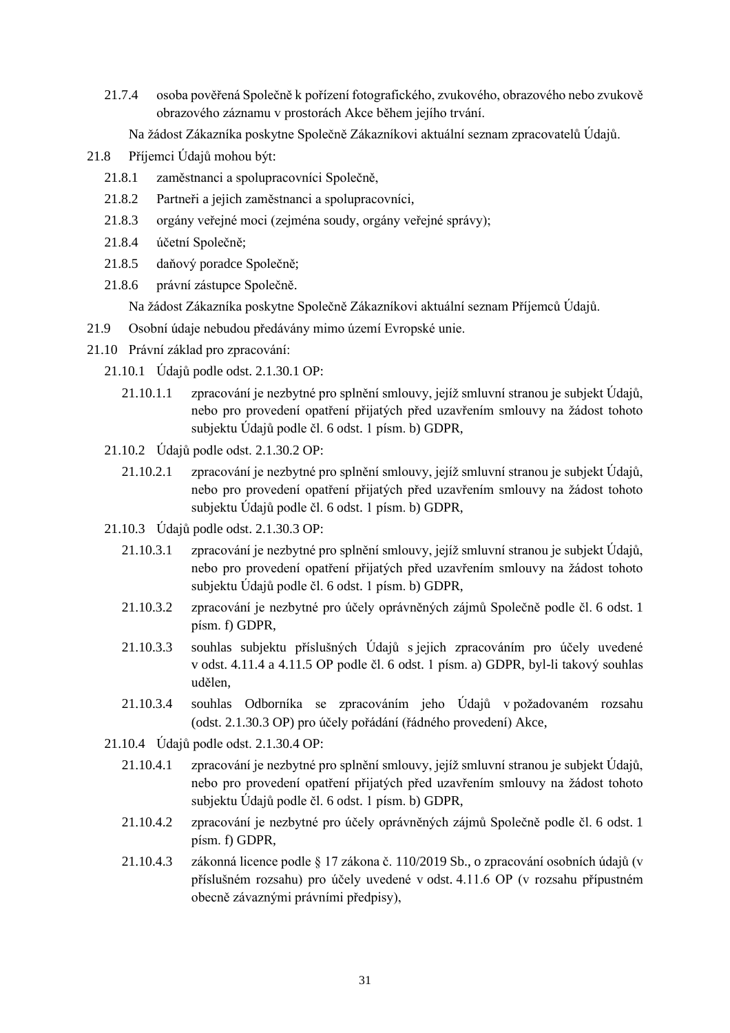21.7.4 osoba pověřená Společně k pořízení fotografického, zvukového, obrazového nebo zvukově obrazového záznamu v prostorách Akce během jejího trvání.

Na žádost Zákazníka poskytne Společně Zákazníkovi aktuální seznam zpracovatelů Údajů.

21.8 Příjemci Údajů mohou být:

21.8.1 zaměstnanci a spolupracovníci Společně,

21.8.2 Partneři a jejich zaměstnanci a spolupracovníci,

21.8.3 orgány veřejné moci (zejména soudy, orgány veřejné správy);

21.8.4 účetní Společně;

21.8.5 daňový poradce Společně;

21.8.6 právní zástupce Společně.

Na žádost Zákazníka poskytne Společně Zákazníkovi aktuální seznam Příjemců Údajů.

21.9 Osobní údaje nebudou předávány mimo území Evropské unie.

21.10 Právní základ pro zpracování:

21.10.1 Údajů podle odst. 2.1.30.1 OP:

21.10.1.1 zpracování je nezbytné pro splnění smlouvy, jejíž smluvní stranou je subjekt Údajů, nebo pro provedení opatření přijatých před uzavřením smlouvy na žádost tohoto subjektu Údajů podle čl. 6 odst. 1 písm. b) GDPR,

21.10.2 Údajů podle odst. 2.1.30.2 OP:

21.10.2.1 zpracování je nezbytné pro splnění smlouvy, jejíž smluvní stranou je subjekt Údajů, nebo pro provedení opatření přijatých před uzavřením smlouvy na žádost tohoto subjektu Údajů podle čl. 6 odst. 1 písm. b) GDPR,

21.10.3 Údajů podle odst. 2.1.30.3 OP:

21.10.3.1 zpracování je nezbytné pro splnění smlouvy, jejíž smluvní stranou je subjekt Údajů, nebo pro provedení opatření přijatých před uzavřením smlouvy na žádost tohoto subjektu Údajů podle čl. 6 odst. 1 písm. b) GDPR,

21.10.3.2 zpracování je nezbytné pro účely oprávněných zájmů Společně podle čl. 6 odst. 1 písm. f) GDPR,

21.10.3.3 souhlas subjektu příslušných Údajů s jejich zpracováním pro účely uvedené v odst. 4.11.4 a 4.11.5 OP podle čl. 6 odst. 1 písm. a) GDPR, byl-li takový souhlas udělen,

21.10.3.4 souhlas Odborníka se zpracováním jeho Údajů v požadovaném rozsahu (odst. 2.1.30.3 OP) pro účely pořádání (řádného provedení) Akce,

21.10.4 Údajů podle odst. 2.1.30.4 OP:

21.10.4.1 zpracování je nezbytné pro splnění smlouvy, jejíž smluvní stranou je subjekt Údajů, nebo pro provedení opatření přijatých před uzavřením smlouvy na žádost tohoto subjektu Údajů podle čl. 6 odst. 1 písm. b) GDPR,

21.10.4.2 zpracování je nezbytné pro účely oprávněných zájmů Společně podle čl. 6 odst. 1 písm. f) GDPR,

21.10.4.3 zákonná licence podle § 17 zákona č. 110/2019 Sb., o zpracování osobních údajů (v příslušném rozsahu) pro účely uvedené v odst. 4.11.6 OP (v rozsahu přípustném obecně závaznými právními předpisy),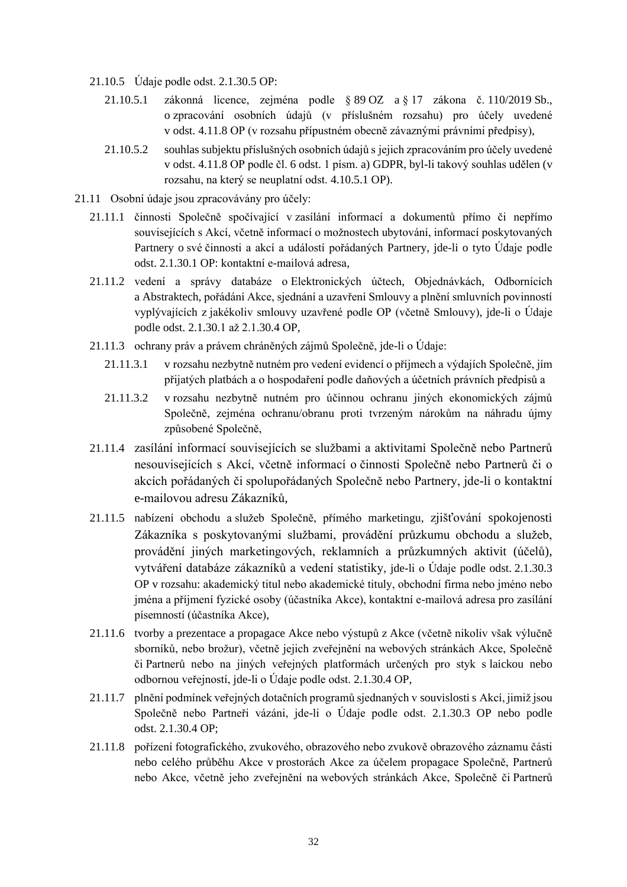21.10.5 Údaje podle odst. 2.1.30.5 OP:

21.10.5.1 zákonná licence, zejména podle § 89 OZ a § 17 zákona č. 110/2019 Sb., o zpracování osobních údajů (v příslušném rozsahu) pro účely uvedené v odst. 4.11.8 OP (v rozsahu přípustném obecně závaznými právními předpisy),

21.10.5.2 souhlas subjektu příslušných osobních údajů s jejich zpracováním pro účely uvedené v odst. 4.11.8 OP podle čl. 6 odst. 1 písm. a) GDPR, byl-li takový souhlas udělen (v rozsahu, na který se neuplatní odst. 4.10.5.1 OP).

21.11 Osobní údaje jsou zpracovávány pro účely:

21.11.1 činnosti Společně spočívající v zasílání informací a dokumentů přímo či nepřímo souvisejících s Akcí, včetně informací o možnostech ubytování, informací poskytovaných Partnery o své činnosti a akcí a událostí pořádaných Partnery, jde-li o tyto Údaje podle odst. 2.1.30.1 OP: kontaktní e-mailová adresa,

21.11.2 vedení a správy databáze o Elektronických účtech, Objednávkách, Odbornících a Abstraktech, pořádání Akce, sjednání a uzavření Smlouvy a plnění smluvních povinností vyplývajících z jakékoliv smlouvy uzavřené podle OP (včetně Smlouvy), jde-li o Údaje podle odst. 2.1.30.1 až 2.1.30.4 OP,

21.11.3 ochrany práv a právem chráněných zájmů Společně, jde-li o Údaje:

21.11.3.1 v rozsahu nezbytně nutném pro vedení evidencí o příjmech a výdajích Společně, jím přijatých platbách a o hospodaření podle daňových a účetních právních předpisů a

21.11.3.2 v rozsahu nezbytně nutném pro účinnou ochranu jiných ekonomických zájmů Společně, zejména ochranu/obranu proti tvrzeným nárokům na náhradu újmy způsobené Společně,

21.11.4 zasílání informací souvisejících se službami a aktivitami Společně nebo Partnerů nesouvisejících s Akcí, včetně informací o činnosti Společně nebo Partnerů či o akcích pořádaných či spolupořádaných Společně nebo Partnery, jde-li o kontaktní e-mailovou adresu Zákazníků,

21.11.5 nabízení obchodu a služeb Společně, přímého marketingu, zjišťování spokojenosti Zákazníka s poskytovanými službami, provádění průzkumu obchodu a služeb, provádění jiných marketingových, reklamních a průzkumných aktivit (účelů), vytváření databáze zákazníků a vedení statistiky, jde-li o Údaje podle odst. 2.1.30.3 OP v rozsahu: akademický titul nebo akademické tituly, obchodní firma nebo jméno nebo jména a příjmení fyzické osoby (účastníka Akce), kontaktní e-mailová adresa pro zasílání písemností (účastníka Akce),

21.11.6 tvorby a prezentace a propagace Akce nebo výstupů z Akce (včetně nikoliv však výlučně sborníků, nebo brožur), včetně jejich zveřejnění na webových stránkách Akce, Společně či Partnerů nebo na jiných veřejných platformách určených pro styk s laickou nebo odbornou veřejností, jde-li o Údaje podle odst. 2.1.30.4 OP,

21.11.7 plnění podmínek veřejných dotačních programů sjednaných v souvislosti s Akcí, jimiž jsou Společně nebo Partneři vázáni, jde-li o Údaje podle odst. 2.1.30.3 OP nebo podle odst. 2.1.30.4 OP;

21.11.8 pořízení fotografického, zvukového, obrazového nebo zvukově obrazového záznamu části nebo celého průběhu Akce v prostorách Akce za účelem propagace Společně, Partnerů nebo Akce, včetně jeho zveřejnění na webových stránkách Akce, Společně či Partnerů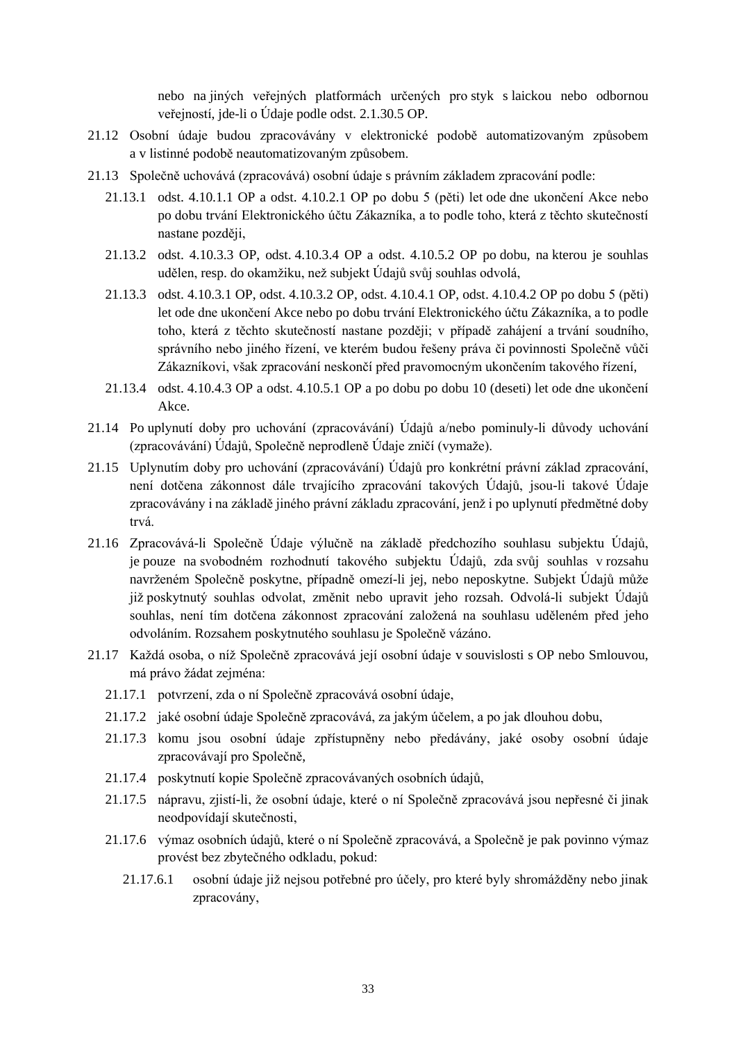nebo na jiných veřejných platformách určených pro styk s laickou nebo odbornou veřejností, jde-li o Údaje podle odst. 2.1.30.5 OP.

21.12 Osobní údaje budou zpracovávány v elektronické podobě automatizovaným způsobem a v listinné podobě neautomatizovaným způsobem.

21.13 Společně uchovává (zpracovává) osobní údaje s právním základem zpracování podle:

21.13.1 odst. 4.10.1.1 OP a odst. 4.10.2.1 OP po dobu 5 (pěti) let ode dne ukončení Akce nebo po dobu trvání Elektronického účtu Zákazníka, a to podle toho, která z těchto skutečností nastane později,

21.13.2 odst. 4.10.3.3 OP, odst. 4.10.3.4 OP a odst. 4.10.5.2 OP po dobu, na kterou je souhlas udělen, resp. do okamžiku, než subjekt Údajů svůj souhlas odvolá,

21.13.3 odst. 4.10.3.1 OP, odst. 4.10.3.2 OP, odst. 4.10.4.1 OP, odst. 4.10.4.2 OP po dobu 5 (pěti) let ode dne ukončení Akce nebo po dobu trvání Elektronického účtu Zákazníka, a to podle toho, která z těchto skutečností nastane později; v případě zahájení a trvání soudního, správního nebo jiného řízení, ve kterém budou řešeny práva či povinnosti Společně vůči Zákazníkovi, však zpracování neskončí před pravomocným ukončením takového řízení,

21.13.4 odst. 4.10.4.3 OP a odst. 4.10.5.1 OP a po dobu po dobu 10 (deseti) let ode dne ukončení Akce.

21.14 Po uplynutí doby pro uchování (zpracovávání) Údajů a/nebo pominuly-li důvody uchování (zpracovávání) Údajů, Společně neprodleně Údaje zničí (vymaže).

21.15 Uplynutím doby pro uchování (zpracovávání) Údajů pro konkrétní právní základ zpracování, není dotčena zákonnost dále trvajícího zpracování takových Údajů, jsou-li takové Údaje zpracovávány i na základě jiného právní základu zpracování, jenž i po uplynutí předmětné doby trvá.

21.16 Zpracovává-li Společně Údaje výlučně na základě předchozího souhlasu subjektu Údajů, je pouze na svobodném rozhodnutí takového subjektu Údajů, zda svůj souhlas v rozsahu navrženém Společně poskytne, případně omezí-li jej, nebo neposkytne. Subjekt Údajů může již poskytnutý souhlas odvolat, změnit nebo upravit jeho rozsah. Odvolá-li subjekt Údajů souhlas, není tím dotčena zákonnost zpracování založená na souhlasu uděleném před jeho odvoláním. Rozsahem poskytnutého souhlasu je Společně vázáno.

21.17 Každá osoba, o níž Společně zpracovává její osobní údaje v souvislosti s OP nebo Smlouvou, má právo žádat zejména:

21.17.1 potvrzení, zda o ní Společně zpracovává osobní údaje,

21.17.2 jaké osobní údaje Společně zpracovává, za jakým účelem, a po jak dlouhou dobu,

21.17.3 komu jsou osobní údaje zpřístupněny nebo předávány, jaké osoby osobní údaje zpracovávají pro Společně,

21.17.4 poskytnutí kopie Společně zpracovávaných osobních údajů,

21.17.5 nápravu, zjistí-li, že osobní údaje, které o ní Společně zpracovává jsou nepřesné či jinak neodpovídají skutečnosti,

21.17.6 výmaz osobních údajů, které o ní Společně zpracovává, a Společně je pak povinno výmaz provést bez zbytečného odkladu, pokud:

21.17.6.1 osobní údaje již nejsou potřebné pro účely, pro které byly shromážděny nebo jinak zpracovány,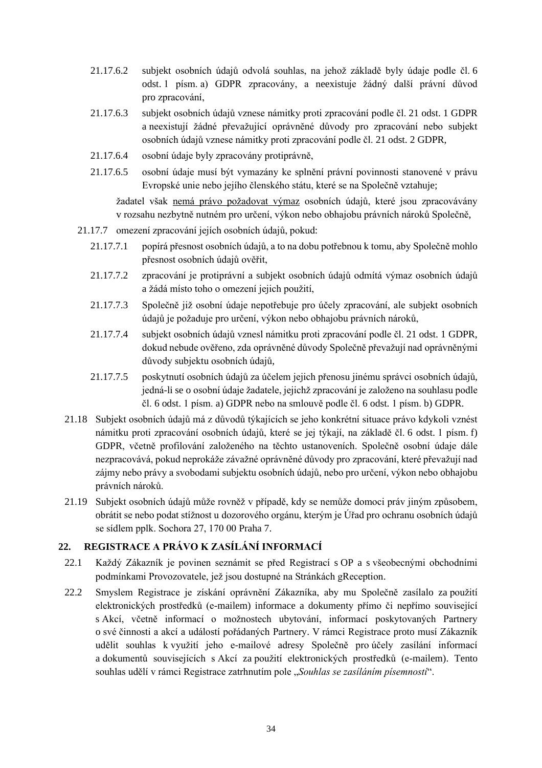21.17.6.2 subjekt osobních údajů odvolá souhlas, na jehož základě byly údaje podle čl. 6 odst. 1 písm. a) GDPR zpracovány, a neexistuje žádný další právní důvod pro zpracování,

21.17.6.3 subjekt osobních údajů vznese námitky proti zpracování podle čl. 21 odst. 1 GDPR a neexistují žádné převažující oprávněné důvody pro zpracování nebo subjekt osobních údajů vznese námitky proti zpracování podle čl. 21 odst. 2 GDPR,

21.17.6.4 osobní údaje byly zpracovány protiprávně,

21.17.6.5 osobní údaje musí být vymazány ke splnění právní povinnosti stanovené v právu Evropské unie nebo jejího členského státu, které se na Společně vztahuje;

žadatel však <u>nemá právo požadovat výmaz</u> osobních údajů, které jsou zpracovávány v rozsahu nezbytně nutném pro určení, výkon nebo obhajobu právních nároků Společně,

21.17.7 omezení zpracování jejích osobních údajů, pokud:

21.17.7.1 popírá přesnost osobních údajů, a to na dobu potřebnou k tomu, aby Společně mohlo přesnost osobních údajů ověřit,

21.17.7.2 zpracování je protiprávní a subjekt osobních údajů odmítá výmaz osobních údajů a žádá místo toho o omezení jejich použití,

21.17.7.3 Společně již osobní údaje nepotřebuje pro účely zpracování, ale subjekt osobních údajů je požaduje pro určení, výkon nebo obhajobu právních nároků,

21.17.7.4 subjekt osobních údajů vznesl námitku proti zpracování podle čl. 21 odst. 1 GDPR, dokud nebude ověřeno, zda oprávněné důvody Společně převažují nad oprávněnými důvody subjektu osobních údajů,

21.17.7.5 poskytnutí osobních údajů za účelem jejich přenosu jinému správci osobních údajů, jedná-li se o osobní údaje žadatele, jejichž zpracování je založeno na souhlasu podle čl. 6 odst. 1 písm. a) GDPR nebo na smlouvě podle čl. 6 odst. 1 písm. b) GDPR.

21.18 Subjekt osobních údajů má z důvodů týkajících se jeho konkrétní situace právo kdykoli vznést námitku proti zpracování osobních údajů, které se jej týkají, na základě čl. 6 odst. 1 písm. f) GDPR, včetně profilování založeného na těchto ustanoveních. Společně osobní údaje dále nezpracovává, pokud neprokáže závažné oprávněné důvody pro zpracování, které převažují nad zájmy nebo právy a svobodami subjektu osobních údajů, nebo pro určení, výkon nebo obhajobu právních nároků.

21.19 Subjekt osobních údajů může rovněž v případě, kdy se nemůže domoci práv jiným způsobem, obrátit se nebo podat stížnost u dozorového orgánu, kterým je Úřad pro ochranu osobních údajů se sídlem pplk. Sochora 27, 170 00 Praha 7.

## 22. REGISTRACE A PRÁVO K ZASÍLÁNÍ INFORMACÍ

22.1 Každý Zákazník je povinen seznámit se před Registrací s OP a s všeobecnými obchodními podmínkami Provozovatele, jež jsou dostupné na Stránkách gReception.

22.2 Smyslem Registrace je získání oprávnění Zákazníka, aby mu Společně zasílalo za použití elektronických prostředků (e-mailem) informace a dokumenty přímo či nepřímo související s Akcí, včetně informací o možnostech ubytování, informací poskytovaných Partnery o své činnosti a akcí a událostí pořádaných Partnery. V rámci Registrace proto musí Zákazník udělit souhlas k využití jeho e-mailové adresy Společně pro účely zasílání informací a dokumentů souvisejících s Akcí za použití elektronických prostředků (e-mailem). Tento souhlas udělí v rámci Registrace zatrhnutím pole „*Souhlas se zasíláním písemností*“.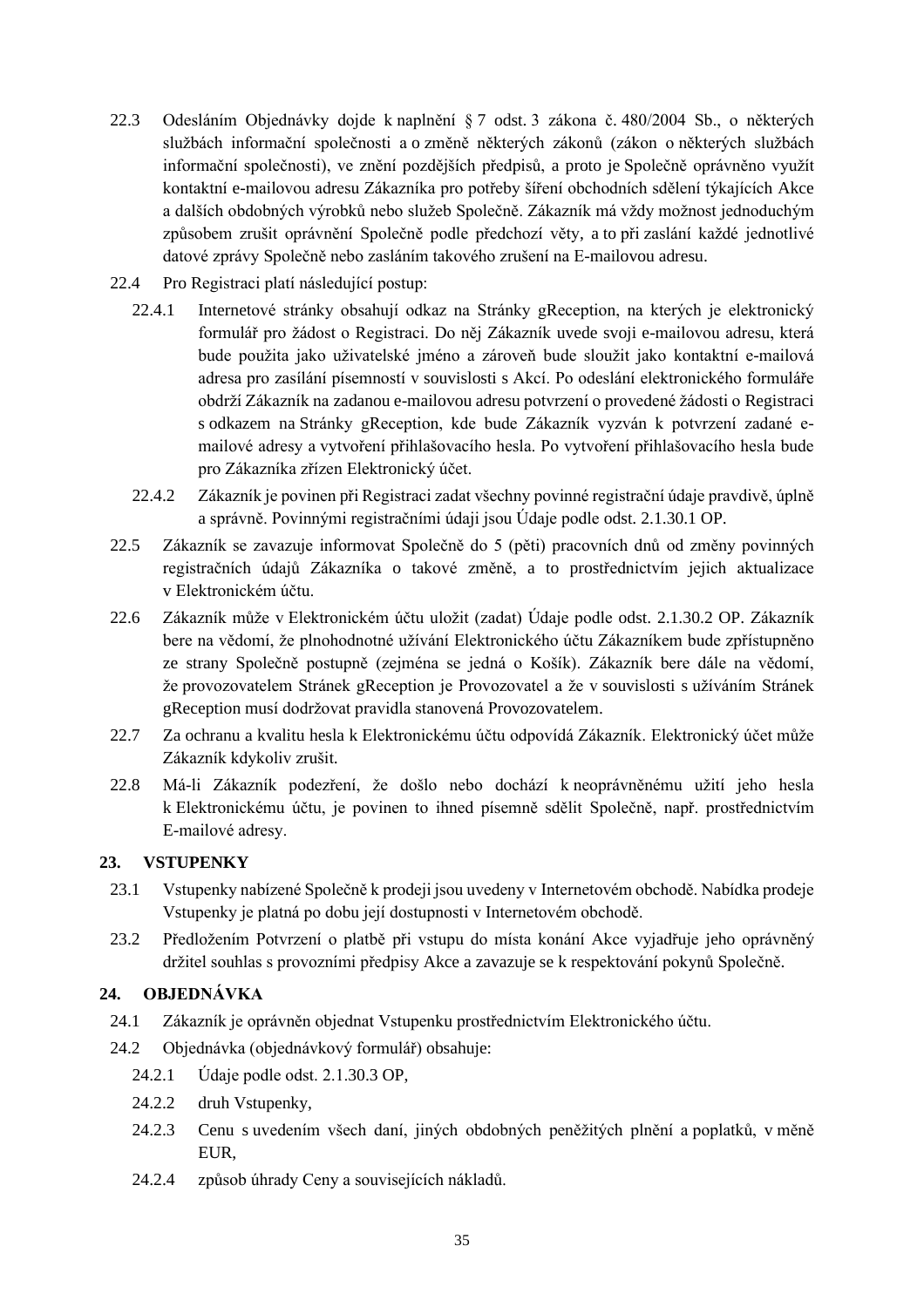22.3 Odesláním Objednávky dojde k naplnění § 7 odst. 3 zákona č. 480/2004 Sb., o některých službách informační společnosti a o změně některých zákonů (zákon o některých službách informační společnosti), ve znění pozdějších předpisů, a proto je Společně oprávněno využít kontaktní e-mailovou adresu Zákazníka pro potřeby šíření obchodních sdělení týkajících Akce a dalších obdobných výrobků nebo služeb Společně. Zákazník má vždy možnost jednoduchým způsobem zrušit oprávnění Společně podle předchozí věty, a to při zaslání každé jednotlivé datové zprávy Společně nebo zasláním takového zrušení na E-mailovou adresu.

22.4 Pro Registraci platí následující postup:

22.4.1 Internetové stránky obsahují odkaz na Stránky gReception, na kterých je elektronický formulář pro žádost o Registraci. Do něj Zákazník uvede svoji e-mailovou adresu, která bude použita jako uživatelské jméno a zároveň bude sloužit jako kontaktní e-mailová adresa pro zasílání písemností v souvislosti s Akcí. Po odeslání elektronického formuláře obdrží Zákazník na zadanou e-mailovou adresu potvrzení o provedené žádosti o Registraci s odkazem na Stránky gReception, kde bude Zákazník vyzván k potvrzení zadané e-mailové adresy a vytvoření přihlašovacího hesla. Po vytvoření přihlašovacího hesla bude pro Zákazníka zřízen Elektronický účet.

22.4.2 Zákazník je povinen při Registraci zadat všechny povinné registrační údaje pravdivě, úplně a správně. Povinnými registračními údaji jsou Údaje podle odst. 2.1.30.1 OP.

22.5 Zákazník se zavazuje informovat Společně do 5 (pěti) pracovních dnů od změny povinných registračních údajů Zákazníka o takové změně, a to prostřednictvím jejich aktualizace v Elektronickém účtu.

22.6 Zákazník může v Elektronickém účtu uložit (zadat) Údaje podle odst. 2.1.30.2 OP. Zákazník bere na vědomí, že plnohodnotné užívání Elektronického účtu Zákazníkem bude zpřístupněno ze strany Společně postupně (zejména se jedná o Košík). Zákazník bere dále na vědomí, že provozovatelem Stránek gReception je Provozovatel a že v souvislosti s užíváním Stránek gReception musí dodržovat pravidla stanovená Provozovatelem.

22.7 Za ochranu a kvalitu hesla k Elektronickému účtu odpovídá Zákazník. Elektronický účet může Zákazník kdykoliv zrušit.

22.8 Má-li Zákazník podezření, že došlo nebo dochází k neoprávněnému užití jeho hesla k Elektronickému účtu, je povinen to ihned písemně sdělit Společně, např. prostřednictvím E-mailové adresy.

## 23. VSTUPENKY

23.1 Vstupenky nabízené Společně k prodeji jsou uvedeny v Internetovém obchodě. Nabídka prodeje Vstupenky je platná po dobu její dostupnosti v Internetovém obchodě.

23.2 Předložením Potvrzení o platbě při vstupu do místa konání Akce vyjadřuje jeho oprávněný držitel souhlas s provozními předpisy Akce a zavazuje se k respektování pokynů Společně.

## 24. OBJEDNÁVKA

24.1 Zákazník je oprávněn objednat Vstupenku prostřednictvím Elektronického účtu.

24.2 Objednávka (objednávkový formulář) obsahuje:

24.2.1 Údaje podle odst. 2.1.30.3 OP,

24.2.2 druh Vstupenky,

24.2.3 Cenu s uvedením všech daní, jiných obdobných peněžitých plnění a poplatků, v měně EUR,

24.2.4 způsob úhrady Ceny a souvisejících nákladů.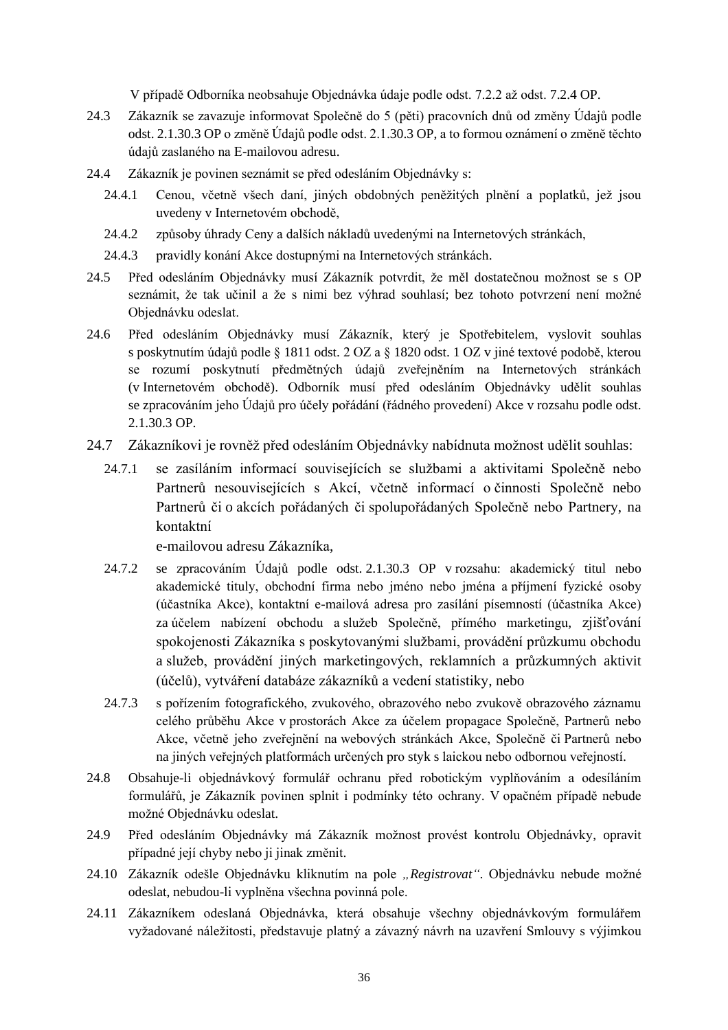V případě Odborníka neobsahuje Objednávka údaje podle odst. 7.2.2 až odst. 7.2.4 OP.

24.3 Zákazník se zavazuje informovat Společně do 5 (pěti) pracovních dnů od změny Údajů podle odst. 2.1.30.3 OP o změně Údajů podle odst. 2.1.30.3 OP, a to formou oznámení o změně těchto údajů zaslaného na E-mailovou adresu.

24.4 Zákazník je povinen seznámit se před odesláním Objednávky s:

24.4.1 Cenou, včetně všech daní, jiných obdobných peněžitých plnění a poplatků, jež jsou uvedeny v Internetovém obchodě,

24.4.2 způsoby úhrady Ceny a dalších nákladů uvedenými na Internetových stránkách,

24.4.3 pravidly konání Akce dostupnými na Internetových stránkách.

24.5 Před odesláním Objednávky musí Zákazník potvrdit, že měl dostatečnou možnost se s OP seznámit, že tak učinil a že s nimi bez výhrad souhlasí; bez tohoto potvrzení není možné Objednávku odeslat.

24.6 Před odesláním Objednávky musí Zákazník, který je Spotřebitelem, vyslovit souhlas s poskytnutím údajů podle § 1811 odst. 2 OZ a § 1820 odst. 1 OZ v jiné textové podobě, kterou se rozumí poskytnutí předmětných údajů zveřejněním na Internetových stránkách (v Internetovém obchodě). Odborník musí před odesláním Objednávky udělit souhlas se zpracováním jeho Údajů pro účely pořádání (řádného provedení) Akce v rozsahu podle odst. 2.1.30.3 OP.

24.7 Zákazníkovi je rovněž před odesláním Objednávky nabídnuta možnost udělit souhlas:

24.7.1 se zasíláním informací souvisejících se službami a aktivitami Společně nebo Partnerů nesouvisejících s Akcí, včetně informací o činnosti Společně nebo Partnerů či o akcích pořádaných či spolupořádaných Společně nebo Partnery, na kontaktní
e-mailovou adresu Zákazníka,

24.7.2 se zpracováním Údajů podle odst. 2.1.30.3 OP v rozsahu: akademický titul nebo akademické tituly, obchodní firma nebo jméno nebo jména a příjmení fyzické osoby (účastníka Akce), kontaktní e-mailová adresa pro zasílání písemností (účastníka Akce) za účelem nabízení obchodu a služeb Společně, přímého marketingu, zjišťování spokojenosti Zákazníka s poskytovanými službami, provádění průzkumu obchodu a služeb, provádění jiných marketingových, reklamních a průzkumných aktivit (účelů), vytváření databáze zákazníků a vedení statistiky, nebo

24.7.3 s pořízením fotografického, zvukového, obrazového nebo zvukově obrazového záznamu celého průběhu Akce v prostorách Akce za účelem propagace Společně, Partnerů nebo Akce, včetně jeho zveřejnění na webových stránkách Akce, Společně či Partnerů nebo na jiných veřejných platformách určených pro styk s laickou nebo odbornou veřejností.

24.8 Obsahuje-li objednávkový formulář ochranu před robotickým vyplňováním a odesíláním formulářů, je Zákazník povinen splnit i podmínky této ochrany. V opačném případě nebude možné Objednávku odeslat.

24.9 Před odesláním Objednávky má Zákazník možnost provést kontrolu Objednávky, opravit případné její chyby nebo ji jinak změnit.

24.10 Zákazník odešle Objednávku kliknutím na pole *„Registrovat"*. Objednávku nebude možné odeslat, nebudou-li vyplněna všechna povinná pole.

24.11 Zákazníkem odeslaná Objednávka, která obsahuje všechny objednávkovým formulářem vyžadované náležitosti, představuje platný a závazný návrh na uzavření Smlouvy s výjimkou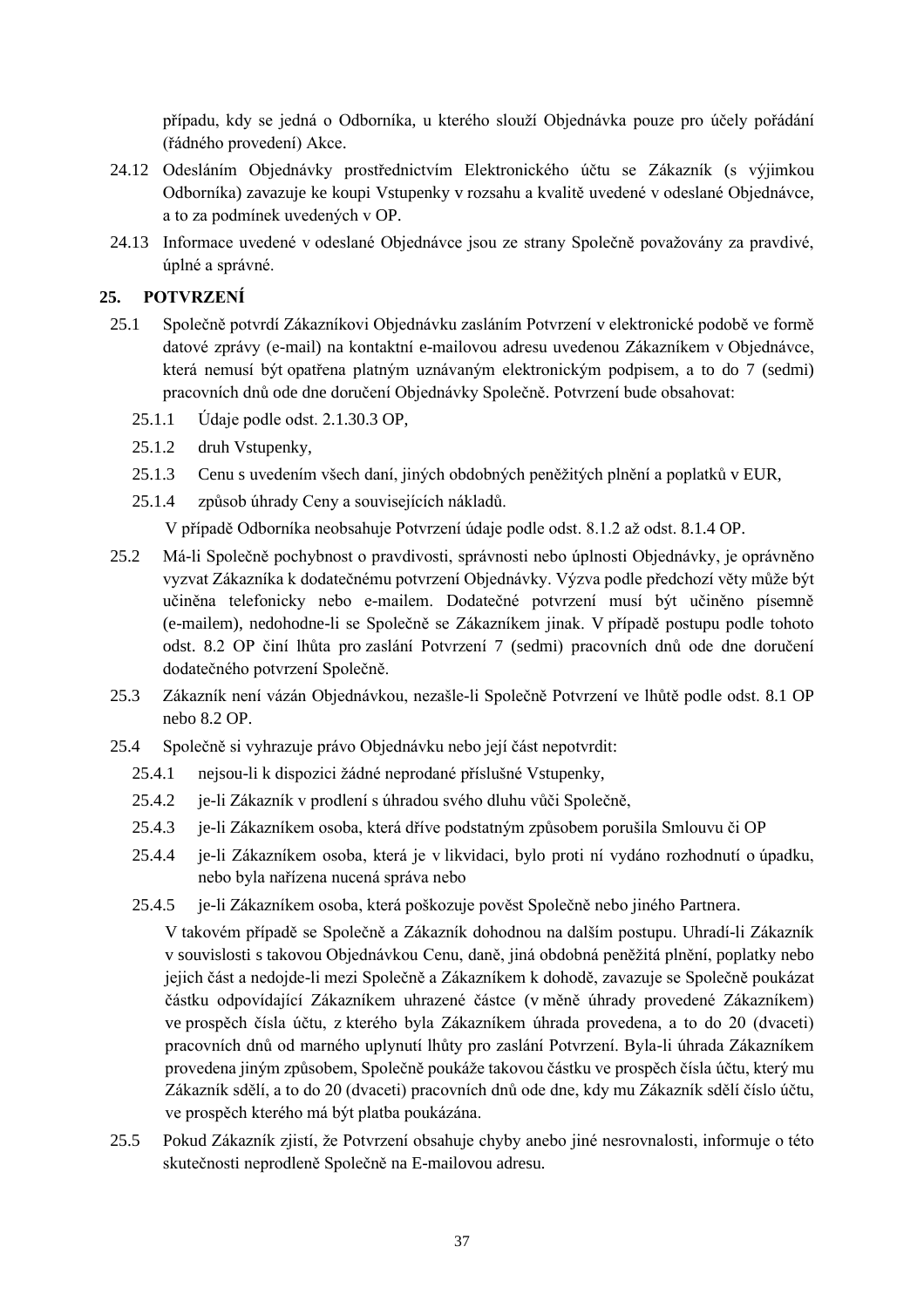případu, kdy se jedná o Odborníka, u kterého slouží Objednávka pouze pro účely pořádání (řádného provedení) Akce.

24.12 Odesláním Objednávky prostřednictvím Elektronického účtu se Zákazník (s výjimkou Odborníka) zavazuje ke koupi Vstupenky v rozsahu a kvalitě uvedené v odeslané Objednávce, a to za podmínek uvedených v OP.

24.13 Informace uvedené v odeslané Objednávce jsou ze strany Společně považovány za pravdivé, úplné a správné.

## 25. POTVRZENÍ

25.1 Společně potvrdí Zákazníkovi Objednávku zasláním Potvrzení v elektronické podobě ve formě datové zprávy (e-mail) na kontaktní e-mailovou adresu uvedenou Zákazníkem v Objednávce, která nemusí být opatřena platným uznávaným elektronickým podpisem, a to do 7 (sedmi) pracovních dnů ode dne doručení Objednávky Společně. Potvrzení bude obsahovat:

25.1.1 Údaje podle odst. 2.1.30.3 OP,

25.1.2 druh Vstupenky,

25.1.3 Cenu s uvedením všech daní, jiných obdobných peněžitých plnění a poplatků v EUR,

25.1.4 způsob úhrady Ceny a souvisejících nákladů.

V případě Odborníka neobsahuje Potvrzení údaje podle odst. 8.1.2 až odst. 8.1.4 OP.

25.2 Má-li Společně pochybnost o pravdivosti, správnosti nebo úplnosti Objednávky, je oprávněno vyzvat Zákazníka k dodatečnému potvrzení Objednávky. Výzva podle předchozí věty může být učiněna telefonicky nebo e-mailem. Dodatečné potvrzení musí být učiněno písemně (e-mailem), nedohodne-li se Společně se Zákazníkem jinak. V případě postupu podle tohoto odst. 8.2 OP činí lhůta pro zaslání Potvrzení 7 (sedmi) pracovních dnů ode dne doručení dodatečného potvrzení Společně.

25.3 Zákazník není vázán Objednávkou, nezašle-li Společně Potvrzení ve lhůtě podle odst. 8.1 OP nebo 8.2 OP.

25.4 Společně si vyhrazuje právo Objednávku nebo její část nepotvrdit:

25.4.1 nejsou-li k dispozici žádné neprodané příslušné Vstupenky,

25.4.2 je-li Zákazník v prodlení s úhradou svého dluhu vůči Společně,

25.4.3 je-li Zákazníkem osoba, která dříve podstatným způsobem porušila Smlouvu či OP

25.4.4 je-li Zákazníkem osoba, která je v likvidaci, bylo proti ní vydáno rozhodnutí o úpadku, nebo byla nařízena nucená správa nebo

25.4.5 je-li Zákazníkem osoba, která poškozuje pověst Společně nebo jiného Partnera.

V takovém případě se Společně a Zákazník dohodnou na dalším postupu. Uhradí-li Zákazník v souvislosti s takovou Objednávkou Cenu, daně, jiná obdobná peněžitá plnění, poplatky nebo jejich část a nedojde-li mezi Společně a Zákazníkem k dohodě, zavazuje se Společně poukázat částku odpovídající Zákazníkem uhrazené částce (v měně úhrady provedené Zákazníkem) ve prospěch čísla účtu, z kterého byla Zákazníkem úhrada provedena, a to do 20 (dvaceti) pracovních dnů od marného uplynutí lhůty pro zaslání Potvrzení. Byla-li úhrada Zákazníkem provedena jiným způsobem, Společně poukáže takovou částku ve prospěch čísla účtu, který mu Zákazník sdělí, a to do 20 (dvaceti) pracovních dnů ode dne, kdy mu Zákazník sdělí číslo účtu, ve prospěch kterého má být platba poukázána.

25.5 Pokud Zákazník zjistí, že Potvrzení obsahuje chyby anebo jiné nesrovnalosti, informuje o této skutečnosti neprodleně Společně na E-mailovou adresu.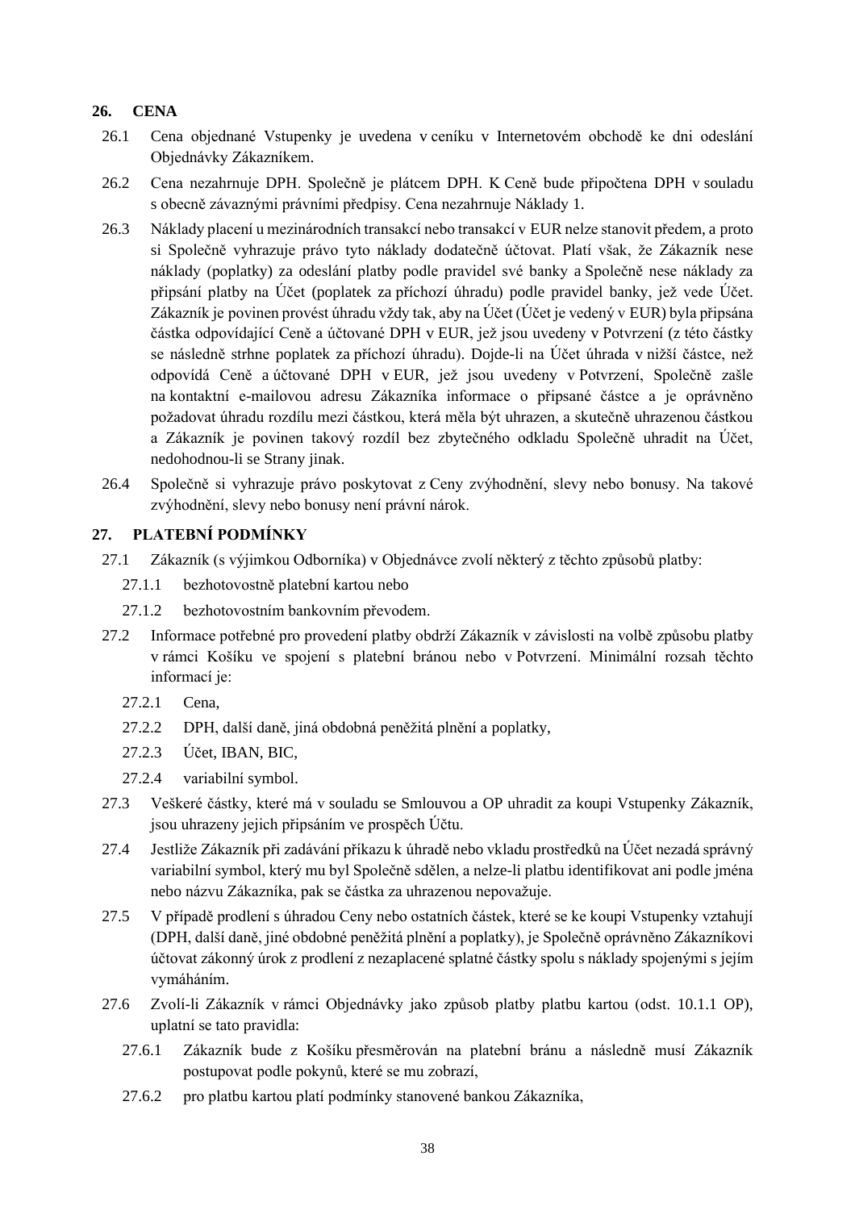## 26. CENA

26.1 Cena objednané Vstupenky je uvedena v ceníku v Internetovém obchodě ke dni odeslání Objednávky Zákazníkem.

26.2 Cena nezahrnuje DPH. Společně je plátcem DPH. K Ceně bude připočtena DPH v souladu s obecně závaznými právními předpisy. Cena nezahrnuje Náklady 1.

26.3 Náklady placení u mezinárodních transakcí nebo transakcí v EUR nelze stanovit předem, a proto si Společně vyhrazuje právo tyto náklady dodatečně účtovat. Platí však, že Zákazník nese náklady (poplatky) za odeslání platby podle pravidel své banky a Společně nese náklady za připsání platby na Účet (poplatek za příchozí úhradu) podle pravidel banky, jež vede Účet. Zákazník je povinen provést úhradu vždy tak, aby na Účet (Účet je vedený v EUR) byla připsána částka odpovídající Ceně a účtované DPH v EUR, jež jsou uvedeny v Potvrzení (z této částky se následně strhne poplatek za příchozí úhradu). Dojde-li na Účet úhrada v nižší částce, než odpovídá Ceně a účtované DPH v EUR, jež jsou uvedeny v Potvrzení, Společně zašle na kontaktní e-mailovou adresu Zákazníka informace o připsané částce a je oprávněno požadovat úhradu rozdílu mezi částkou, která měla být uhrazen, a skutečně uhrazenou částkou a Zákazník je povinen takový rozdíl bez zbytečného odkladu Společně uhradit na Účet, nedohodnou-li se Strany jinak.

26.4 Společně si vyhrazuje právo poskytovat z Ceny zvýhodnění, slevy nebo bonusy. Na takové zvýhodnění, slevy nebo bonusy není právní nárok.

## 27. PLATEBNÍ PODMÍNKY

27.1 Zákazník (s výjimkou Odborníka) v Objednávce zvolí některý z těchto způsobů platby:

27.1.1 bezhotovostně platební kartou nebo

27.1.2 bezhotovostním bankovním převodem.

27.2 Informace potřebné pro provedení platby obdrží Zákazník v závislosti na volbě způsobu platby v rámci Košíku ve spojení s platební bránou nebo v Potvrzení. Minimální rozsah těchto informací je:

27.2.1 Cena,

27.2.2 DPH, další daně, jiná obdobná peněžitá plnění a poplatky,

27.2.3 Účet, IBAN, BIC,

27.2.4 variabilní symbol.

27.3 Veškeré částky, které má v souladu se Smlouvou a OP uhradit za koupi Vstupenky Zákazník, jsou uhrazeny jejich připsáním ve prospěch Účtu.

27.4 Jestliže Zákazník při zadávání příkazu k úhradě nebo vkladu prostředků na Účet nezadá správný variabilní symbol, který mu byl Společně sdělen, a nelze-li platbu identifikovat ani podle jména nebo názvu Zákazníka, pak se částka za uhrazenou nepovažuje.

27.5 V případě prodlení s úhradou Ceny nebo ostatních částek, které se ke koupi Vstupenky vztahují (DPH, další daně, jiné obdobné peněžitá plnění a poplatky), je Společně oprávněno Zákazníkovi účtovat zákonný úrok z prodlení z nezaplacené splatné částky spolu s náklady spojenými s jejím vymáháním.

27.6 Zvolí-li Zákazník v rámci Objednávky jako způsob platby platbu kartou (odst. 10.1.1 OP), uplatní se tato pravidla:

27.6.1 Zákazník bude z Košíku přesměrován na platební bránu a následně musí Zákazník postupovat podle pokynů, které se mu zobrazí,

27.6.2 pro platbu kartou platí podmínky stanovené bankou Zákazníka,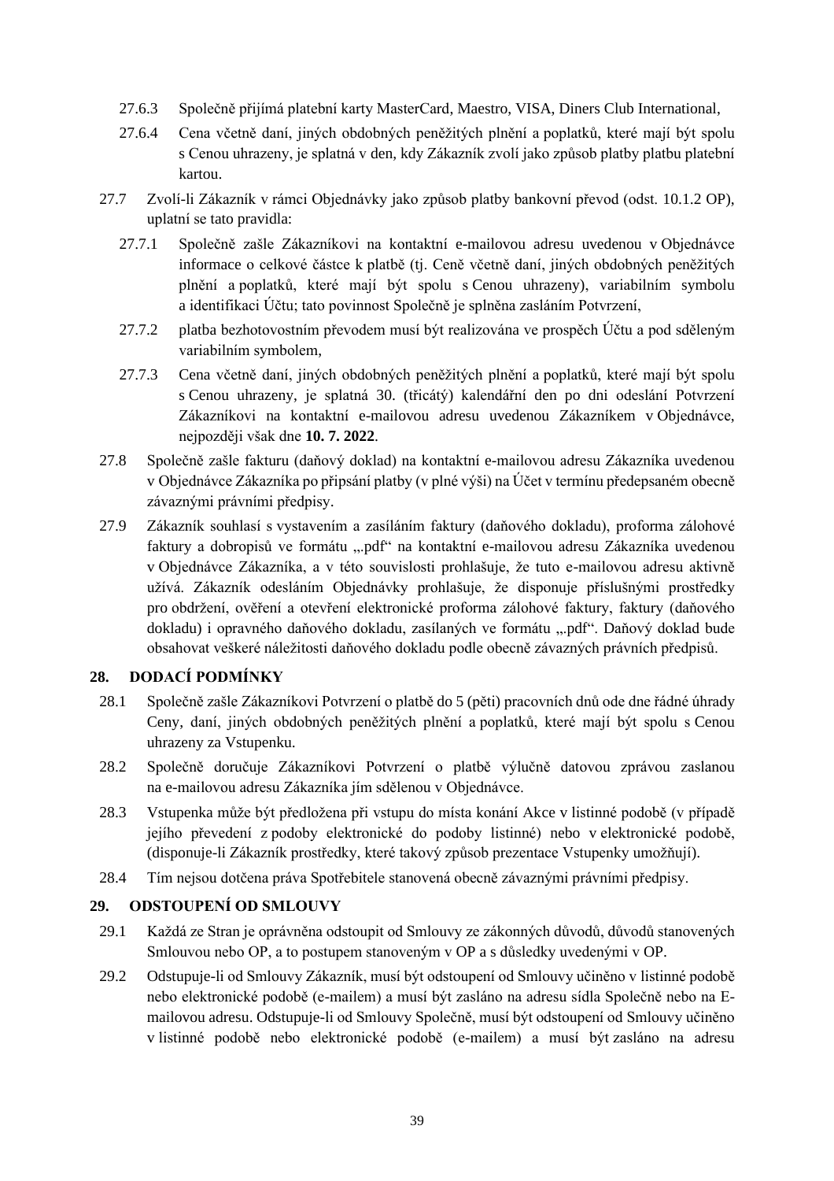27.6.3 Společně přijímá platební karty MasterCard, Maestro, VISA, Diners Club International,

27.6.4 Cena včetně daní, jiných obdobných peněžitých plnění a poplatků, které mají být spolu s Cenou uhrazeny, je splatná v den, kdy Zákazník zvolí jako způsob platby platbu platební kartou.

27.7 Zvolí-li Zákazník v rámci Objednávky jako způsob platby bankovní převod (odst. 10.1.2 OP), uplatní se tato pravidla:

27.7.1 Společně zašle Zákazníkovi na kontaktní e-mailovou adresu uvedenou v Objednávce informace o celkové částce k platbě (tj. Ceně včetně daní, jiných obdobných peněžitých plnění a poplatků, které mají být spolu s Cenou uhrazeny), variabilním symbolu a identifikaci Účtu; tato povinnost Společně je splněna zasláním Potvrzení,

27.7.2 platba bezhotovostním převodem musí být realizována ve prospěch Účtu a pod sděleným variabilním symbolem,

27.7.3 Cena včetně daní, jiných obdobných peněžitých plnění a poplatků, které mají být spolu s Cenou uhrazeny, je splatná 30. (třicátý) kalendářní den po dni odeslání Potvrzení Zákazníkovi na kontaktní e-mailovou adresu uvedenou Zákazníkem v Objednávce, nejpozději však dne **10. 7. 2022**.

27.8 Společně zašle fakturu (daňový doklad) na kontaktní e-mailovou adresu Zákazníka uvedenou v Objednávce Zákazníka po připsání platby (v plné výši) na Účet v termínu předepsaném obecně závaznými právními předpisy.

27.9 Zákazník souhlasí s vystavením a zasíláním faktury (daňového dokladu), proforma zálohové faktury a dobropisů ve formátu „.pdf" na kontaktní e-mailovou adresu Zákazníka uvedenou v Objednávce Zákazníka, a v této souvislosti prohlašuje, že tuto e-mailovou adresu aktivně užívá. Zákazník odesláním Objednávky prohlašuje, že disponuje příslušnými prostředky pro obdržení, ověření a otevření elektronické proforma zálohové faktury, faktury (daňového dokladu) i opravného daňového dokladu, zasílaných ve formátu „.pdf". Daňový doklad bude obsahovat veškeré náležitosti daňového dokladu podle obecně závazných právních předpisů.

## 28. DODACÍ PODMÍNKY

28.1 Společně zašle Zákazníkovi Potvrzení o platbě do 5 (pěti) pracovních dnů ode dne řádné úhrady Ceny, daní, jiných obdobných peněžitých plnění a poplatků, které mají být spolu s Cenou uhrazeny za Vstupenku.

28.2 Společně doručuje Zákazníkovi Potvrzení o platbě výlučně datovou zprávou zaslanou na e-mailovou adresu Zákazníka jím sdělenou v Objednávce.

28.3 Vstupenka může být předložena při vstupu do místa konání Akce v listinné podobě (v případě jejího převedení z podoby elektronické do podoby listinné) nebo v elektronické podobě, (disponuje-li Zákazník prostředky, které takový způsob prezentace Vstupenky umožňují).

28.4 Tím nejsou dotčena práva Spotřebitele stanovená obecně závaznými právními předpisy.

## 29. ODSTOUPENÍ OD SMLOUVY

29.1 Každá ze Stran je oprávněna odstoupit od Smlouvy ze zákonných důvodů, důvodů stanovených Smlouvou nebo OP, a to postupem stanoveným v OP a s důsledky uvedenými v OP.

29.2 Odstupuje-li od Smlouvy Zákazník, musí být odstoupení od Smlouvy učiněno v listinné podobě nebo elektronické podobě (e-mailem) a musí být zasláno na adresu sídla Společně nebo na E-mailovou adresu. Odstupuje-li od Smlouvy Společně, musí být odstoupení od Smlouvy učiněno v listinné podobě nebo elektronické podobě (e-mailem) a musí být zasláno na adresu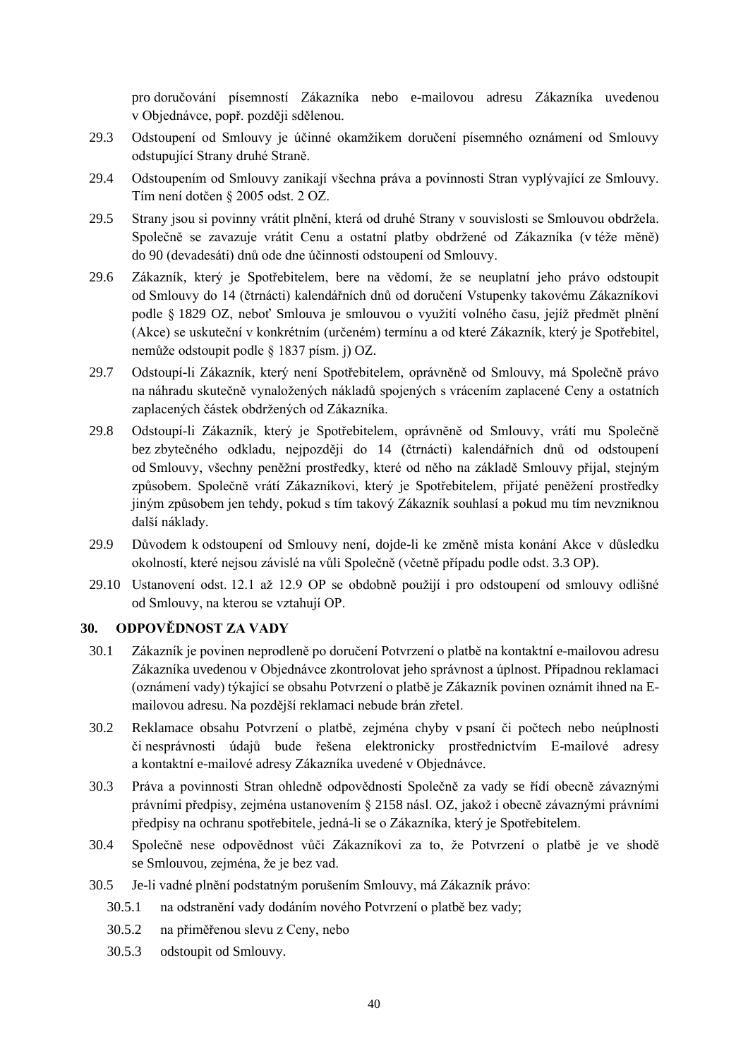pro doručování písemností Zákazníka nebo e-mailovou adresu Zákazníka uvedenou v Objednávce, popř. později sdělenou.

29.3 Odstoupení od Smlouvy je účinné okamžikem doručení písemného oznámení od Smlouvy odstupující Strany druhé Straně.

29.4 Odstoupením od Smlouvy zanikají všechna práva a povinnosti Stran vyplývající ze Smlouvy. Tím není dotčen § 2005 odst. 2 OZ.

29.5 Strany jsou si povinny vrátit plnění, která od druhé Strany v souvislosti se Smlouvou obdržela. Společně se zavazuje vrátit Cenu a ostatní platby obdržené od Zákazníka (v téže měně) do 90 (devadesáti) dnů ode dne účinnosti odstoupení od Smlouvy.

29.6 Zákazník, který je Spotřebitelem, bere na vědomí, že se neuplatní jeho právo odstoupit od Smlouvy do 14 (čtrnácti) kalendářních dnů od doručení Vstupenky takovému Zákazníkovi podle § 1829 OZ, neboť Smlouva je smlouvou o využití volného času, jejíž předmět plnění (Akce) se uskuteční v konkrétním (určeném) termínu a od které Zákazník, který je Spotřebitel, nemůže odstoupit podle § 1837 písm. j) OZ.

29.7 Odstoupí-li Zákazník, který není Spotřebitelem, oprávněně od Smlouvy, má Společně právo na náhradu skutečně vynaložených nákladů spojených s vrácením zaplacené Ceny a ostatních zaplacených částek obdržených od Zákazníka.

29.8 Odstoupí-li Zákazník, který je Spotřebitelem, oprávněně od Smlouvy, vrátí mu Společně bez zbytečného odkladu, nejpozději do 14 (čtrnácti) kalendářních dnů od odstoupení od Smlouvy, všechny peněžní prostředky, které od něho na základě Smlouvy přijal, stejným způsobem. Společně vrátí Zákazníkovi, který je Spotřebitelem, přijaté peněžení prostředky jiným způsobem jen tehdy, pokud s tím takový Zákazník souhlasí a pokud mu tím nevzniknou další náklady.

29.9 Důvodem k odstoupení od Smlouvy není, dojde-li ke změně místa konání Akce v důsledku okolností, které nejsou závislé na vůli Společně (včetně případu podle odst. 3.3 OP).

29.10 Ustanovení odst. 12.1 až 12.9 OP se obdobně použijí i pro odstoupení od smlouvy odlišné od Smlouvy, na kterou se vztahují OP.

## 30. ODPOVĚDNOST ZA VADY

30.1 Zákazník je povinen neprodleně po doručení Potvrzení o platbě na kontaktní e-mailovou adresu Zákazníka uvedenou v Objednávce zkontrolovat jeho správnost a úplnost. Případnou reklamaci (oznámení vady) týkající se obsahu Potvrzení o platbě je Zákazník povinen oznámit ihned na E-mailovou adresu. Na pozdější reklamaci nebude brán zřetel.

30.2 Reklamace obsahu Potvrzení o platbě, zejména chyby v psaní či počtech nebo neúplnosti či nesprávnosti údajů bude řešena elektronicky prostřednictvím E-mailové adresy a kontaktní e-mailové adresy Zákazníka uvedené v Objednávce.

30.3 Práva a povinnosti Stran ohledně odpovědnosti Společně za vady se řídí obecně závaznými právními předpisy, zejména ustanovením § 2158 násl. OZ, jakož i obecně závaznými právními předpisy na ochranu spotřebitele, jedná-li se o Zákazníka, který je Spotřebitelem.

30.4 Společně nese odpovědnost vůči Zákazníkovi za to, že Potvrzení o platbě je ve shodě se Smlouvou, zejména, že je bez vad.

30.5 Je-li vadné plnění podstatným porušením Smlouvy, má Zákazník právo:

30.5.1 na odstranění vady dodáním nového Potvrzení o platbě bez vady;

30.5.2 na přiměřenou slevu z Ceny, nebo

30.5.3 odstoupit od Smlouvy.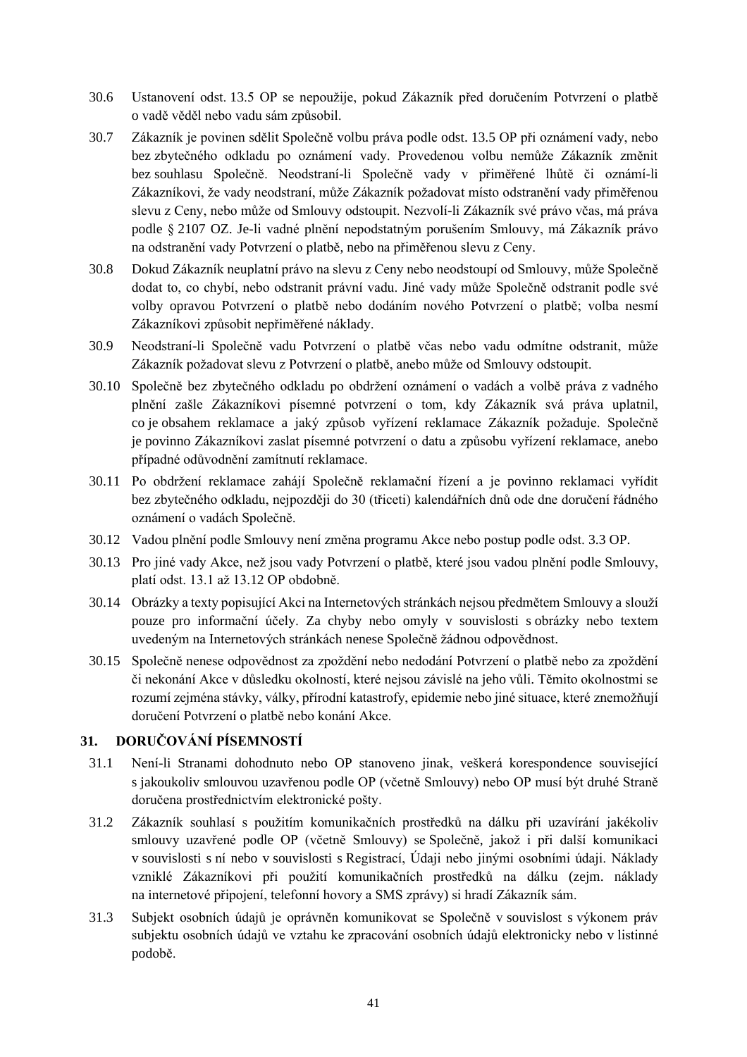30.6 Ustanovení odst. 13.5 OP se nepoužije, pokud Zákazník před doručením Potvrzení o platbě o vadě věděl nebo vadu sám způsobil.

30.7 Zákazník je povinen sdělit Společně volbu práva podle odst. 13.5 OP při oznámení vady, nebo bez zbytečného odkladu po oznámení vady. Provedenou volbu nemůže Zákazník změnit bez souhlasu Společně. Neodstraní-li Společně vady v přiměřené lhůtě či oznámí-li Zákazníkovi, že vady neodstraní, může Zákazník požadovat místo odstranění vady přiměřenou slevu z Ceny, nebo může od Smlouvy odstoupit. Nezvolí-li Zákazník své právo včas, má práva podle § 2107 OZ. Je-li vadné plnění nepodstatným porušením Smlouvy, má Zákazník právo na odstranění vady Potvrzení o platbě, nebo na přiměřenou slevu z Ceny.

30.8 Dokud Zákazník neuplatní právo na slevu z Ceny nebo neodstoupí od Smlouvy, může Společně dodat to, co chybí, nebo odstranit právní vadu. Jiné vady může Společně odstranit podle své volby opravou Potvrzení o platbě nebo dodáním nového Potvrzení o platbě; volba nesmí Zákazníkovi způsobit nepřiměřené náklady.

30.9 Neodstraní-li Společně vadu Potvrzení o platbě včas nebo vadu odmítne odstranit, může Zákazník požadovat slevu z Potvrzení o platbě, anebo může od Smlouvy odstoupit.

30.10 Společně bez zbytečného odkladu po obdržení oznámení o vadách a volbě práva z vadného plnění zašle Zákazníkovi písemné potvrzení o tom, kdy Zákazník svá práva uplatnil, co je obsahem reklamace a jaký způsob vyřízení reklamace Zákazník požaduje. Společně je povinno Zákazníkovi zaslat písemné potvrzení o datu a způsobu vyřízení reklamace, anebo případné odůvodnění zamítnutí reklamace.

30.11 Po obdržení reklamace zahájí Společně reklamační řízení a je povinno reklamaci vyřídit bez zbytečného odkladu, nejpozději do 30 (třiceti) kalendářních dnů ode dne doručení řádného oznámení o vadách Společně.

30.12 Vadou plnění podle Smlouvy není změna programu Akce nebo postup podle odst. 3.3 OP.

30.13 Pro jiné vady Akce, než jsou vady Potvrzení o platbě, které jsou vadou plnění podle Smlouvy, platí odst. 13.1 až 13.12 OP obdobně.

30.14 Obrázky a texty popisující Akci na Internetových stránkách nejsou předmětem Smlouvy a slouží pouze pro informační účely. Za chyby nebo omyly v souvislosti s obrázky nebo textem uvedeným na Internetových stránkách nenese Společně žádnou odpovědnost.

30.15 Společně nenese odpovědnost za zpoždění nebo nedodání Potvrzení o platbě nebo za zpoždění či nekonání Akce v důsledku okolností, které nejsou závislé na jeho vůli. Těmito okolnostmi se rozumí zejména stávky, války, přírodní katastrofy, epidemie nebo jiné situace, které znemožňují doručení Potvrzení o platbě nebo konání Akce.

## 31. DORUČOVÁNÍ PÍSEMNOSTÍ

31.1 Není-li Stranami dohodnuto nebo OP stanoveno jinak, veškerá korespondence související s jakoukoliv smlouvou uzavřenou podle OP (včetně Smlouvy) nebo OP musí být druhé Straně doručena prostřednictvím elektronické pošty.

31.2 Zákazník souhlasí s použitím komunikačních prostředků na dálku při uzavírání jakékoliv smlouvy uzavřené podle OP (včetně Smlouvy) se Společně, jakož i při další komunikaci v souvislosti s ní nebo v souvislosti s Registrací, Údaji nebo jinými osobními údaji. Náklady vzniklé Zákazníkovi při použití komunikačních prostředků na dálku (zejm. náklady na internetové připojení, telefonní hovory a SMS zprávy) si hradí Zákazník sám.

31.3 Subjekt osobních údajů je oprávněn komunikovat se Společně v souvislost s výkonem práv subjektu osobních údajů ve vztahu ke zpracování osobních údajů elektronicky nebo v listinné podobě.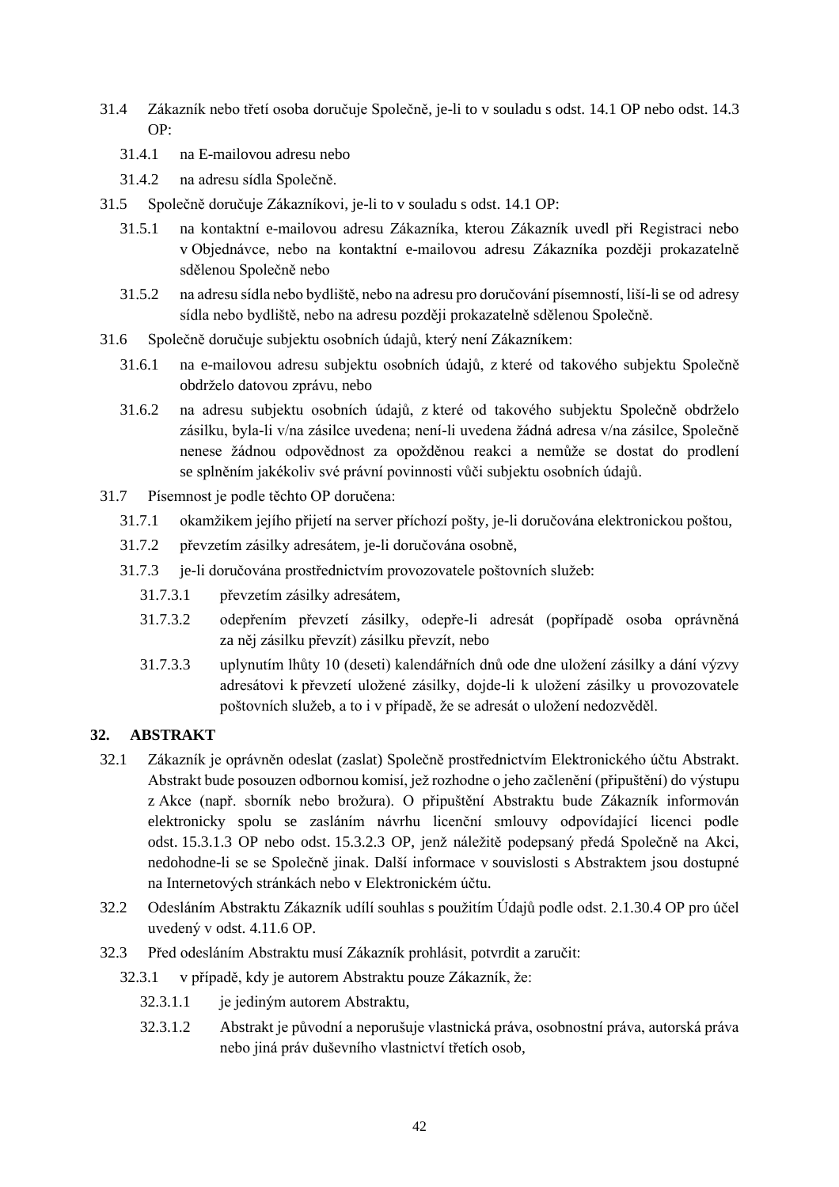31.4 Zákazník nebo třetí osoba doručuje Společně, je-li to v souladu s odst. 14.1 OP nebo odst. 14.3 OP:

31.4.1 na E-mailovou adresu nebo

31.4.2 na adresu sídla Společně.

31.5 Společně doručuje Zákazníkovi, je-li to v souladu s odst. 14.1 OP:

31.5.1 na kontaktní e-mailovou adresu Zákazníka, kterou Zákazník uvedl při Registraci nebo v Objednávce, nebo na kontaktní e-mailovou adresu Zákazníka později prokazatelně sdělenou Společně nebo

31.5.2 na adresu sídla nebo bydliště, nebo na adresu pro doručování písemností, liší-li se od adresy sídla nebo bydliště, nebo na adresu později prokazatelně sdělenou Společně.

31.6 Společně doručuje subjektu osobních údajů, který není Zákazníkem:

31.6.1 na e-mailovou adresu subjektu osobních údajů, z které od takového subjektu Společně obdrželo datovou zprávu, nebo

31.6.2 na adresu subjektu osobních údajů, z které od takového subjektu Společně obdrželo zásilku, byla-li v/na zásilce uvedena; není-li uvedena žádná adresa v/na zásilce, Společně nenese žádnou odpovědnost za opožděnou reakci a nemůže se dostat do prodlení se splněním jakékoliv své právní povinnosti vůči subjektu osobních údajů.

31.7 Písemnost je podle těchto OP doručena:

31.7.1 okamžikem jejího přijetí na server příchozí pošty, je-li doručována elektronickou poštou,

31.7.2 převzetím zásilky adresátem, je-li doručována osobně,

31.7.3 je-li doručována prostřednictvím provozovatele poštovních služeb:

31.7.3.1 převzetím zásilky adresátem,

31.7.3.2 odepřením převzetí zásilky, odepře-li adresát (popřípadě osoba oprávněná za něj zásilku převzít) zásilku převzít, nebo

31.7.3.3 uplynutím lhůty 10 (deseti) kalendářních dnů ode dne uložení zásilky a dání výzvy adresátovi k převzetí uložené zásilky, dojde-li k uložení zásilky u provozovatele poštovních služeb, a to i v případě, že se adresát o uložení nedozvěděl.

## 32. ABSTRAKT

32.1 Zákazník je oprávněn odeslat (zaslat) Společně prostřednictvím Elektronického účtu Abstrakt. Abstrakt bude posouzen odbornou komisí, jež rozhodne o jeho začlenění (připuštění) do výstupu z Akce (např. sborník nebo brožura). O připuštění Abstraktu bude Zákazník informován elektronicky spolu se zasláním návrhu licenční smlouvy odpovídající licenci podle odst. 15.3.1.3 OP nebo odst. 15.3.2.3 OP, jenž náležitě podepsaný předá Společně na Akci, nedohodne-li se se Společně jinak. Další informace v souvislosti s Abstraktem jsou dostupné na Internetových stránkách nebo v Elektronickém účtu.

32.2 Odesláním Abstraktu Zákazník udílí souhlas s použitím Údajů podle odst. 2.1.30.4 OP pro účel uvedený v odst. 4.11.6 OP.

32.3 Před odesláním Abstraktu musí Zákazník prohlásit, potvrdit a zaručit:

32.3.1 v případě, kdy je autorem Abstraktu pouze Zákazník, že:

32.3.1.1 je jediným autorem Abstraktu,

32.3.1.2 Abstrakt je původní a neporušuje vlastnická práva, osobnostní práva, autorská práva nebo jiná práv duševního vlastnictví třetích osob,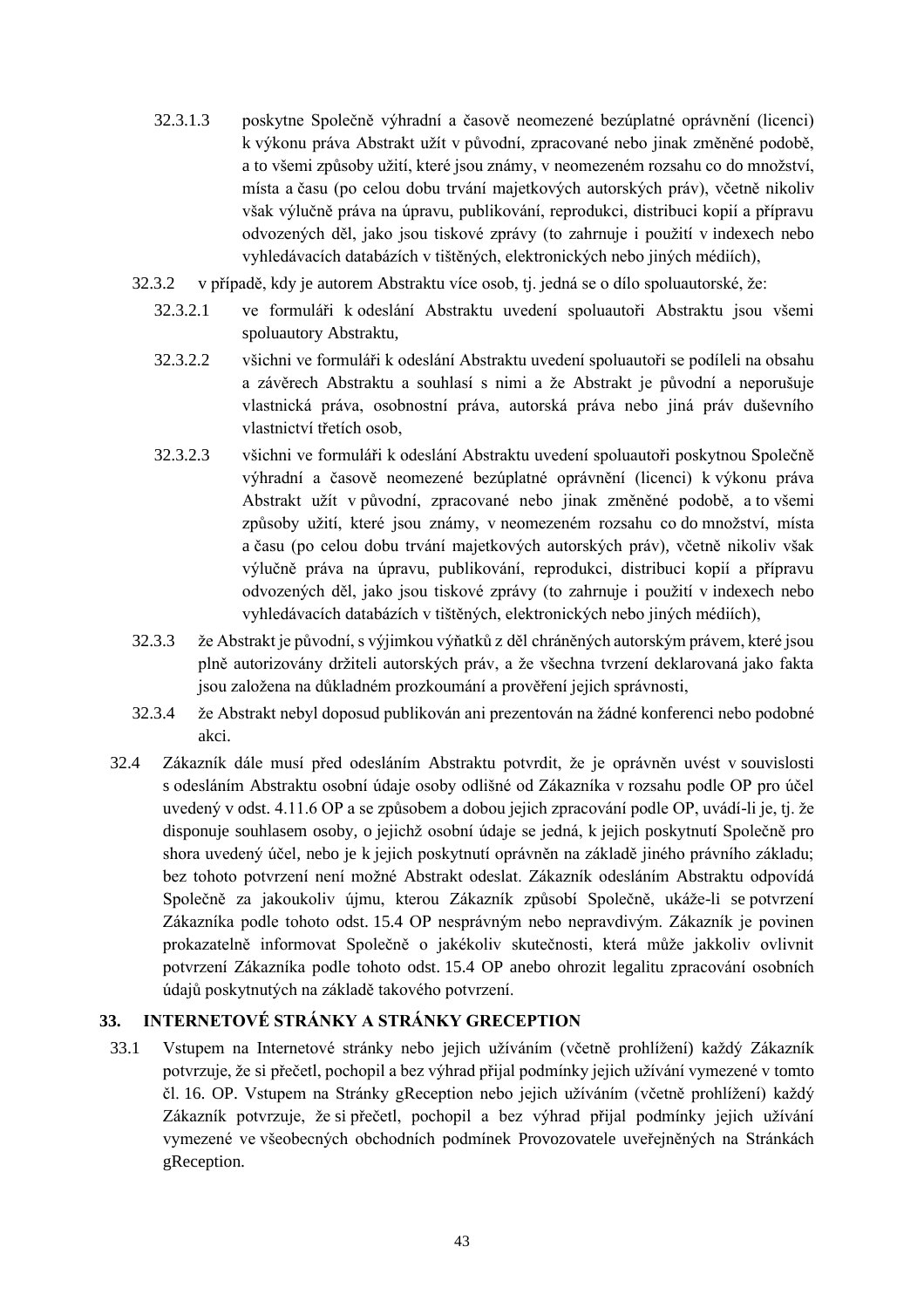32.3.1.3 poskytne Společně výhradní a časově neomezené bezúplatné oprávnění (licenci) k výkonu práva Abstrakt užít v původní, zpracované nebo jinak změněné podobě, a to všemi způsoby užití, které jsou známy, v neomezeném rozsahu co do množství, místa a času (po celou dobu trvání majetkových autorských práv), včetně nikoliv však výlučně práva na úpravu, publikování, reprodukci, distribuci kopií a přípravu odvozených děl, jako jsou tiskové zprávy (to zahrnuje i použití v indexech nebo vyhledávacích databázích v tištěných, elektronických nebo jiných médiích),

32.3.2 v případě, kdy je autorem Abstraktu více osob, tj. jedná se o dílo spoluautorské, že:

32.3.2.1 ve formuláři k odeslání Abstraktu uvedení spoluautoři Abstraktu jsou všemi spoluautory Abstraktu,

32.3.2.2 všichni ve formuláři k odeslání Abstraktu uvedení spoluautoři se podíleli na obsahu a závěrech Abstraktu a souhlasí s nimi a že Abstrakt je původní a neporušuje vlastnická práva, osobnostní práva, autorská práva nebo jiná práv duševního vlastnictví třetích osob,

32.3.2.3 všichni ve formuláři k odeslání Abstraktu uvedení spoluautoři poskytnou Společně výhradní a časově neomezené bezúplatné oprávnění (licenci) k výkonu práva Abstrakt užít v původní, zpracované nebo jinak změněné podobě, a to všemi způsoby užití, které jsou známy, v neomezeném rozsahu co do množství, místa a času (po celou dobu trvání majetkových autorských práv), včetně nikoliv však výlučně práva na úpravu, publikování, reprodukci, distribuci kopií a přípravu odvozených děl, jako jsou tiskové zprávy (to zahrnuje i použití v indexech nebo vyhledávacích databázích v tištěných, elektronických nebo jiných médiích),

32.3.3 že Abstrakt je původní, s výjimkou výňatků z děl chráněných autorským právem, které jsou plně autorizovány držiteli autorských práv, a že všechna tvrzení deklarovaná jako fakta jsou založena na důkladném prozkoumání a prověření jejich správnosti,

32.3.4 že Abstrakt nebyl doposud publikován ani prezentován na žádné konferenci nebo podobné akci.

32.4 Zákazník dále musí před odesláním Abstraktu potvrdit, že je oprávněn uvést v souvislosti s odesláním Abstraktu osobní údaje osoby odlišné od Zákazníka v rozsahu podle OP pro účel uvedený v odst. 4.11.6 OP a se způsobem a dobou jejich zpracování podle OP, uvádí-li je, tj. že disponuje souhlasem osoby, o jejichž osobní údaje se jedná, k jejich poskytnutí Společně pro shora uvedený účel, nebo je k jejich poskytnutí oprávněn na základě jiného právního základu; bez tohoto potvrzení není možné Abstrakt odeslat. Zákazník odesláním Abstraktu odpovídá Společně za jakoukoliv újmu, kterou Zákazník způsobí Společně, ukáže-li se potvrzení Zákazníka podle tohoto odst. 15.4 OP nesprávným nebo nepravdivým. Zákazník je povinen prokazatelně informovat Společně o jakékoliv skutečnosti, která může jakkoliv ovlivnit potvrzení Zákazníka podle tohoto odst. 15.4 OP anebo ohrozit legalitu zpracování osobních údajů poskytnutých na základě takového potvrzení.

## 33. INTERNETOVÉ STRÁNKY A STRÁNKY GRECEPTION

33.1 Vstupem na Internetové stránky nebo jejich užíváním (včetně prohlížení) každý Zákazník potvrzuje, že si přečetl, pochopil a bez výhrad přijal podmínky jejich užívání vymezené v tomto čl. 16. OP. Vstupem na Stránky gReception nebo jejich užíváním (včetně prohlížení) každý Zákazník potvrzuje, že si přečetl, pochopil a bez výhrad přijal podmínky jejich užívání vymezené ve všeobecných obchodních podmínek Provozovatele uveřejněných na Stránkách gReception.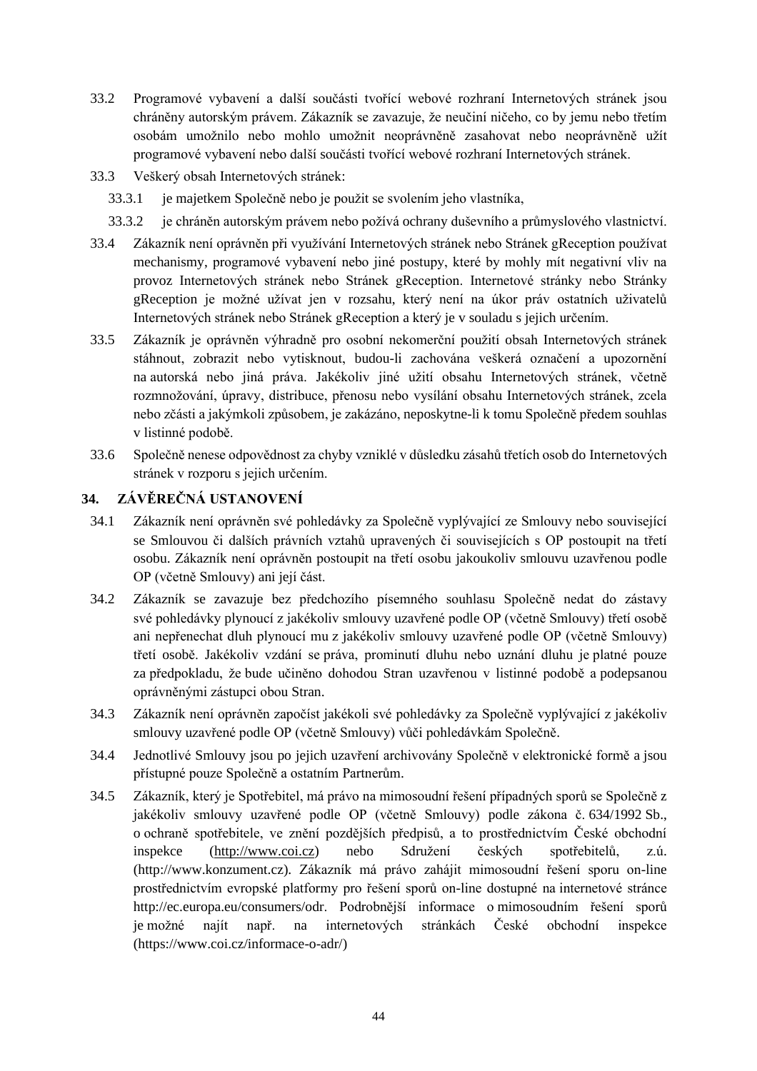33.2 Programové vybavení a další součásti tvořící webové rozhraní Internetových stránek jsou chráněny autorským právem. Zákazník se zavazuje, že neučiní ničeho, co by jemu nebo třetím osobám umožnilo nebo mohlo umožnit neoprávněně zasahovat nebo neoprávněně užít programové vybavení nebo další součásti tvořící webové rozhraní Internetových stránek.

33.3 Veškerý obsah Internetových stránek:

33.3.1 je majetkem Společně nebo je použit se svolením jeho vlastníka,

33.3.2 je chráněn autorským právem nebo požívá ochrany duševního a průmyslového vlastnictví.

33.4 Zákazník není oprávněn při využívání Internetových stránek nebo Stránek gReception používat mechanismy, programové vybavení nebo jiné postupy, které by mohly mít negativní vliv na provoz Internetových stránek nebo Stránek gReception. Internetové stránky nebo Stránky gReception je možné užívat jen v rozsahu, který není na úkor práv ostatních uživatelů Internetových stránek nebo Stránek gReception a který je v souladu s jejich určením.

33.5 Zákazník je oprávněn výhradně pro osobní nekomerční použití obsah Internetových stránek stáhnout, zobrazit nebo vytisknout, budou-li zachována veškerá označení a upozornění na autorská nebo jiná práva. Jakékoliv jiné užití obsahu Internetových stránek, včetně rozmnožování, úpravy, distribuce, přenosu nebo vysílání obsahu Internetových stránek, zcela nebo zčásti a jakýmkoli způsobem, je zakázáno, neposkytne-li k tomu Společně předem souhlas v listinné podobě.

33.6 Společně nenese odpovědnost za chyby vzniklé v důsledku zásahů třetích osob do Internetových stránek v rozporu s jejich určením.

## 34. ZÁVĚREČNÁ USTANOVENÍ

34.1 Zákazník není oprávněn své pohledávky za Společně vyplývající ze Smlouvy nebo související se Smlouvou či dalších právních vztahů upravených či souvisejících s OP postoupit na třetí osobu. Zákazník není oprávněn postoupit na třetí osobu jakoukoliv smlouvu uzavřenou podle OP (včetně Smlouvy) ani její část.

34.2 Zákazník se zavazuje bez předchozího písemného souhlasu Společně nedat do zástavy své pohledávky plynoucí z jakékoliv smlouvy uzavřené podle OP (včetně Smlouvy) třetí osobě ani nepřenechat dluh plynoucí mu z jakékoliv smlouvy uzavřené podle OP (včetně Smlouvy) třetí osobě. Jakékoliv vzdání se práva, prominutí dluhu nebo uznání dluhu je platné pouze za předpokladu, že bude učiněno dohodou Stran uzavřenou v listinné podobě a podepsanou oprávněnými zástupci obou Stran.

34.3 Zákazník není oprávněn započíst jakékoli své pohledávky za Společně vyplývající z jakékoliv smlouvy uzavřené podle OP (včetně Smlouvy) vůči pohledávkám Společně.

34.4 Jednotlivé Smlouvy jsou po jejich uzavření archivovány Společně v elektronické formě a jsou přístupné pouze Společně a ostatním Partnerům.

34.5 Zákazník, který je Spotřebitel, má právo na mimosoudní řešení případných sporů se Společně z jakékoliv smlouvy uzavřené podle OP (včetně Smlouvy) podle zákona č. 634/1992 Sb., o ochraně spotřebitele, ve znění pozdějších předpisů, a to prostřednictvím České obchodní inspekce (http://www.coi.cz) nebo Sdružení českých spotřebitelů, z.ú. (http://www.konzument.cz). Zákazník má právo zahájit mimosoudní řešení sporu on-line prostřednictvím evropské platformy pro řešení sporů on-line dostupné na internetové stránce http://ec.europa.eu/consumers/odr. Podrobnější informace o mimosoudním řešení sporů je možné najít např. na internetových stránkách České obchodní inspekce (https://www.coi.cz/informace-o-adr/)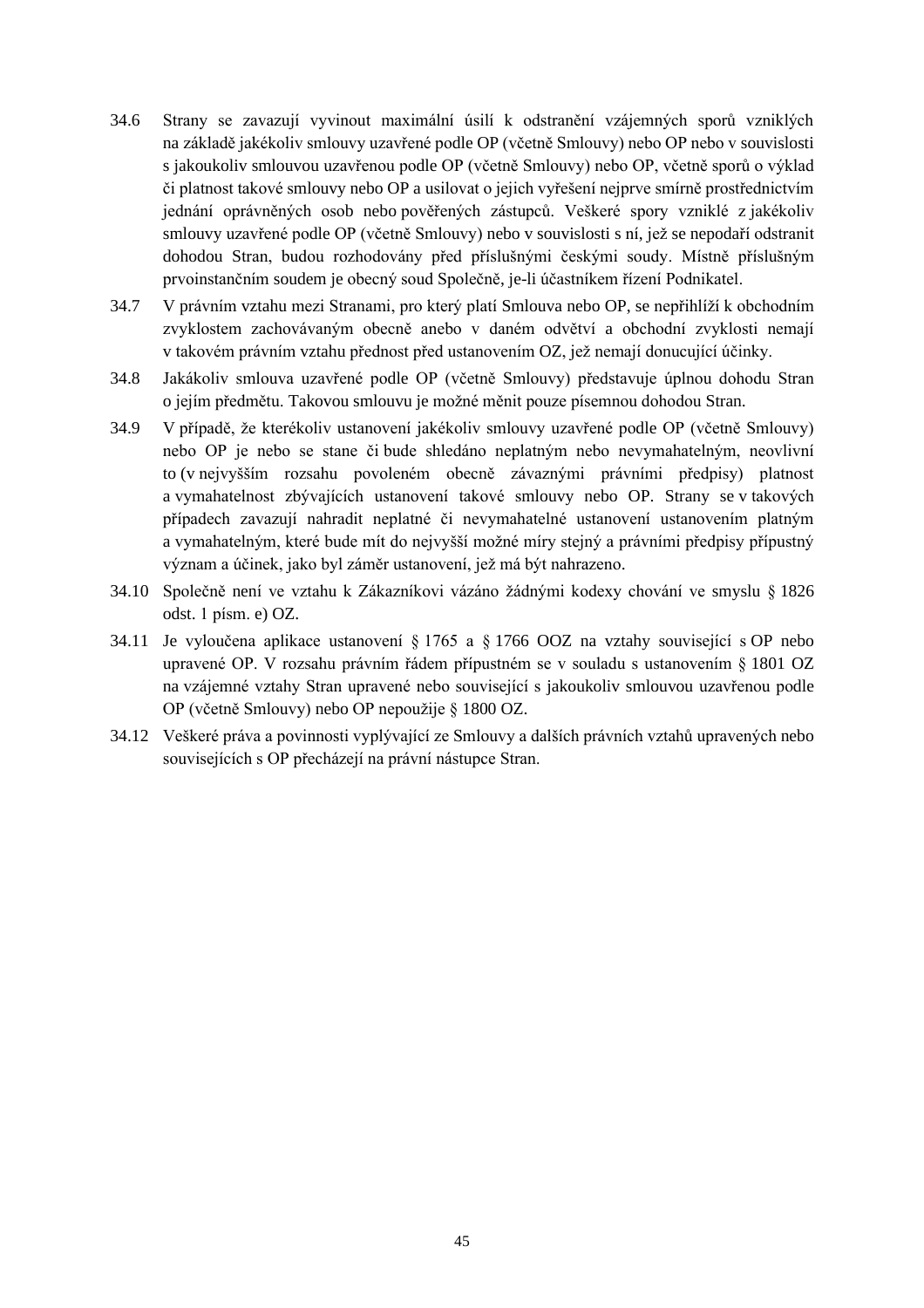34.6 Strany se zavazují vyvinout maximální úsilí k odstranění vzájemných sporů vzniklých na základě jakékoliv smlouvy uzavřené podle OP (včetně Smlouvy) nebo OP nebo v souvislosti s jakoukoliv smlouvou uzavřenou podle OP (včetně Smlouvy) nebo OP, včetně sporů o výklad či platnost takové smlouvy nebo OP a usilovat o jejich vyřešení nejprve smírně prostřednictvím jednání oprávněných osob nebo pověřených zástupců. Veškeré spory vzniklé z jakékoliv smlouvy uzavřené podle OP (včetně Smlouvy) nebo v souvislosti s ní, jež se nepodaří odstranit dohodou Stran, budou rozhodovány před příslušnými českými soudy. Místně příslušným prvoinstančním soudem je obecný soud Společně, je-li účastníkem řízení Podnikatel.

34.7 V právním vztahu mezi Stranami, pro který platí Smlouva nebo OP, se nepřihlíží k obchodním zvyklostem zachovávaným obecně anebo v daném odvětví a obchodní zvyklosti nemají v takovém právním vztahu přednost před ustanovením OZ, jež nemají donucující účinky.

34.8 Jakákoliv smlouva uzavřené podle OP (včetně Smlouvy) představuje úplnou dohodu Stran o jejím předmětu. Takovou smlouvu je možné měnit pouze písemnou dohodou Stran.

34.9 V případě, že kterékoliv ustanovení jakékoliv smlouvy uzavřené podle OP (včetně Smlouvy) nebo OP je nebo se stane či bude shledáno neplatným nebo nevymahatelným, neovlivní to (v nejvyšším rozsahu povoleném obecně závaznými právními předpisy) platnost a vymahatelnost zbývajících ustanovení takové smlouvy nebo OP. Strany se v takových případech zavazují nahradit neplatné či nevymahatelné ustanovení ustanovením platným a vymahatelným, které bude mít do nejvyšší možné míry stejný a právními předpisy přípustný význam a účinek, jako byl záměr ustanovení, jež má být nahrazeno.

34.10 Společně není ve vztahu k Zákazníkovi vázáno žádnými kodexy chování ve smyslu § 1826 odst. 1 písm. e) OZ.

34.11 Je vyloučena aplikace ustanovení § 1765 a § 1766 OOZ na vztahy související s OP nebo upravené OP. V rozsahu právním řádem přípustném se v souladu s ustanovením § 1801 OZ na vzájemné vztahy Stran upravené nebo související s jakoukoliv smlouvou uzavřenou podle OP (včetně Smlouvy) nebo OP nepoužije § 1800 OZ.

34.12 Veškeré práva a povinnosti vyplývající ze Smlouvy a dalších právních vztahů upravených nebo souvisejících s OP přecházejí na právní nástupce Stran.